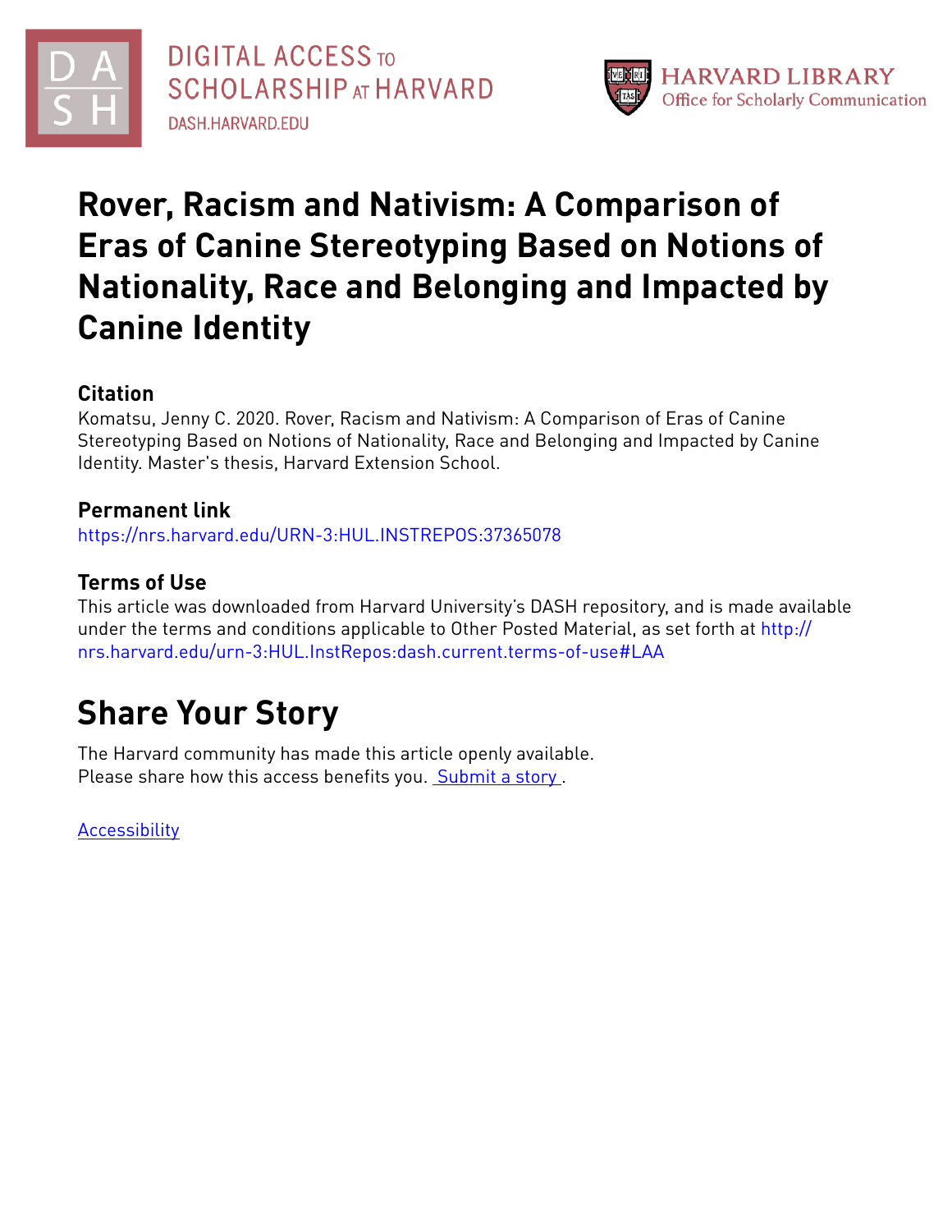DIGITAL ACCESS TO SCHOLARSHIP AT HARVARD
DASH.HARVARD.EDU

HARVARD LIBRARY
Office for Scholarly Communication

# Rover, Racism and Nativism: A Comparison of Eras of Canine Stereotyping Based on Notions of Nationality, Race and Belonging and Impacted by Canine Identity

## Citation

Komatsu, Jenny C. 2020. Rover, Racism and Nativism: A Comparison of Eras of Canine Stereotyping Based on Notions of Nationality, Race and Belonging and Impacted by Canine Identity. Master's thesis, Harvard Extension School.

## Permanent link

https://nrs.harvard.edu/URN-3:HUL.INSTREPOS:37365078

## Terms of Use

This article was downloaded from Harvard University's DASH repository, and is made available under the terms and conditions applicable to Other Posted Material, as set forth at http://nrs.harvard.edu/urn-3:HUL.InstRepos:dash.current.terms-of-use#LAA

# Share Your Story

The Harvard community has made this article openly available.
Please share how this access benefits you. Submit a story .

Accessibility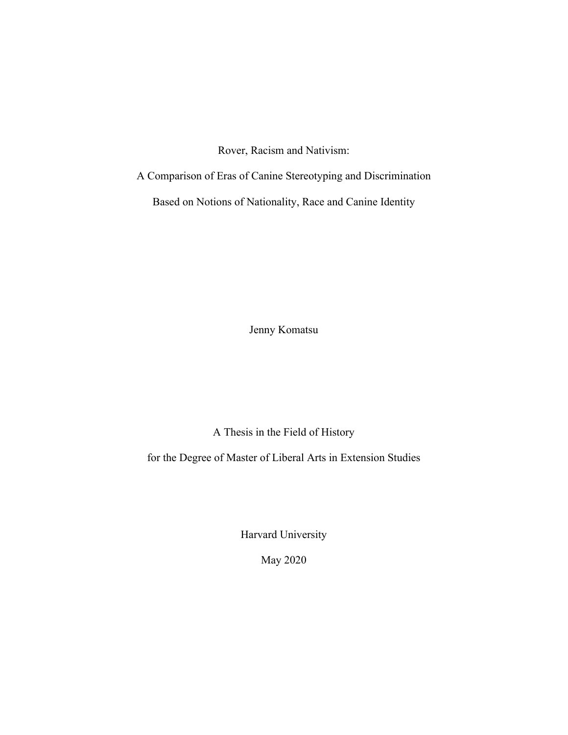Rover, Racism and Nativism:

A Comparison of Eras of Canine Stereotyping and Discrimination

Based on Notions of Nationality, Race and Canine Identity

Jenny Komatsu

A Thesis in the Field of History

for the Degree of Master of Liberal Arts in Extension Studies

Harvard University

May 2020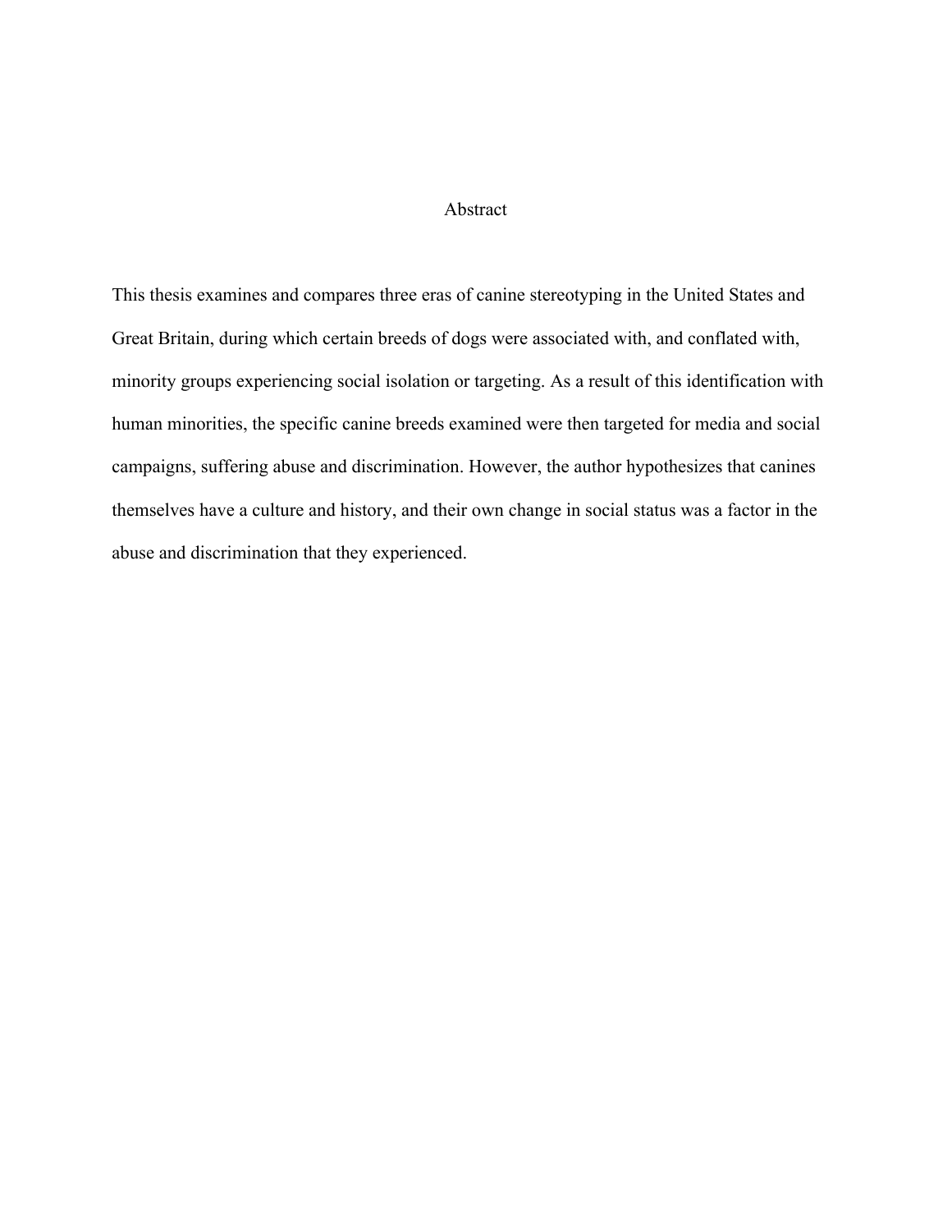# Abstract

This thesis examines and compares three eras of canine stereotyping in the United States and Great Britain, during which certain breeds of dogs were associated with, and conflated with, minority groups experiencing social isolation or targeting. As a result of this identification with human minorities, the specific canine breeds examined were then targeted for media and social campaigns, suffering abuse and discrimination. However, the author hypothesizes that canines themselves have a culture and history, and their own change in social status was a factor in the abuse and discrimination that they experienced.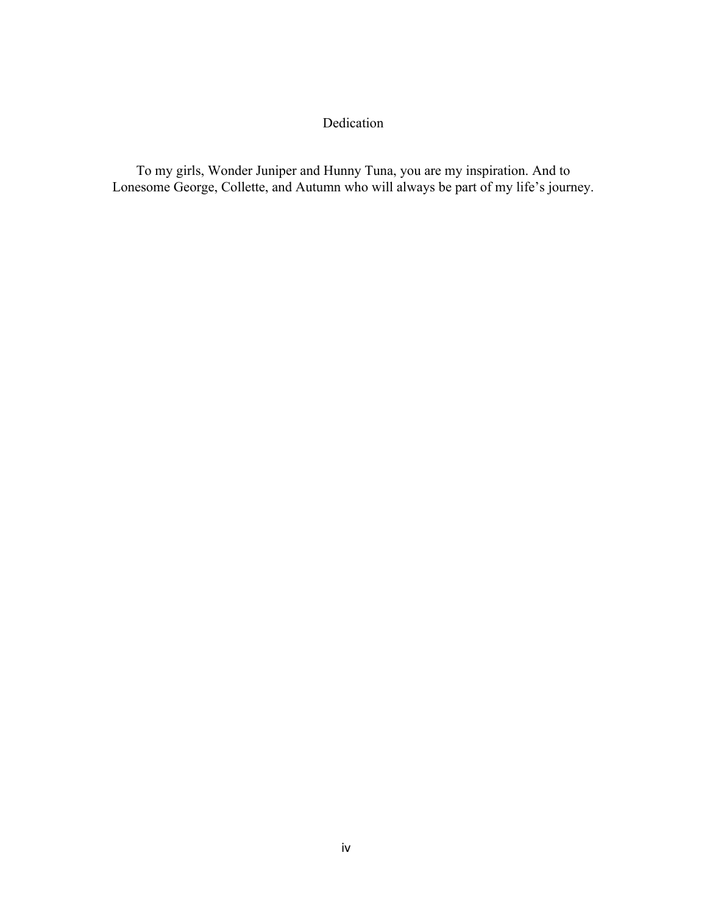# Dedication

To my girls, Wonder Juniper and Hunny Tuna, you are my inspiration. And to Lonesome George, Collette, and Autumn who will always be part of my life's journey.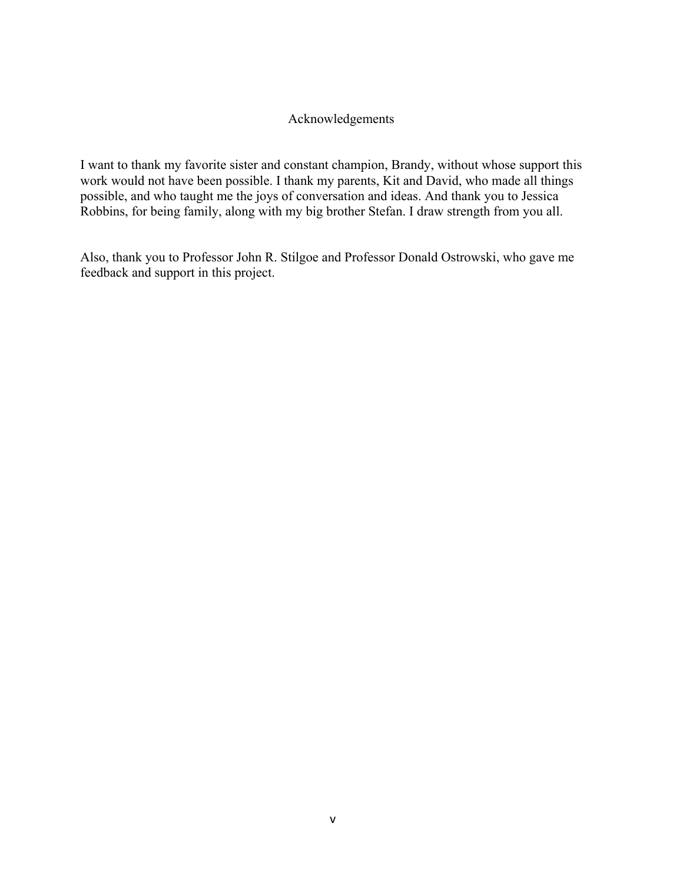# Acknowledgements

I want to thank my favorite sister and constant champion, Brandy, without whose support this work would not have been possible. I thank my parents, Kit and David, who made all things possible, and who taught me the joys of conversation and ideas. And thank you to Jessica Robbins, for being family, along with my big brother Stefan. I draw strength from you all.

Also, thank you to Professor John R. Stilgoe and Professor Donald Ostrowski, who gave me feedback and support in this project.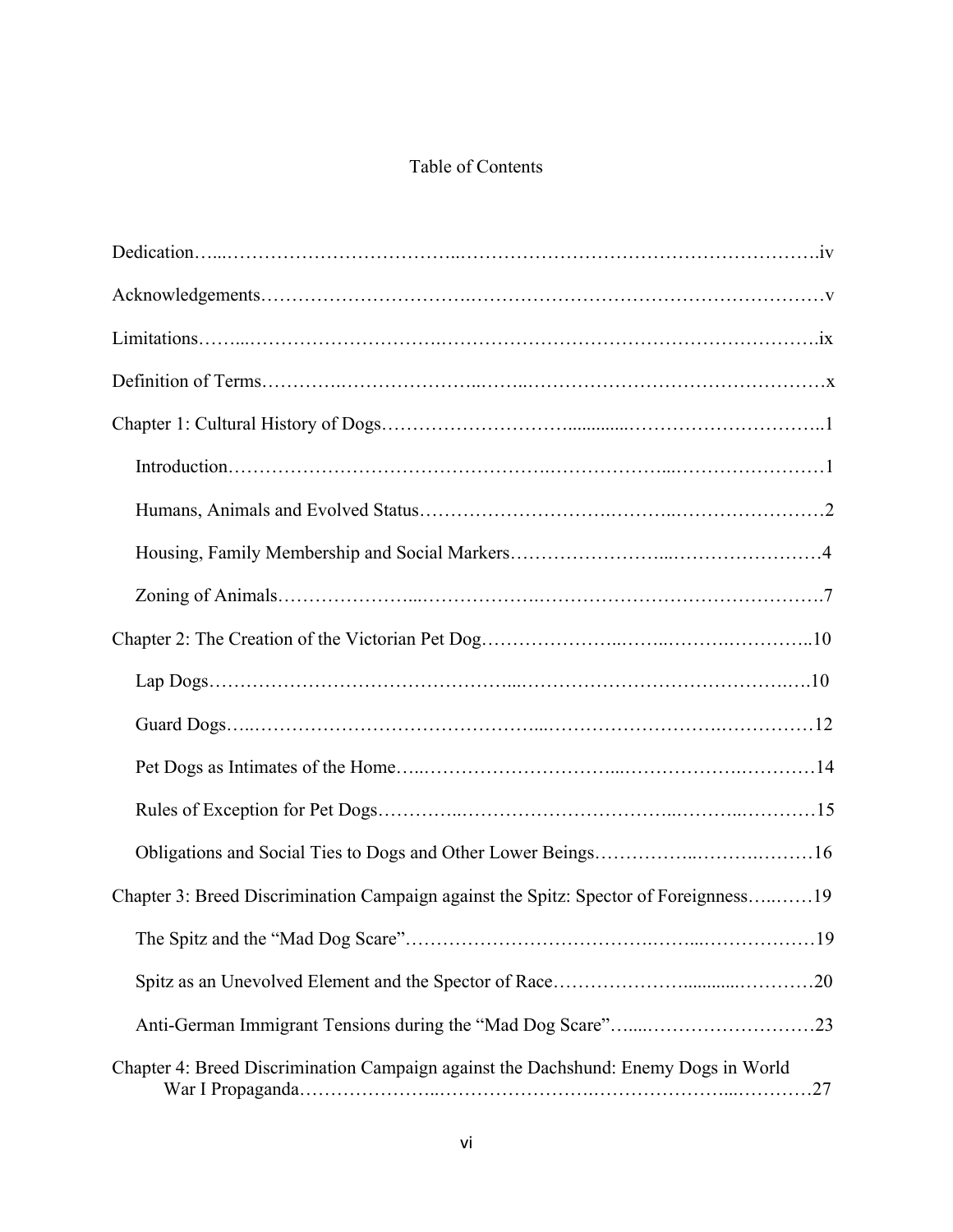# Table of Contents

Dedication……………………………………………………………………………………iv

Acknowledgements……………………………………………………………………………v

Limitations……………………………………………………………………………………ix

Definition of Terms……………………………………………………………………………x

Chapter 1: Cultural History of Dogs……………………………………………………………1

- Introduction……………………………………………………………………………1
- Humans, Animals and Evolved Status…………………………………………………2
- Housing, Family Membership and Social Markers……………………………………4
- Zoning of Animals………………………………………………………………………7

Chapter 2: The Creation of the Victorian Pet Dog……………………………………………10

- Lap Dogs………………………………………………………………………………10
- Guard Dogs……………………………………………………………………………12
- Pet Dogs as Intimates of the Home……………………………………………………14
- Rules of Exception for Pet Dogs………………………………………………………15
- Obligations and Social Ties to Dogs and Other Lower Beings………………………16

Chapter 3: Breed Discrimination Campaign against the Spitz: Spector of Foreignness………19

- The Spitz and the "Mad Dog Scare"……………………………………………………19
- Spitz as an Unevolved Element and the Spector of Race………………………………20
- Anti-German Immigrant Tensions during the "Mad Dog Scare"………………………23

Chapter 4: Breed Discrimination Campaign against the Dachshund: Enemy Dogs in World War I Propaganda……………………………………………………………………………27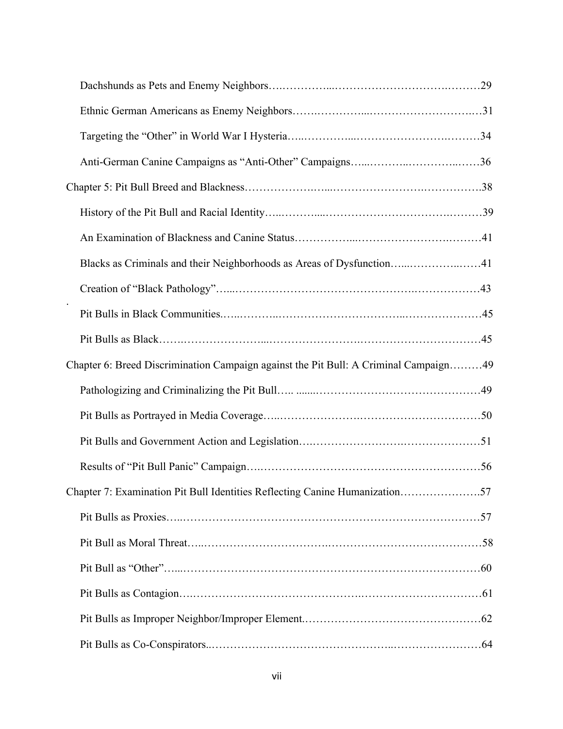Dachshunds as Pets and Enemy Neighbors…………………………………………………29

Ethnic German Americans as Enemy Neighbors……………………………………………31

Targeting the "Other" in World War I Hysteria……………………………………………34

Anti-German Canine Campaigns as "Anti-Other" Campaigns……………………………36

Chapter 5: Pit Bull Breed and Blackness………………………………………………………38

History of the Pit Bull and Racial Identity……………………………………………………39

An Examination of Blackness and Canine Status……………………………………………41

Blacks as Criminals and their Neighborhoods as Areas of Dysfunction……………………41

Creation of "Black Pathology"…………………………………………………………………43

Pit Bulls in Black Communities…………………………………………………………………45

Pit Bulls as Black…………………………………………………………………………………45

Chapter 6: Breed Discrimination Campaign against the Pit Bull: A Criminal Campaign………49

Pathologizing and Criminalizing the Pit Bull……………………………………………………49

Pit Bulls as Portrayed in Media Coverage………………………………………………………50

Pit Bulls and Government Action and Legislation………………………………………………51

Results of "Pit Bull Panic" Campaign……………………………………………………………56

Chapter 7: Examination Pit Bull Identities Reflecting Canine Humanization…………………57

Pit Bulls as Proxies………………………………………………………………………………57

Pit Bull as Moral Threat…………………………………………………………………………58

Pit Bull as "Other"…………………………………………………………………………………60

Pit Bulls as Contagion……………………………………………………………………………61

Pit Bulls as Improper Neighbor/Improper Element………………………………………………62

Pit Bulls as Co-Conspirators………………………………………………………………………64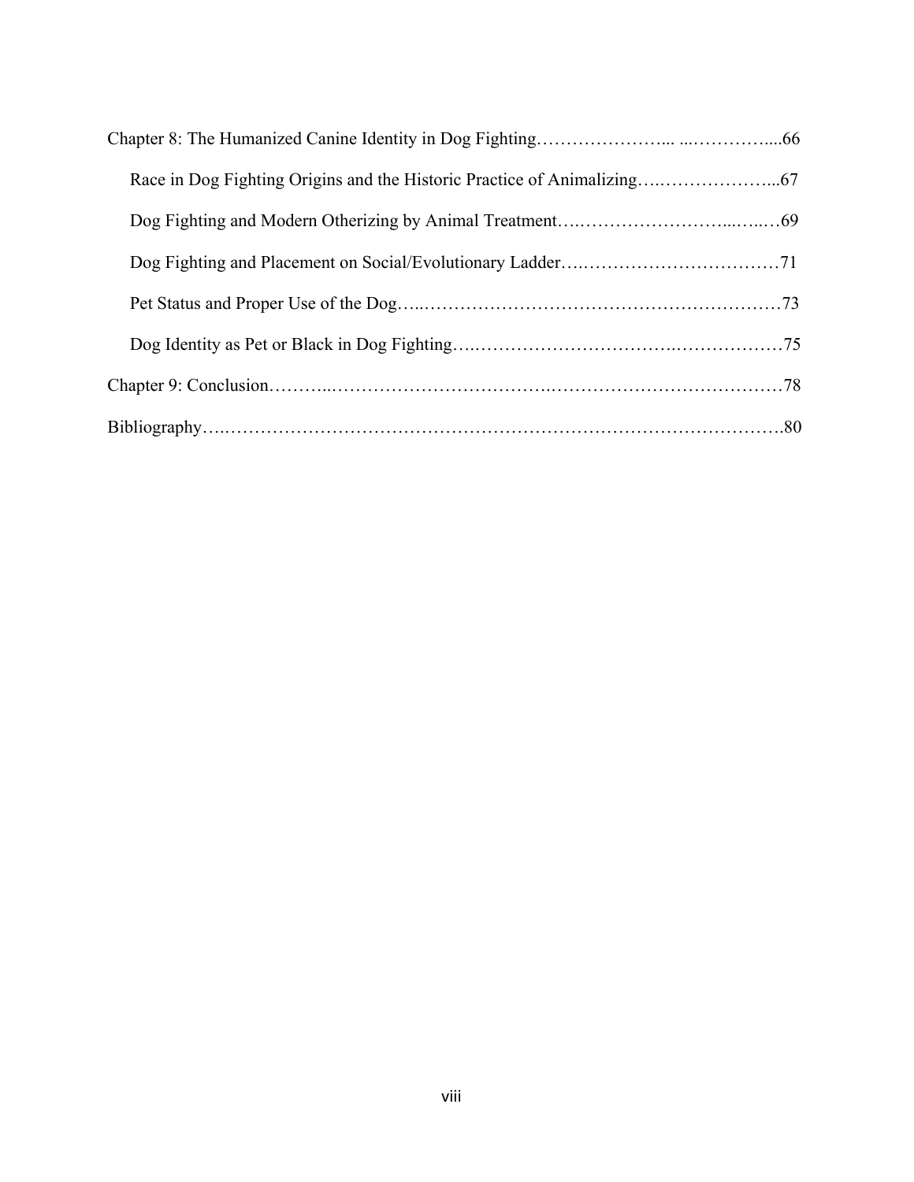Chapter 8: The Humanized Canine Identity in Dog Fighting………………….. ...…………....66

Race in Dog Fighting Origins and the Historic Practice of Animalizing….………………...67

Dog Fighting and Modern Otherizing by Animal Treatment….……………………...…..…69

Dog Fighting and Placement on Social/Evolutionary Ladder….……………………………71

Pet Status and Proper Use of the Dog…..……………………………………………………73

Dog Identity as Pet or Black in Dog Fighting….……………………………..………………75

Chapter 9: Conclusion………..……………………………….…………………………………78

Bibliography…..…………………………………………………………………………………….80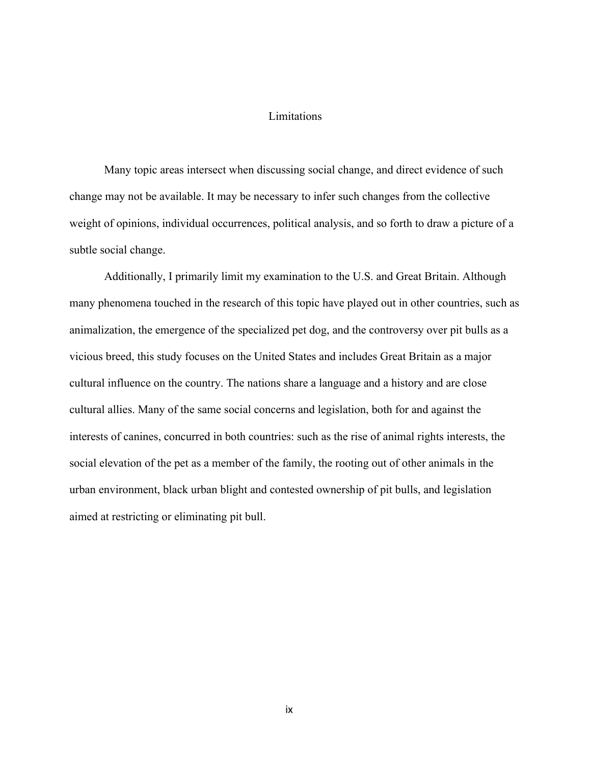# Limitations

Many topic areas intersect when discussing social change, and direct evidence of such change may not be available. It may be necessary to infer such changes from the collective weight of opinions, individual occurrences, political analysis, and so forth to draw a picture of a subtle social change.

Additionally, I primarily limit my examination to the U.S. and Great Britain. Although many phenomena touched in the research of this topic have played out in other countries, such as animalization, the emergence of the specialized pet dog, and the controversy over pit bulls as a vicious breed, this study focuses on the United States and includes Great Britain as a major cultural influence on the country. The nations share a language and a history and are close cultural allies. Many of the same social concerns and legislation, both for and against the interests of canines, concurred in both countries: such as the rise of animal rights interests, the social elevation of the pet as a member of the family, the rooting out of other animals in the urban environment, black urban blight and contested ownership of pit bulls, and legislation aimed at restricting or eliminating pit bull.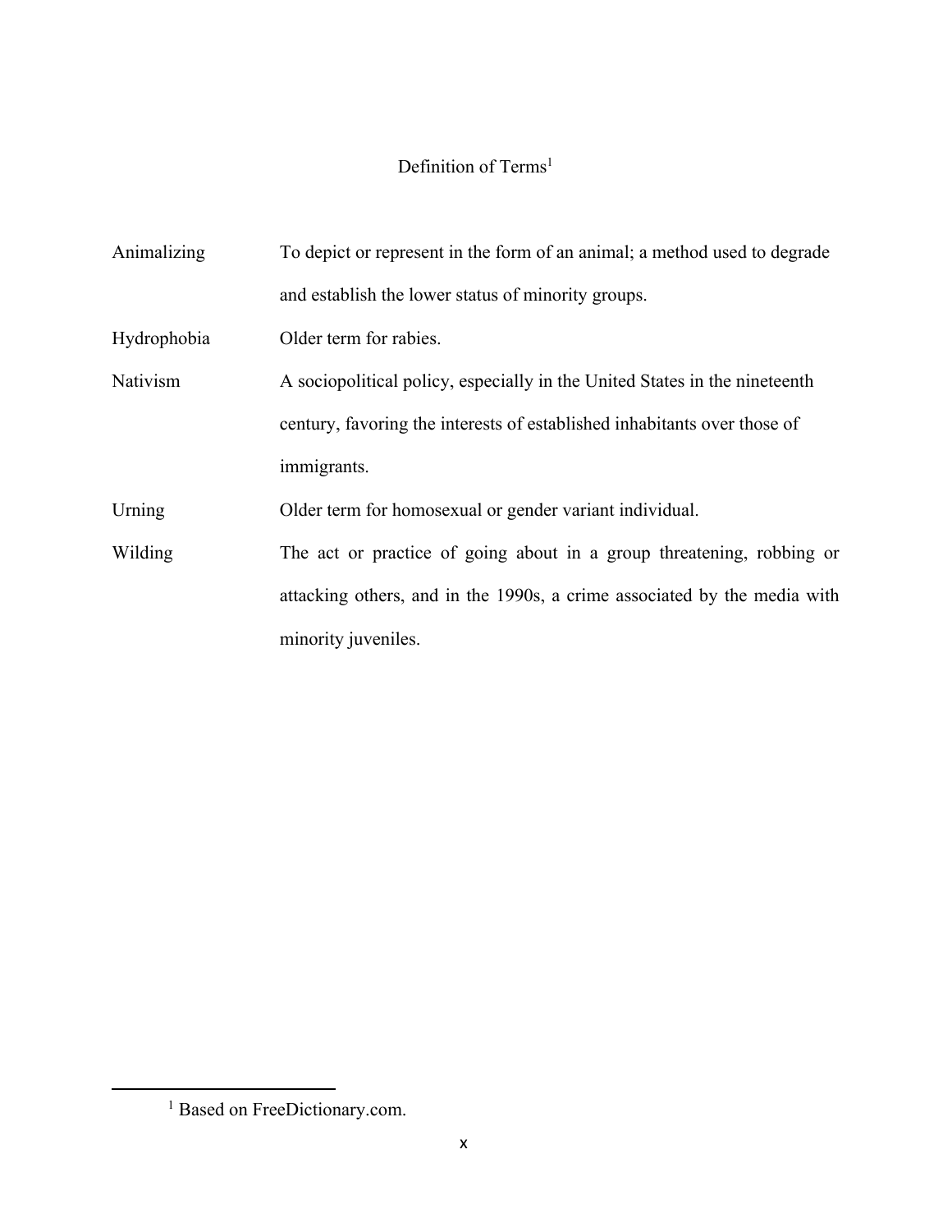# Definition of Terms[1]

| | |
|---|---|
| Animalizing | To depict or represent in the form of an animal; a method used to degrade and establish the lower status of minority groups. |
| Hydrophobia | Older term for rabies. |
| Nativism | A sociopolitical policy, especially in the United States in the nineteenth century, favoring the interests of established inhabitants over those of immigrants. |
| Urning | Older term for homosexual or gender variant individual. |
| Wilding | The act or practice of going about in a group threatening, robbing or attacking others, and in the 1990s, a crime associated by the media with minority juveniles. |

[1] Based on FreeDictionary.com.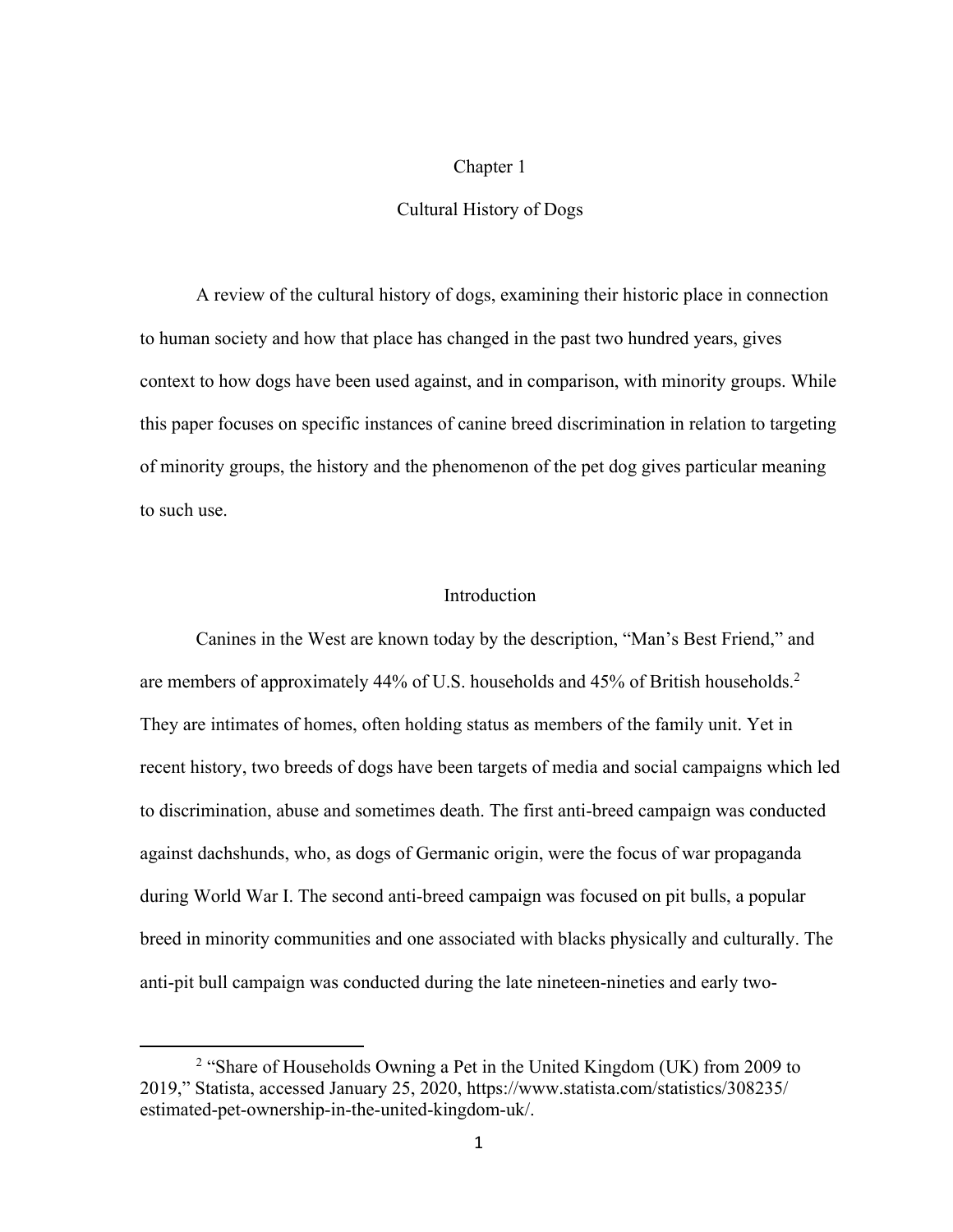# Chapter 1

# Cultural History of Dogs

A review of the cultural history of dogs, examining their historic place in connection to human society and how that place has changed in the past two hundred years, gives context to how dogs have been used against, and in comparison, with minority groups. While this paper focuses on specific instances of canine breed discrimination in relation to targeting of minority groups, the history and the phenomenon of the pet dog gives particular meaning to such use.

## Introduction

Canines in the West are known today by the description, "Man's Best Friend," and are members of approximately 44% of U.S. households and 45% of British households.[2] They are intimates of homes, often holding status as members of the family unit. Yet in recent history, two breeds of dogs have been targets of media and social campaigns which led to discrimination, abuse and sometimes death. The first anti-breed campaign was conducted against dachshunds, who, as dogs of Germanic origin, were the focus of war propaganda during World War I. The second anti-breed campaign was focused on pit bulls, a popular breed in minority communities and one associated with blacks physically and culturally. The anti-pit bull campaign was conducted during the late nineteen-nineties and early two-

[2] "Share of Households Owning a Pet in the United Kingdom (UK) from 2009 to 2019," Statista, accessed January 25, 2020, https://www.statista.com/statistics/308235/estimated-pet-ownership-in-the-united-kingdom-uk/.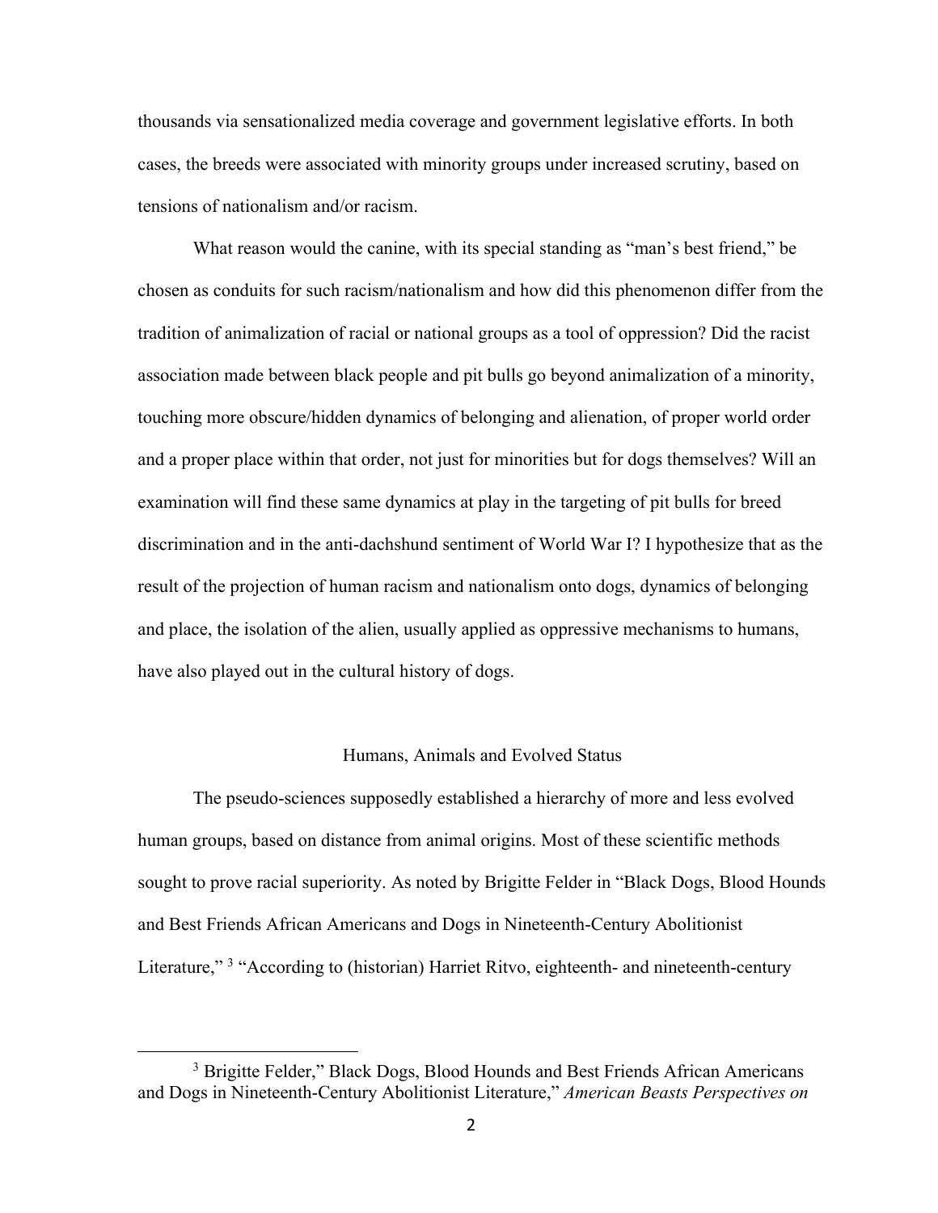thousands via sensationalized media coverage and government legislative efforts. In both cases, the breeds were associated with minority groups under increased scrutiny, based on tensions of nationalism and/or racism.

What reason would the canine, with its special standing as "man's best friend," be chosen as conduits for such racism/nationalism and how did this phenomenon differ from the tradition of animalization of racial or national groups as a tool of oppression? Did the racist association made between black people and pit bulls go beyond animalization of a minority, touching more obscure/hidden dynamics of belonging and alienation, of proper world order and a proper place within that order, not just for minorities but for dogs themselves? Will an examination will find these same dynamics at play in the targeting of pit bulls for breed discrimination and in the anti-dachshund sentiment of World War I? I hypothesize that as the result of the projection of human racism and nationalism onto dogs, dynamics of belonging and place, the isolation of the alien, usually applied as oppressive mechanisms to humans, have also played out in the cultural history of dogs.

## Humans, Animals and Evolved Status

The pseudo-sciences supposedly established a hierarchy of more and less evolved human groups, based on distance from animal origins. Most of these scientific methods sought to prove racial superiority. As noted by Brigitte Felder in "Black Dogs, Blood Hounds and Best Friends African Americans and Dogs in Nineteenth-Century Abolitionist Literature," [3] "According to (historian) Harriet Ritvo, eighteenth- and nineteenth-century

[3] Brigitte Felder," Black Dogs, Blood Hounds and Best Friends African Americans and Dogs in Nineteenth-Century Abolitionist Literature," *American Beasts Perspectives on*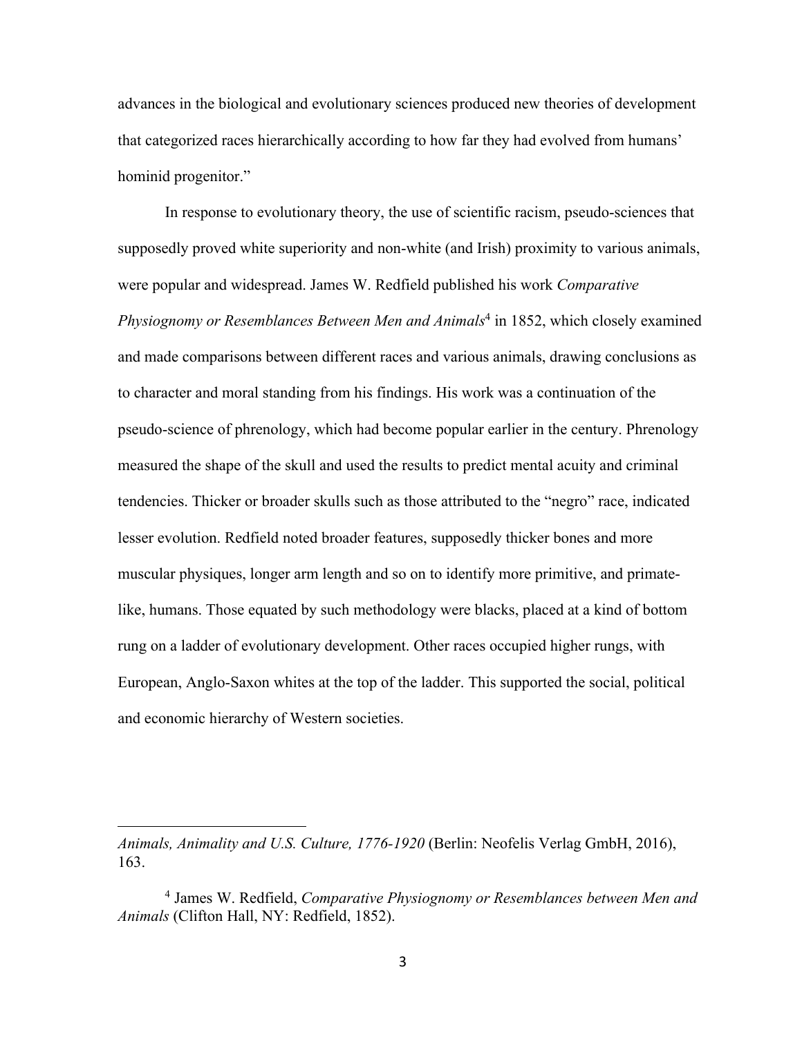advances in the biological and evolutionary sciences produced new theories of development that categorized races hierarchically according to how far they had evolved from humans' hominid progenitor."

In response to evolutionary theory, the use of scientific racism, pseudo-sciences that supposedly proved white superiority and non-white (and Irish) proximity to various animals, were popular and widespread. James W. Redfield published his work *Comparative Physiognomy or Resemblances Between Men and Animals*[4] in 1852, which closely examined and made comparisons between different races and various animals, drawing conclusions as to character and moral standing from his findings. His work was a continuation of the pseudo-science of phrenology, which had become popular earlier in the century. Phrenology measured the shape of the skull and used the results to predict mental acuity and criminal tendencies. Thicker or broader skulls such as those attributed to the "negro" race, indicated lesser evolution. Redfield noted broader features, supposedly thicker bones and more muscular physiques, longer arm length and so on to identify more primitive, and primate-like, humans. Those equated by such methodology were blacks, placed at a kind of bottom rung on a ladder of evolutionary development. Other races occupied higher rungs, with European, Anglo-Saxon whites at the top of the ladder. This supported the social, political and economic hierarchy of Western societies.

---

*Animals, Animality and U.S. Culture, 1776-1920* (Berlin: Neofelis Verlag GmbH, 2016), 163.

[4] James W. Redfield, *Comparative Physiognomy or Resemblances between Men and Animals* (Clifton Hall, NY: Redfield, 1852).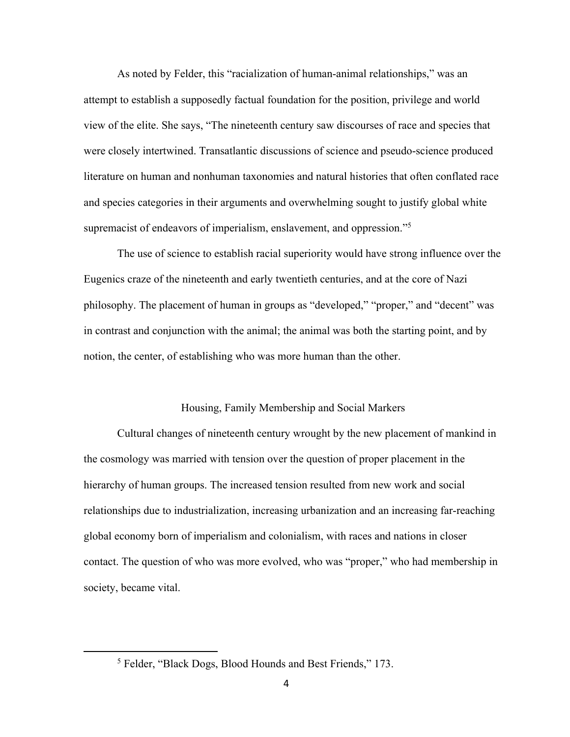As noted by Felder, this "racialization of human-animal relationships," was an attempt to establish a supposedly factual foundation for the position, privilege and world view of the elite. She says, "The nineteenth century saw discourses of race and species that were closely intertwined. Transatlantic discussions of science and pseudo-science produced literature on human and nonhuman taxonomies and natural histories that often conflated race and species categories in their arguments and overwhelming sought to justify global white supremacist of endeavors of imperialism, enslavement, and oppression."[5]

The use of science to establish racial superiority would have strong influence over the Eugenics craze of the nineteenth and early twentieth centuries, and at the core of Nazi philosophy. The placement of human in groups as "developed," "proper," and "decent" was in contrast and conjunction with the animal; the animal was both the starting point, and by notion, the center, of establishing who was more human than the other.

## Housing, Family Membership and Social Markers

Cultural changes of nineteenth century wrought by the new placement of mankind in the cosmology was married with tension over the question of proper placement in the hierarchy of human groups. The increased tension resulted from new work and social relationships due to industrialization, increasing urbanization and an increasing far-reaching global economy born of imperialism and colonialism, with races and nations in closer contact. The question of who was more evolved, who was "proper," who had membership in society, became vital.

[5] Felder, "Black Dogs, Blood Hounds and Best Friends," 173.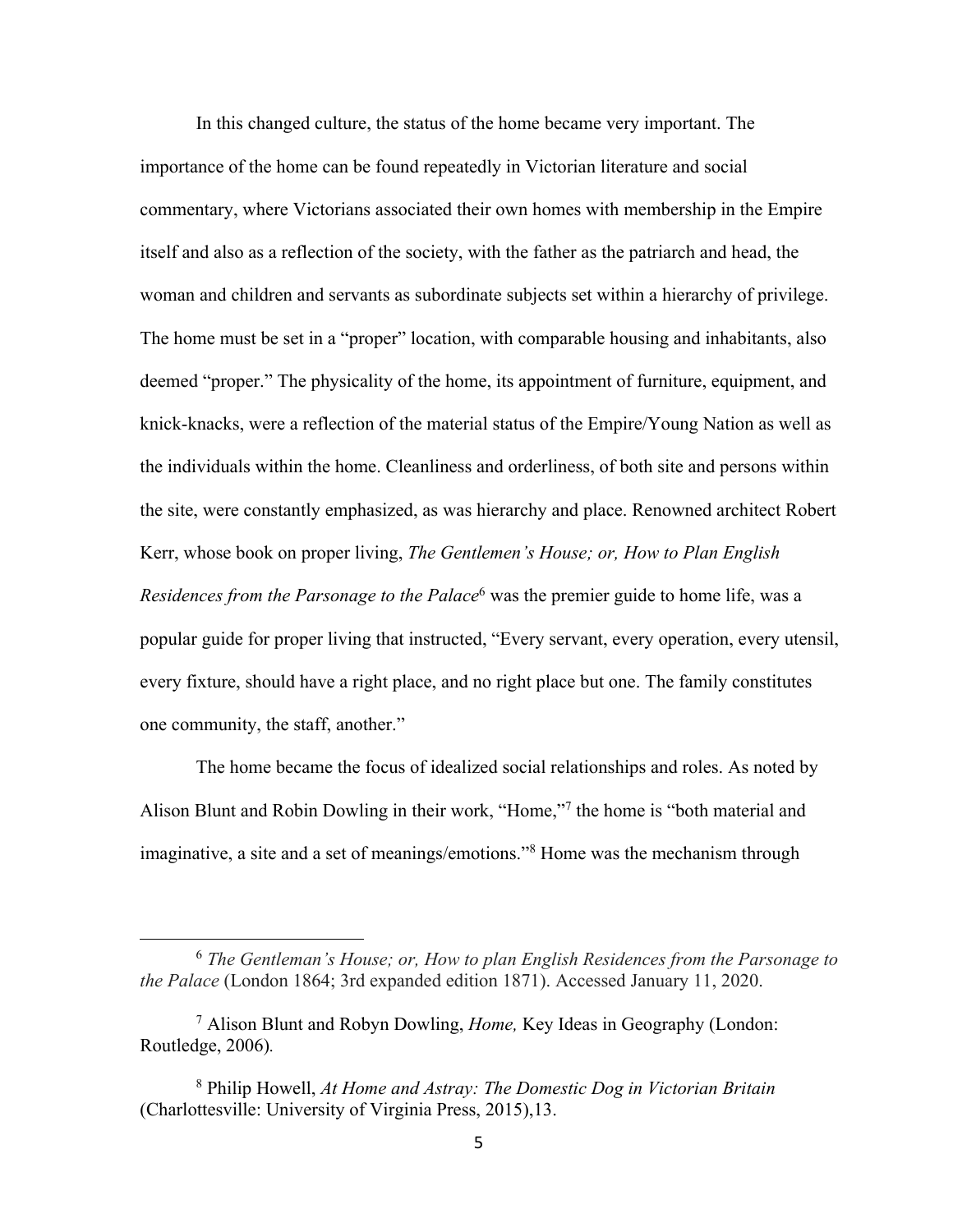In this changed culture, the status of the home became very important. The importance of the home can be found repeatedly in Victorian literature and social commentary, where Victorians associated their own homes with membership in the Empire itself and also as a reflection of the society, with the father as the patriarch and head, the woman and children and servants as subordinate subjects set within a hierarchy of privilege. The home must be set in a "proper" location, with comparable housing and inhabitants, also deemed "proper." The physicality of the home, its appointment of furniture, equipment, and knick-knacks, were a reflection of the material status of the Empire/Young Nation as well as the individuals within the home. Cleanliness and orderliness, of both site and persons within the site, were constantly emphasized, as was hierarchy and place. Renowned architect Robert Kerr, whose book on proper living, *The Gentlemen's House; or, How to Plan English Residences from the Parsonage to the Palace*[6] was the premier guide to home life, was a popular guide for proper living that instructed, "Every servant, every operation, every utensil, every fixture, should have a right place, and no right place but one. The family constitutes one community, the staff, another."

The home became the focus of idealized social relationships and roles. As noted by Alison Blunt and Robin Dowling in their work, "Home,"[7] the home is "both material and imaginative, a site and a set of meanings/emotions."[8] Home was the mechanism through

---

[6] *The Gentleman's House; or, How to plan English Residences from the Parsonage to the Palace* (London 1864; 3rd expanded edition 1871). Accessed January 11, 2020.

[7] Alison Blunt and Robyn Dowling, *Home,* Key Ideas in Geography (London: Routledge, 2006).

[8] Philip Howell, *At Home and Astray: The Domestic Dog in Victorian Britain* (Charlottesville: University of Virginia Press, 2015),13.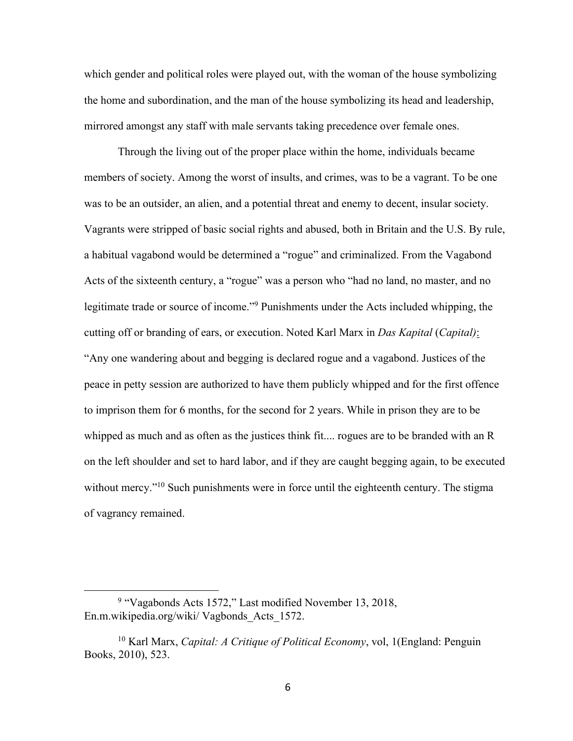which gender and political roles were played out, with the woman of the house symbolizing the home and subordination, and the man of the house symbolizing its head and leadership, mirrored amongst any staff with male servants taking precedence over female ones.

Through the living out of the proper place within the home, individuals became members of society. Among the worst of insults, and crimes, was to be a vagrant. To be one was to be an outsider, an alien, and a potential threat and enemy to decent, insular society. Vagrants were stripped of basic social rights and abused, both in Britain and the U.S. By rule, a habitual vagabond would be determined a "rogue" and criminalized. From the Vagabond Acts of the sixteenth century, a "rogue" was a person who "had no land, no master, and no legitimate trade or source of income."[9] Punishments under the Acts included whipping, the cutting off or branding of ears, or execution. Noted Karl Marx in *Das Kapital* (*Capital)*: "Any one wandering about and begging is declared rogue and a vagabond. Justices of the peace in petty session are authorized to have them publicly whipped and for the first offence to imprison them for 6 months, for the second for 2 years. While in prison they are to be whipped as much and as often as the justices think fit.... rogues are to be branded with an R on the left shoulder and set to hard labor, and if they are caught begging again, to be executed without mercy."[10] Such punishments were in force until the eighteenth century. The stigma of vagrancy remained.

---

[9] "Vagabonds Acts 1572," Last modified November 13, 2018, En.m.wikipedia.org/wiki/ Vagbonds_Acts_1572.

[10] Karl Marx, *Capital: A Critique of Political Economy*, vol, 1(England: Penguin Books, 2010), 523.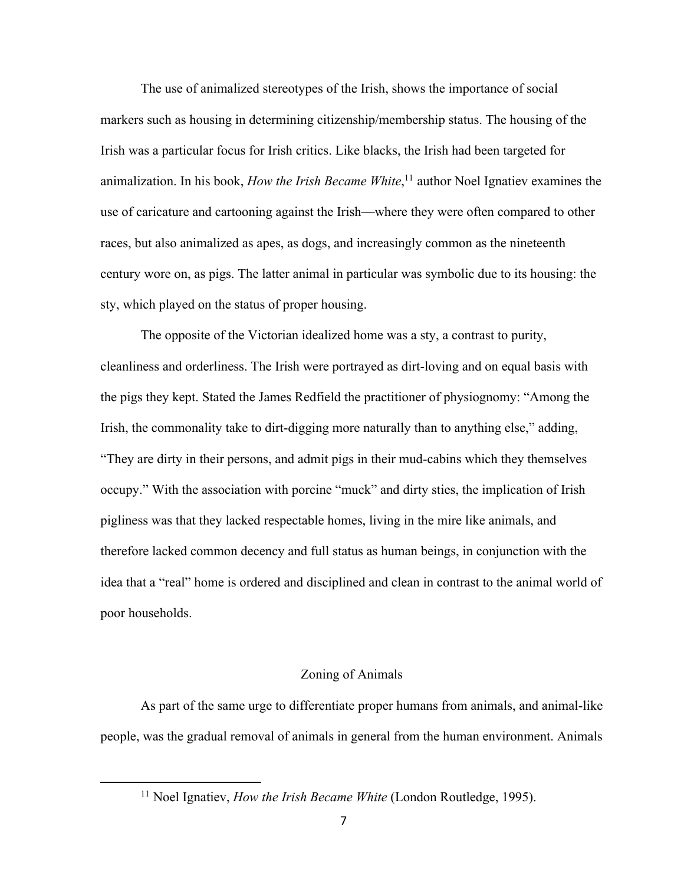The use of animalized stereotypes of the Irish, shows the importance of social markers such as housing in determining citizenship/membership status. The housing of the Irish was a particular focus for Irish critics. Like blacks, the Irish had been targeted for animalization. In his book, *How the Irish Became White*,[11] author Noel Ignatiev examines the use of caricature and cartooning against the Irish—where they were often compared to other races, but also animalized as apes, as dogs, and increasingly common as the nineteenth century wore on, as pigs. The latter animal in particular was symbolic due to its housing: the sty, which played on the status of proper housing.

The opposite of the Victorian idealized home was a sty, a contrast to purity, cleanliness and orderliness. The Irish were portrayed as dirt-loving and on equal basis with the pigs they kept. Stated the James Redfield the practitioner of physiognomy: "Among the Irish, the commonality take to dirt-digging more naturally than to anything else," adding, "They are dirty in their persons, and admit pigs in their mud-cabins which they themselves occupy." With the association with porcine "muck" and dirty sties, the implication of Irish pigliness was that they lacked respectable homes, living in the mire like animals, and therefore lacked common decency and full status as human beings, in conjunction with the idea that a "real" home is ordered and disciplined and clean in contrast to the animal world of poor households.

## Zoning of Animals

As part of the same urge to differentiate proper humans from animals, and animal-like people, was the gradual removal of animals in general from the human environment. Animals

[11] Noel Ignatiev, *How the Irish Became White* (London Routledge, 1995).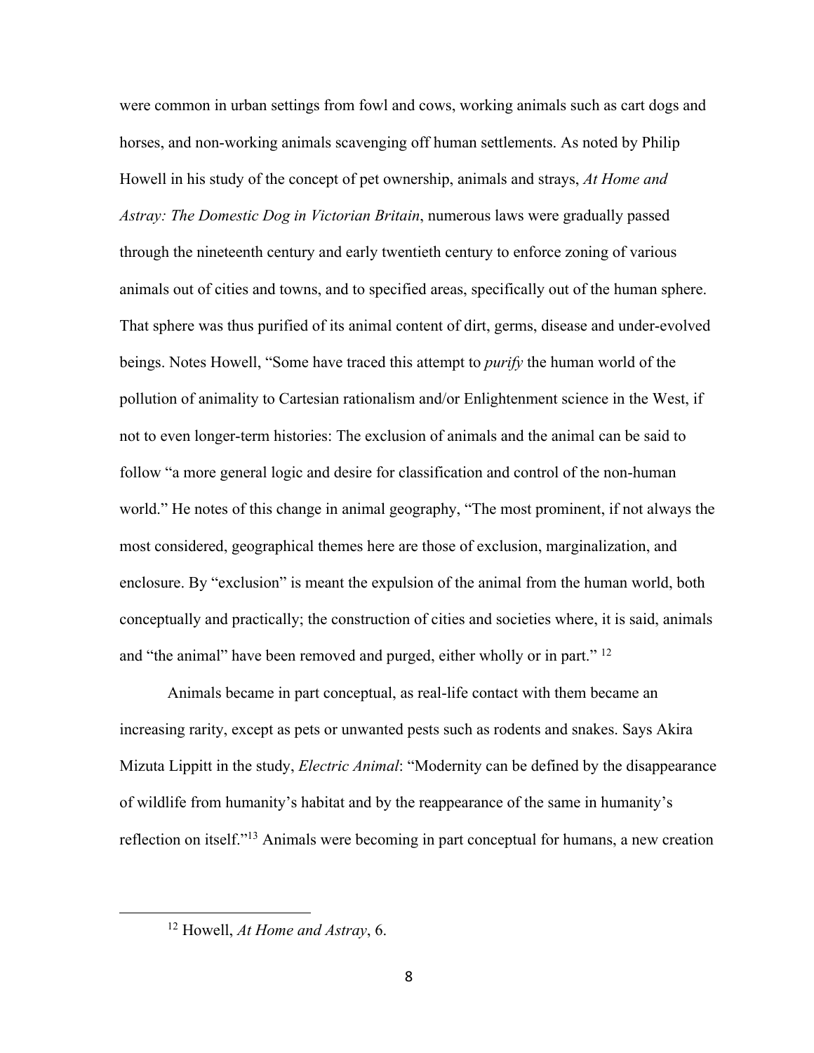were common in urban settings from fowl and cows, working animals such as cart dogs and horses, and non-working animals scavenging off human settlements. As noted by Philip Howell in his study of the concept of pet ownership, animals and strays, *At Home and Astray: The Domestic Dog in Victorian Britain*, numerous laws were gradually passed through the nineteenth century and early twentieth century to enforce zoning of various animals out of cities and towns, and to specified areas, specifically out of the human sphere. That sphere was thus purified of its animal content of dirt, germs, disease and under-evolved beings. Notes Howell, "Some have traced this attempt to *purify* the human world of the pollution of animality to Cartesian rationalism and/or Enlightenment science in the West, if not to even longer-term histories: The exclusion of animals and the animal can be said to follow "a more general logic and desire for classification and control of the non-human world." He notes of this change in animal geography, "The most prominent, if not always the most considered, geographical themes here are those of exclusion, marginalization, and enclosure. By "exclusion" is meant the expulsion of the animal from the human world, both conceptually and practically; the construction of cities and societies where, it is said, animals and "the animal" have been removed and purged, either wholly or in part." [12]

Animals became in part conceptual, as real-life contact with them became an increasing rarity, except as pets or unwanted pests such as rodents and snakes. Says Akira Mizuta Lippitt in the study, *Electric Animal*: "Modernity can be defined by the disappearance of wildlife from humanity's habitat and by the reappearance of the same in humanity's reflection on itself."[13] Animals were becoming in part conceptual for humans, a new creation

[12] Howell, *At Home and Astray*, 6.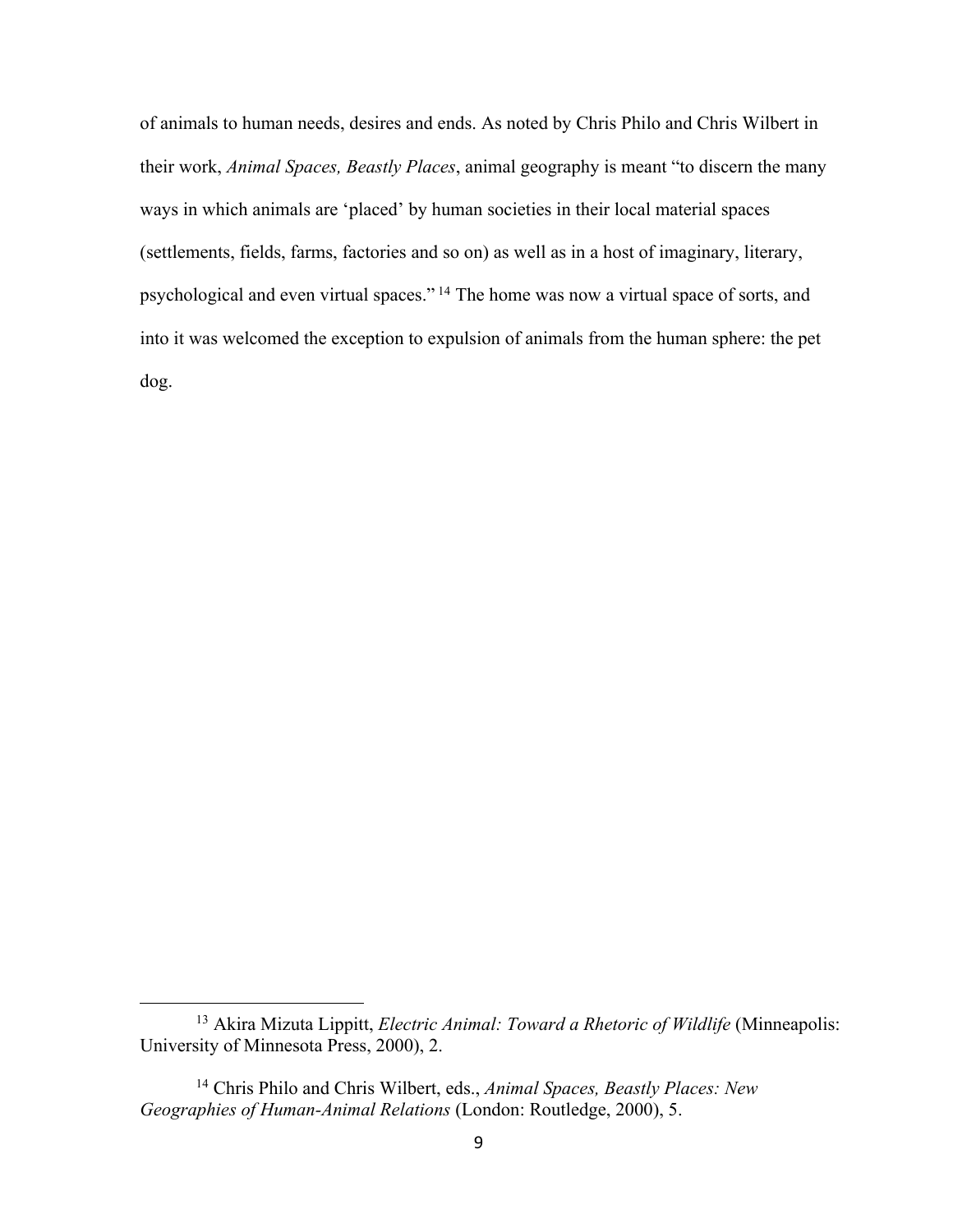of animals to human needs, desires and ends. As noted by Chris Philo and Chris Wilbert in their work, *Animal Spaces, Beastly Places*, animal geography is meant "to discern the many ways in which animals are 'placed' by human societies in their local material spaces (settlements, fields, farms, factories and so on) as well as in a host of imaginary, literary, psychological and even virtual spaces."[14] The home was now a virtual space of sorts, and into it was welcomed the exception to expulsion of animals from the human sphere: the pet dog.

---

[13] Akira Mizuta Lippitt, *Electric Animal: Toward a Rhetoric of Wildlife* (Minneapolis: University of Minnesota Press, 2000), 2.

[14] Chris Philo and Chris Wilbert, eds., *Animal Spaces, Beastly Places: New Geographies of Human-Animal Relations* (London: Routledge, 2000), 5.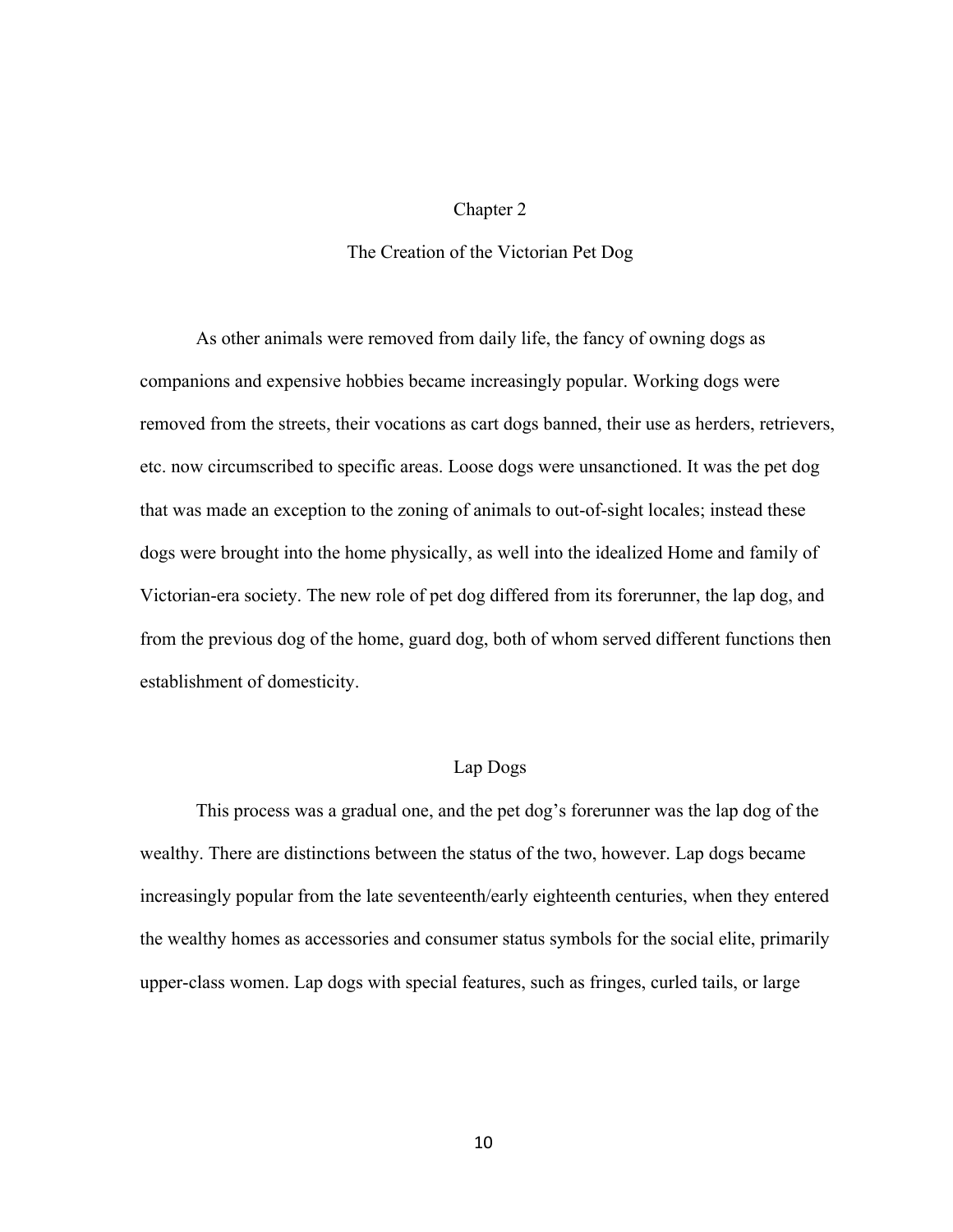# Chapter 2

# The Creation of the Victorian Pet Dog

As other animals were removed from daily life, the fancy of owning dogs as companions and expensive hobbies became increasingly popular. Working dogs were removed from the streets, their vocations as cart dogs banned, their use as herders, retrievers, etc. now circumscribed to specific areas. Loose dogs were unsanctioned. It was the pet dog that was made an exception to the zoning of animals to out-of-sight locales; instead these dogs were brought into the home physically, as well into the idealized Home and family of Victorian-era society. The new role of pet dog differed from its forerunner, the lap dog, and from the previous dog of the home, guard dog, both of whom served different functions then establishment of domesticity.

## Lap Dogs

This process was a gradual one, and the pet dog's forerunner was the lap dog of the wealthy. There are distinctions between the status of the two, however. Lap dogs became increasingly popular from the late seventeenth/early eighteenth centuries, when they entered the wealthy homes as accessories and consumer status symbols for the social elite, primarily upper-class women. Lap dogs with special features, such as fringes, curled tails, or large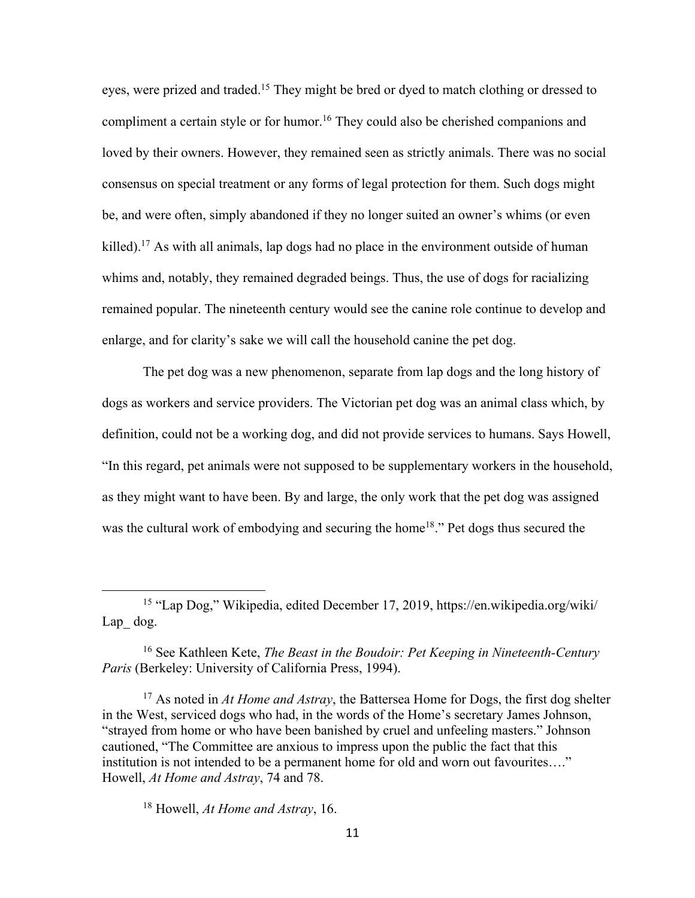eyes, were prized and traded.[15] They might be bred or dyed to match clothing or dressed to compliment a certain style or for humor.[16] They could also be cherished companions and loved by their owners. However, they remained seen as strictly animals. There was no social consensus on special treatment or any forms of legal protection for them. Such dogs might be, and were often, simply abandoned if they no longer suited an owner's whims (or even killed).[17] As with all animals, lap dogs had no place in the environment outside of human whims and, notably, they remained degraded beings. Thus, the use of dogs for racializing remained popular. The nineteenth century would see the canine role continue to develop and enlarge, and for clarity's sake we will call the household canine the pet dog.

The pet dog was a new phenomenon, separate from lap dogs and the long history of dogs as workers and service providers. The Victorian pet dog was an animal class which, by definition, could not be a working dog, and did not provide services to humans. Says Howell, "In this regard, pet animals were not supposed to be supplementary workers in the household, as they might want to have been. By and large, the only work that the pet dog was assigned was the cultural work of embodying and securing the home[18]." Pet dogs thus secured the

---

[15] "Lap Dog," Wikipedia, edited December 17, 2019, https://en.wikipedia.org/wiki/Lap_ dog.

[16] See Kathleen Kete, *The Beast in the Boudoir: Pet Keeping in Nineteenth-Century Paris* (Berkeley: University of California Press, 1994).

[17] As noted in *At Home and Astray*, the Battersea Home for Dogs, the first dog shelter in the West, serviced dogs who had, in the words of the Home's secretary James Johnson, "strayed from home or who have been banished by cruel and unfeeling masters." Johnson cautioned, "The Committee are anxious to impress upon the public the fact that this institution is not intended to be a permanent home for old and worn out favourites…." Howell, *At Home and Astray*, 74 and 78.

[18] Howell, *At Home and Astray*, 16.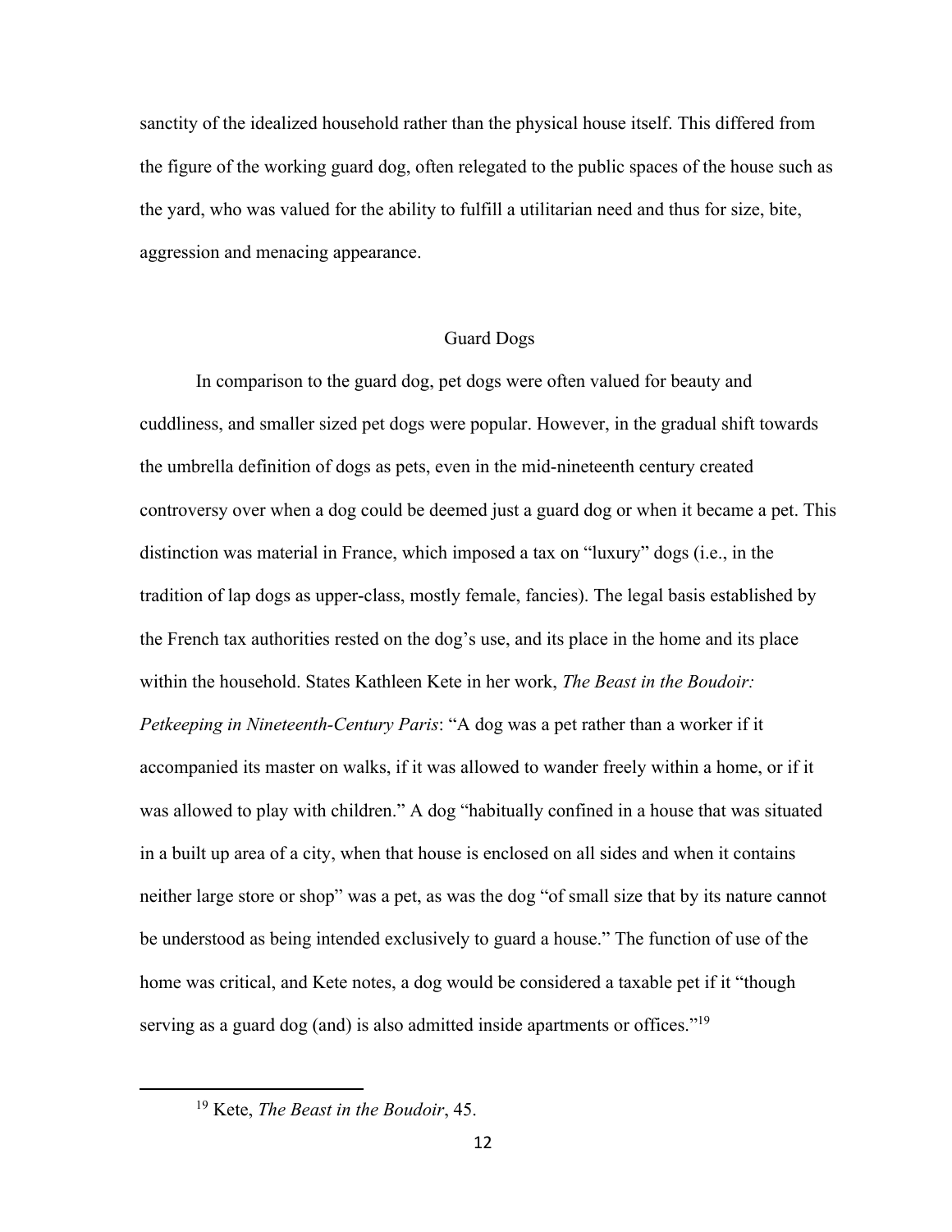sanctity of the idealized household rather than the physical house itself. This differed from the figure of the working guard dog, often relegated to the public spaces of the house such as the yard, who was valued for the ability to fulfill a utilitarian need and thus for size, bite, aggression and menacing appearance.

## Guard Dogs

In comparison to the guard dog, pet dogs were often valued for beauty and cuddliness, and smaller sized pet dogs were popular. However, in the gradual shift towards the umbrella definition of dogs as pets, even in the mid-nineteenth century created controversy over when a dog could be deemed just a guard dog or when it became a pet. This distinction was material in France, which imposed a tax on "luxury" dogs (i.e., in the tradition of lap dogs as upper-class, mostly female, fancies). The legal basis established by the French tax authorities rested on the dog's use, and its place in the home and its place within the household. States Kathleen Kete in her work, *The Beast in the Boudoir: Petkeeping in Nineteenth-Century Paris*: "A dog was a pet rather than a worker if it accompanied its master on walks, if it was allowed to wander freely within a home, or if it was allowed to play with children." A dog "habitually confined in a house that was situated in a built up area of a city, when that house is enclosed on all sides and when it contains neither large store or shop" was a pet, as was the dog "of small size that by its nature cannot be understood as being intended exclusively to guard a house." The function of use of the home was critical, and Kete notes, a dog would be considered a taxable pet if it "though serving as a guard dog (and) is also admitted inside apartments or offices."[19]

[19] Kete, *The Beast in the Boudoir*, 45.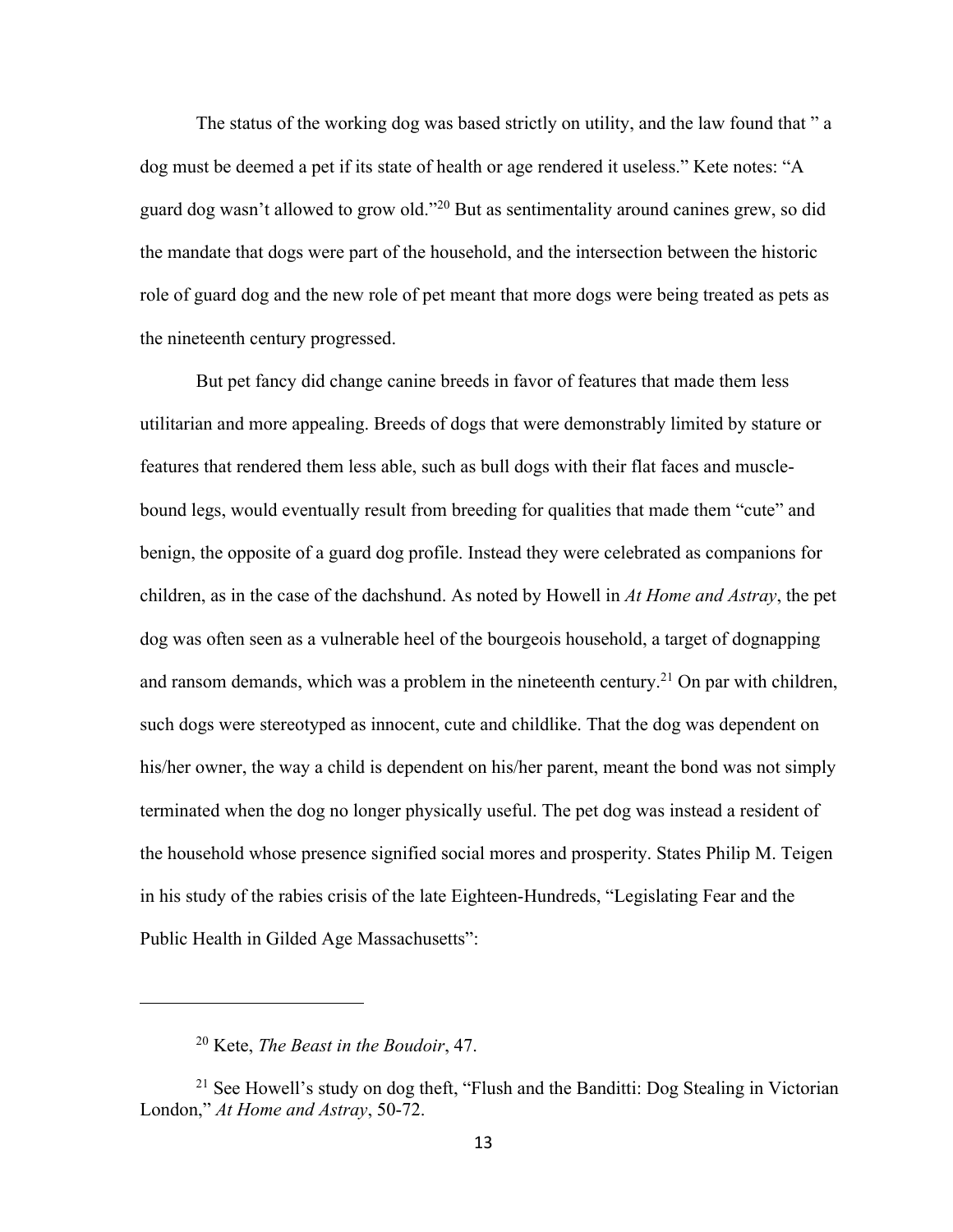The status of the working dog was based strictly on utility, and the law found that " a dog must be deemed a pet if its state of health or age rendered it useless." Kete notes: "A guard dog wasn't allowed to grow old."[20] But as sentimentality around canines grew, so did the mandate that dogs were part of the household, and the intersection between the historic role of guard dog and the new role of pet meant that more dogs were being treated as pets as the nineteenth century progressed.

But pet fancy did change canine breeds in favor of features that made them less utilitarian and more appealing. Breeds of dogs that were demonstrably limited by stature or features that rendered them less able, such as bull dogs with their flat faces and muscle-bound legs, would eventually result from breeding for qualities that made them "cute" and benign, the opposite of a guard dog profile. Instead they were celebrated as companions for children, as in the case of the dachshund. As noted by Howell in *At Home and Astray*, the pet dog was often seen as a vulnerable heel of the bourgeois household, a target of dognapping and ransom demands, which was a problem in the nineteenth century.[21] On par with children, such dogs were stereotyped as innocent, cute and childlike. That the dog was dependent on his/her owner, the way a child is dependent on his/her parent, meant the bond was not simply terminated when the dog no longer physically useful. The pet dog was instead a resident of the household whose presence signified social mores and prosperity. States Philip M. Teigen in his study of the rabies crisis of the late Eighteen-Hundreds, "Legislating Fear and the Public Health in Gilded Age Massachusetts":

---

[20] Kete, *The Beast in the Boudoir*, 47.

[21] See Howell's study on dog theft, "Flush and the Banditti: Dog Stealing in Victorian London," *At Home and Astray*, 50-72.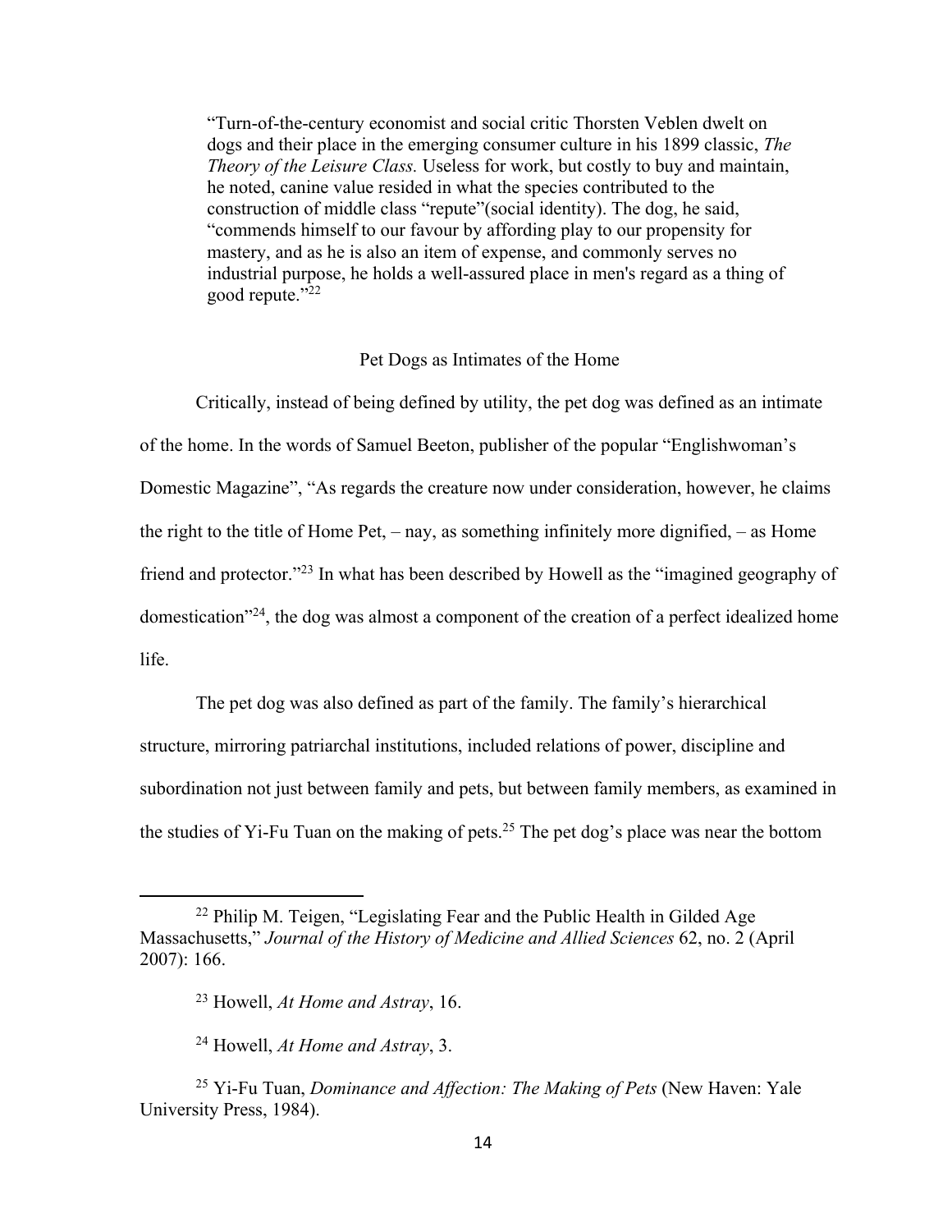> "Turn-of-the-century economist and social critic Thorsten Veblen dwelt on dogs and their place in the emerging consumer culture in his 1899 classic, *The Theory of the Leisure Class.* Useless for work, but costly to buy and maintain, he noted, canine value resided in what the species contributed to the construction of middle class "repute"(social identity). The dog, he said, "commends himself to our favour by affording play to our propensity for mastery, and as he is also an item of expense, and commonly serves no industrial purpose, he holds a well-assured place in men's regard as a thing of good repute."[22]

## Pet Dogs as Intimates of the Home

Critically, instead of being defined by utility, the pet dog was defined as an intimate of the home. In the words of Samuel Beeton, publisher of the popular "Englishwoman's Domestic Magazine", "As regards the creature now under consideration, however, he claims the right to the title of Home Pet, – nay, as something infinitely more dignified, – as Home friend and protector."[23] In what has been described by Howell as the "imagined geography of domestication"[24], the dog was almost a component of the creation of a perfect idealized home life.

The pet dog was also defined as part of the family. The family's hierarchical structure, mirroring patriarchal institutions, included relations of power, discipline and subordination not just between family and pets, but between family members, as examined in the studies of Yi-Fu Tuan on the making of pets.[25] The pet dog's place was near the bottom

---

[22] Philip M. Teigen, "Legislating Fear and the Public Health in Gilded Age Massachusetts," *Journal of the History of Medicine and Allied Sciences* 62, no. 2 (April 2007): 166.

[23] Howell, *At Home and Astray*, 16.

[24] Howell, *At Home and Astray*, 3.

[25] Yi-Fu Tuan, *Dominance and Affection: The Making of Pets* (New Haven: Yale University Press, 1984).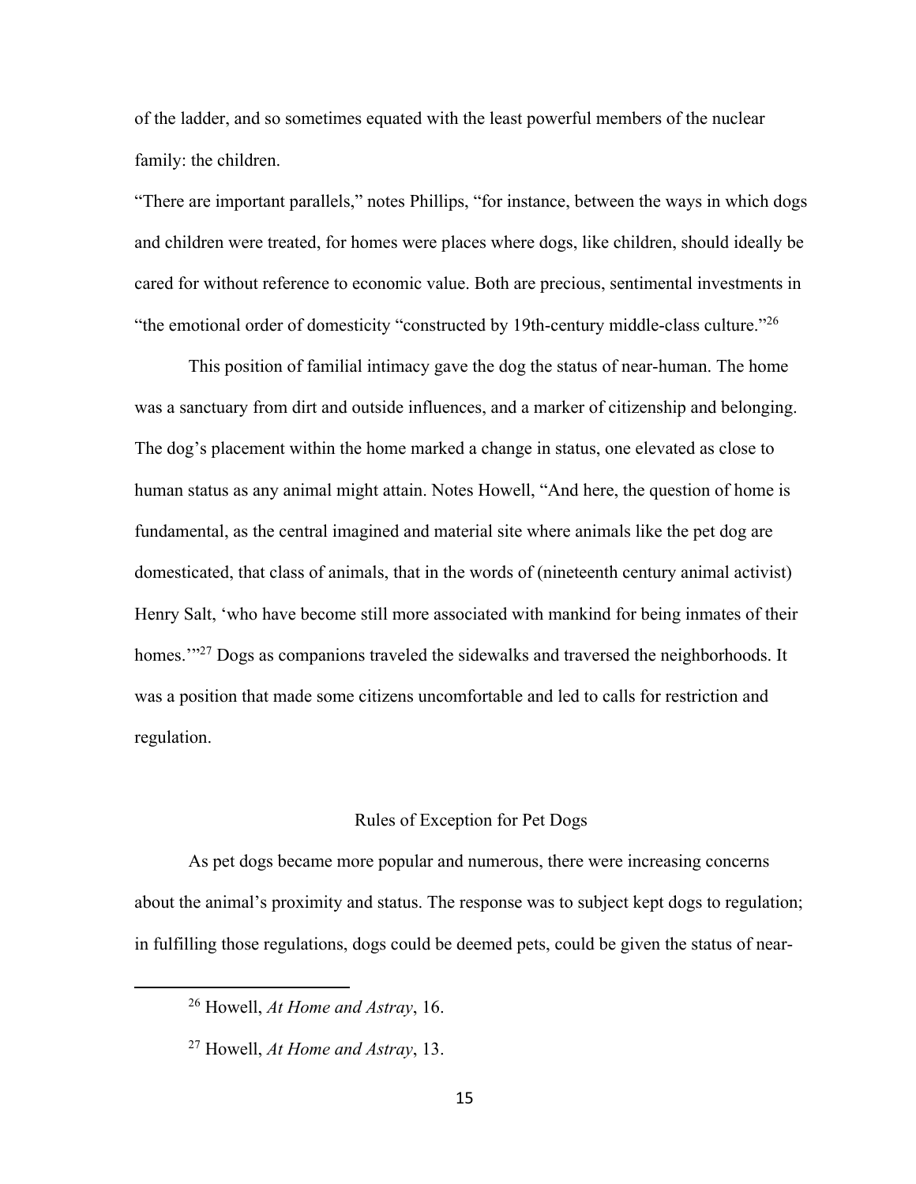of the ladder, and so sometimes equated with the least powerful members of the nuclear family: the children.

"There are important parallels," notes Phillips, "for instance, between the ways in which dogs and children were treated, for homes were places where dogs, like children, should ideally be cared for without reference to economic value. Both are precious, sentimental investments in "the emotional order of domesticity "constructed by 19th-century middle-class culture."[26]

This position of familial intimacy gave the dog the status of near-human. The home was a sanctuary from dirt and outside influences, and a marker of citizenship and belonging. The dog's placement within the home marked a change in status, one elevated as close to human status as any animal might attain. Notes Howell, "And here, the question of home is fundamental, as the central imagined and material site where animals like the pet dog are domesticated, that class of animals, that in the words of (nineteenth century animal activist) Henry Salt, 'who have become still more associated with mankind for being inmates of their homes.'"[27] Dogs as companions traveled the sidewalks and traversed the neighborhoods. It was a position that made some citizens uncomfortable and led to calls for restriction and regulation.

## Rules of Exception for Pet Dogs

As pet dogs became more popular and numerous, there were increasing concerns about the animal's proximity and status. The response was to subject kept dogs to regulation; in fulfilling those regulations, dogs could be deemed pets, could be given the status of near-

---

[26] Howell, *At Home and Astray*, 16.

[27] Howell, *At Home and Astray*, 13.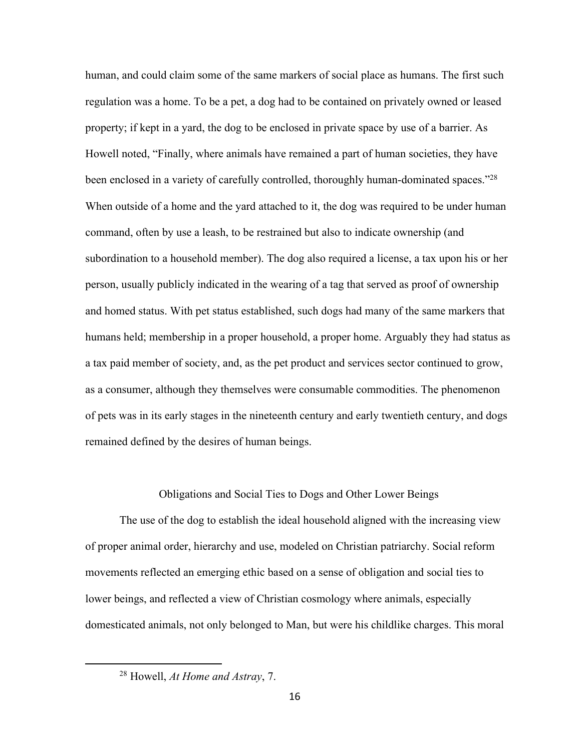human, and could claim some of the same markers of social place as humans. The first such regulation was a home. To be a pet, a dog had to be contained on privately owned or leased property; if kept in a yard, the dog to be enclosed in private space by use of a barrier. As Howell noted, "Finally, where animals have remained a part of human societies, they have been enclosed in a variety of carefully controlled, thoroughly human-dominated spaces."[28] When outside of a home and the yard attached to it, the dog was required to be under human command, often by use a leash, to be restrained but also to indicate ownership (and subordination to a household member). The dog also required a license, a tax upon his or her person, usually publicly indicated in the wearing of a tag that served as proof of ownership and homed status. With pet status established, such dogs had many of the same markers that humans held; membership in a proper household, a proper home. Arguably they had status as a tax paid member of society, and, as the pet product and services sector continued to grow, as a consumer, although they themselves were consumable commodities. The phenomenon of pets was in its early stages in the nineteenth century and early twentieth century, and dogs remained defined by the desires of human beings.

## Obligations and Social Ties to Dogs and Other Lower Beings

The use of the dog to establish the ideal household aligned with the increasing view of proper animal order, hierarchy and use, modeled on Christian patriarchy. Social reform movements reflected an emerging ethic based on a sense of obligation and social ties to lower beings, and reflected a view of Christian cosmology where animals, especially domesticated animals, not only belonged to Man, but were his childlike charges. This moral

[28] Howell, *At Home and Astray*, 7.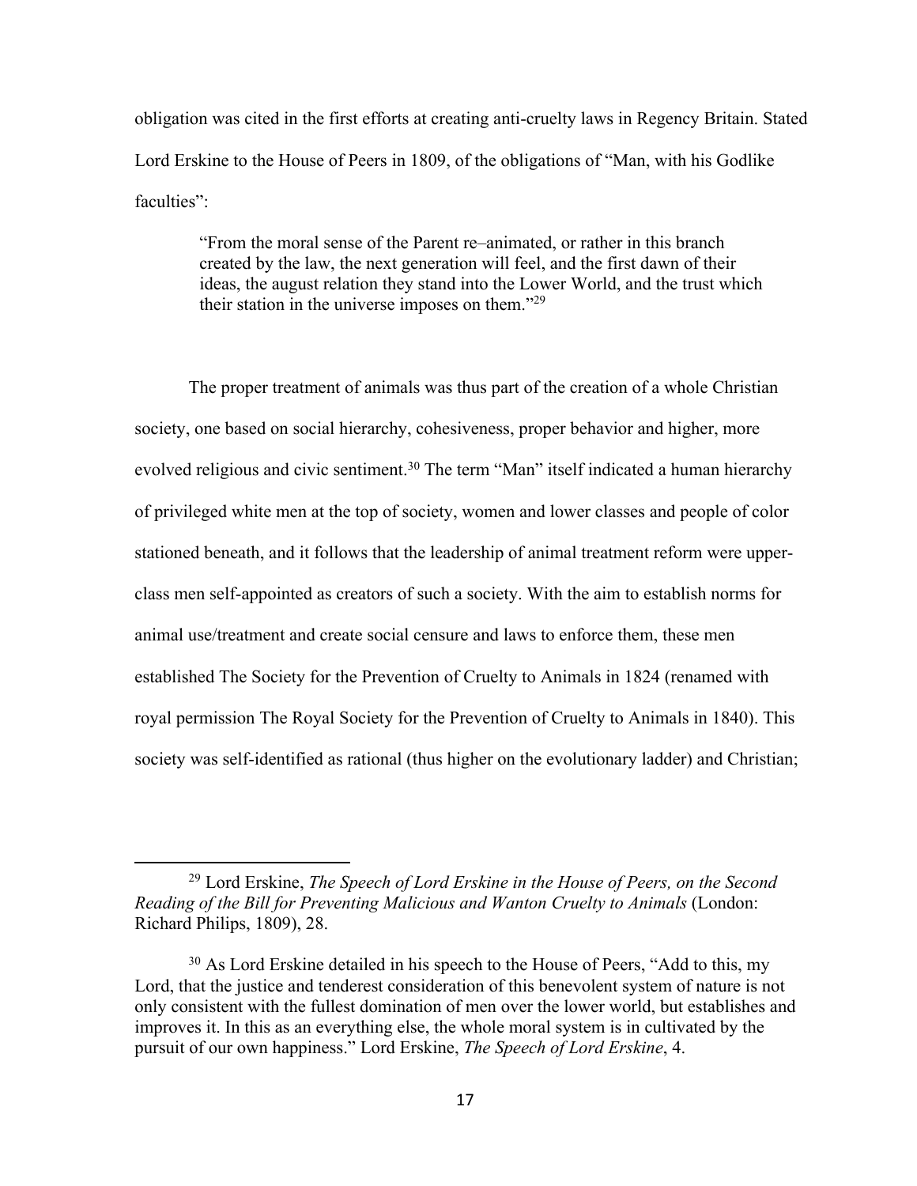obligation was cited in the first efforts at creating anti-cruelty laws in Regency Britain. Stated Lord Erskine to the House of Peers in 1809, of the obligations of "Man, with his Godlike faculties":

> "From the moral sense of the Parent re–animated, or rather in this branch created by the law, the next generation will feel, and the first dawn of their ideas, the august relation they stand into the Lower World, and the trust which their station in the universe imposes on them."[29]

The proper treatment of animals was thus part of the creation of a whole Christian society, one based on social hierarchy, cohesiveness, proper behavior and higher, more evolved religious and civic sentiment.[30] The term "Man" itself indicated a human hierarchy of privileged white men at the top of society, women and lower classes and people of color stationed beneath, and it follows that the leadership of animal treatment reform were upper-class men self-appointed as creators of such a society. With the aim to establish norms for animal use/treatment and create social censure and laws to enforce them, these men established The Society for the Prevention of Cruelty to Animals in 1824 (renamed with royal permission The Royal Society for the Prevention of Cruelty to Animals in 1840). This society was self-identified as rational (thus higher on the evolutionary ladder) and Christian;

---

[29] Lord Erskine, *The Speech of Lord Erskine in the House of Peers, on the Second Reading of the Bill for Preventing Malicious and Wanton Cruelty to Animals* (London: Richard Philips, 1809), 28.

[30] As Lord Erskine detailed in his speech to the House of Peers, "Add to this, my Lord, that the justice and tenderest consideration of this benevolent system of nature is not only consistent with the fullest domination of men over the lower world, but establishes and improves it. In this as an everything else, the whole moral system is in cultivated by the pursuit of our own happiness." Lord Erskine, *The Speech of Lord Erskine*, 4.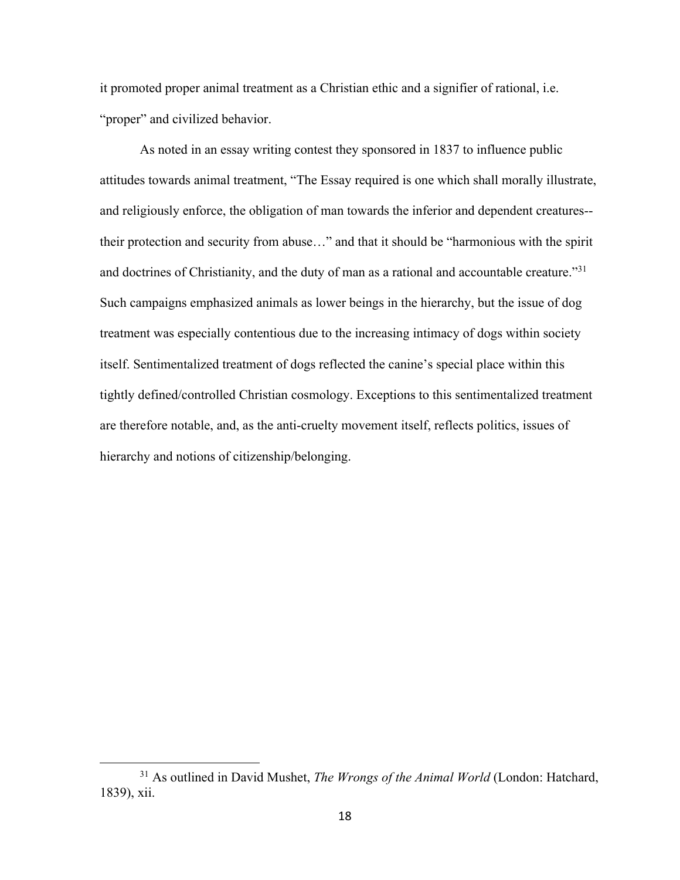it promoted proper animal treatment as a Christian ethic and a signifier of rational, i.e. "proper" and civilized behavior.

As noted in an essay writing contest they sponsored in 1837 to influence public attitudes towards animal treatment, "The Essay required is one which shall morally illustrate, and religiously enforce, the obligation of man towards the inferior and dependent creatures--their protection and security from abuse…" and that it should be "harmonious with the spirit and doctrines of Christianity, and the duty of man as a rational and accountable creature."[31] Such campaigns emphasized animals as lower beings in the hierarchy, but the issue of dog treatment was especially contentious due to the increasing intimacy of dogs within society itself. Sentimentalized treatment of dogs reflected the canine's special place within this tightly defined/controlled Christian cosmology. Exceptions to this sentimentalized treatment are therefore notable, and, as the anti-cruelty movement itself, reflects politics, issues of hierarchy and notions of citizenship/belonging.

---

[31] As outlined in David Mushet, *The Wrongs of the Animal World* (London: Hatchard, 1839), xii.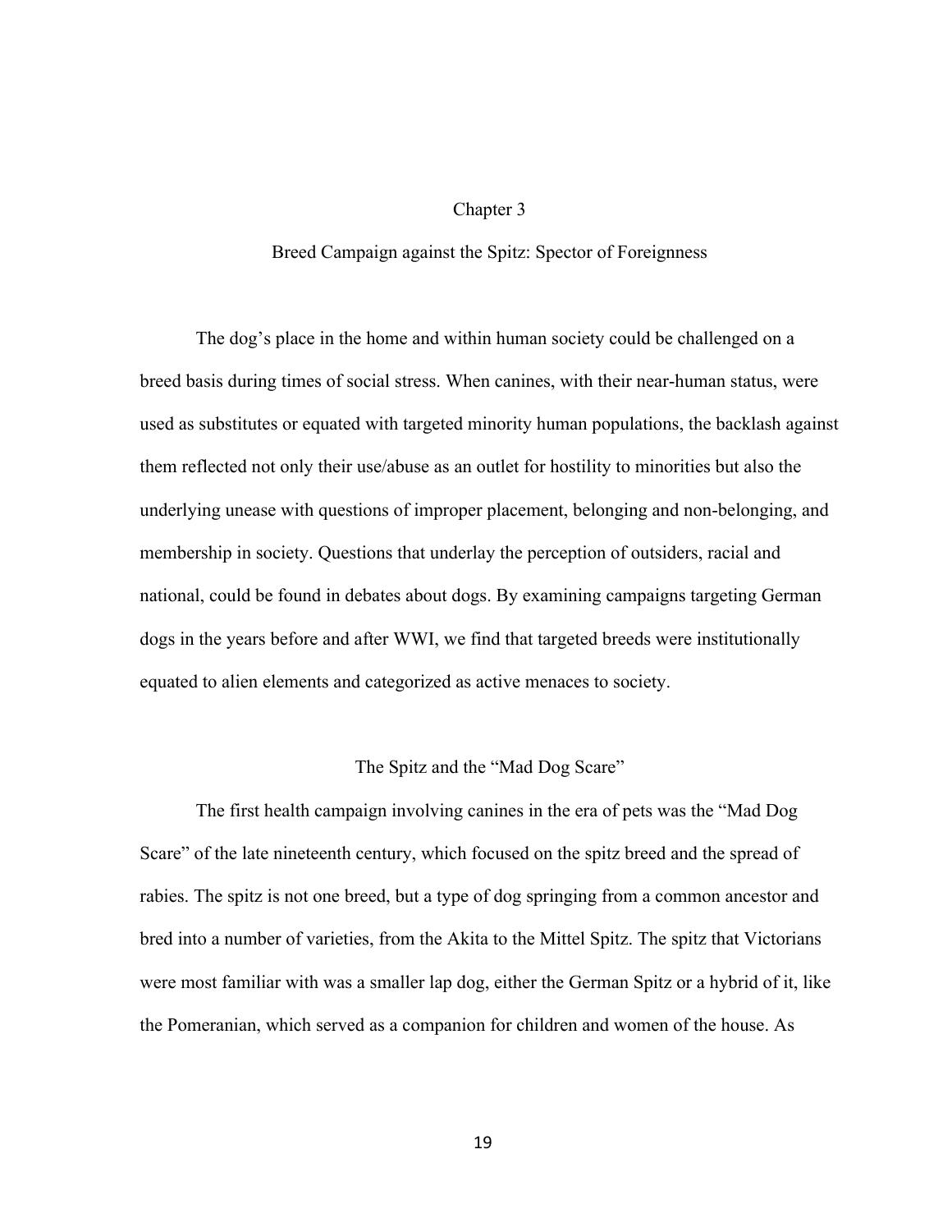# Chapter 3

## Breed Campaign against the Spitz: Spector of Foreignness

The dog's place in the home and within human society could be challenged on a breed basis during times of social stress. When canines, with their near-human status, were used as substitutes or equated with targeted minority human populations, the backlash against them reflected not only their use/abuse as an outlet for hostility to minorities but also the underlying unease with questions of improper placement, belonging and non-belonging, and membership in society. Questions that underlay the perception of outsiders, racial and national, could be found in debates about dogs. By examining campaigns targeting German dogs in the years before and after WWI, we find that targeted breeds were institutionally equated to alien elements and categorized as active menaces to society.

### The Spitz and the "Mad Dog Scare"

The first health campaign involving canines in the era of pets was the "Mad Dog Scare" of the late nineteenth century, which focused on the spitz breed and the spread of rabies. The spitz is not one breed, but a type of dog springing from a common ancestor and bred into a number of varieties, from the Akita to the Mittel Spitz. The spitz that Victorians were most familiar with was a smaller lap dog, either the German Spitz or a hybrid of it, like the Pomeranian, which served as a companion for children and women of the house. As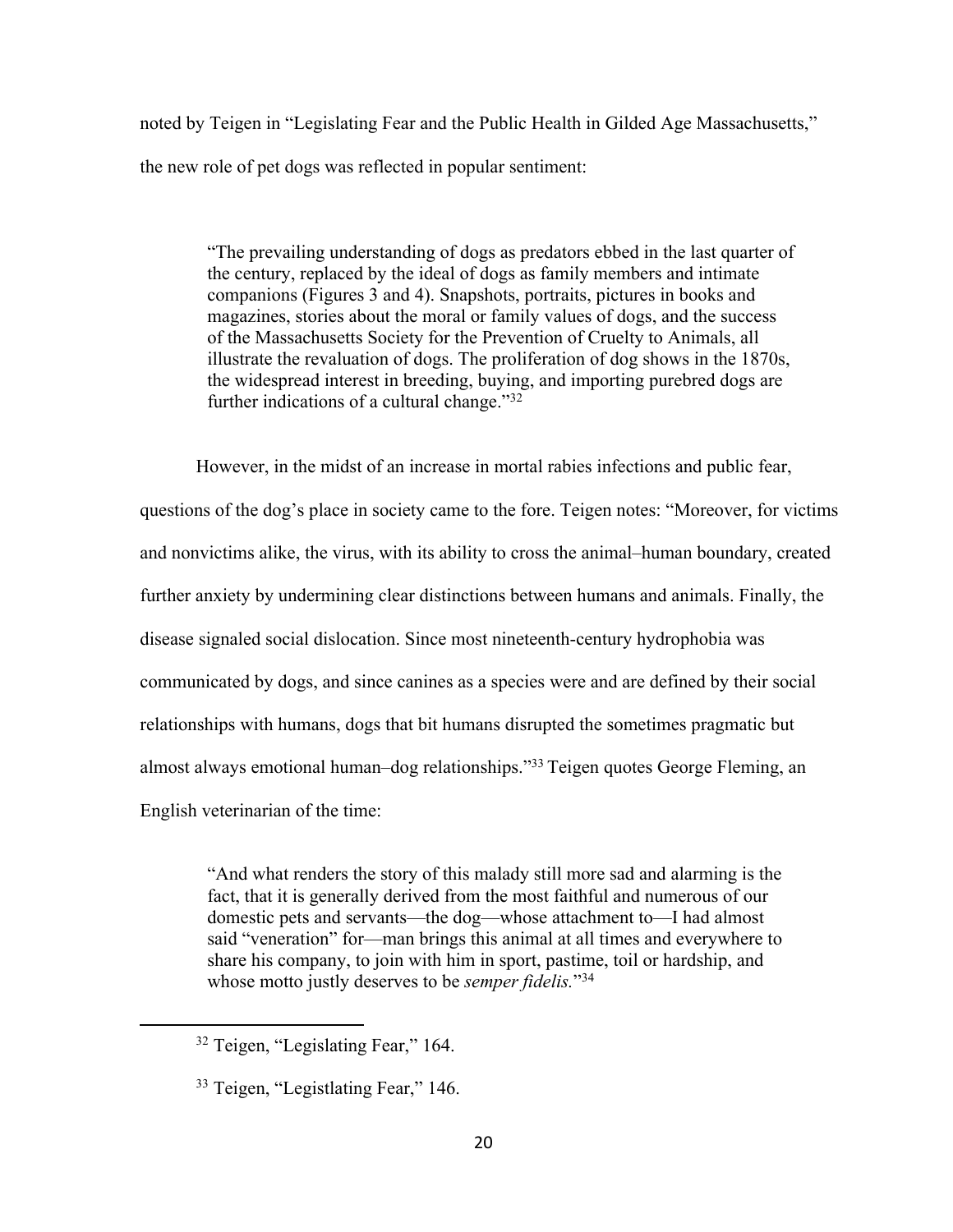noted by Teigen in "Legislating Fear and the Public Health in Gilded Age Massachusetts," the new role of pet dogs was reflected in popular sentiment:

> "The prevailing understanding of dogs as predators ebbed in the last quarter of the century, replaced by the ideal of dogs as family members and intimate companions (Figures 3 and 4). Snapshots, portraits, pictures in books and magazines, stories about the moral or family values of dogs, and the success of the Massachusetts Society for the Prevention of Cruelty to Animals, all illustrate the revaluation of dogs. The proliferation of dog shows in the 1870s, the widespread interest in breeding, buying, and importing purebred dogs are further indications of a cultural change."[32]

However, in the midst of an increase in mortal rabies infections and public fear, questions of the dog's place in society came to the fore. Teigen notes: "Moreover, for victims and nonvictims alike, the virus, with its ability to cross the animal–human boundary, created further anxiety by undermining clear distinctions between humans and animals. Finally, the disease signaled social dislocation. Since most nineteenth-century hydrophobia was communicated by dogs, and since canines as a species were and are defined by their social relationships with humans, dogs that bit humans disrupted the sometimes pragmatic but almost always emotional human–dog relationships."[33] Teigen quotes George Fleming, an English veterinarian of the time:

> "And what renders the story of this malady still more sad and alarming is the fact, that it is generally derived from the most faithful and numerous of our domestic pets and servants—the dog—whose attachment to—I had almost said "veneration" for—man brings this animal at all times and everywhere to share his company, to join with him in sport, pastime, toil or hardship, and whose motto justly deserves to be *semper fidelis.*"[34]

---

[32] Teigen, "Legislating Fear," 164.

[33] Teigen, "Legistlating Fear," 146.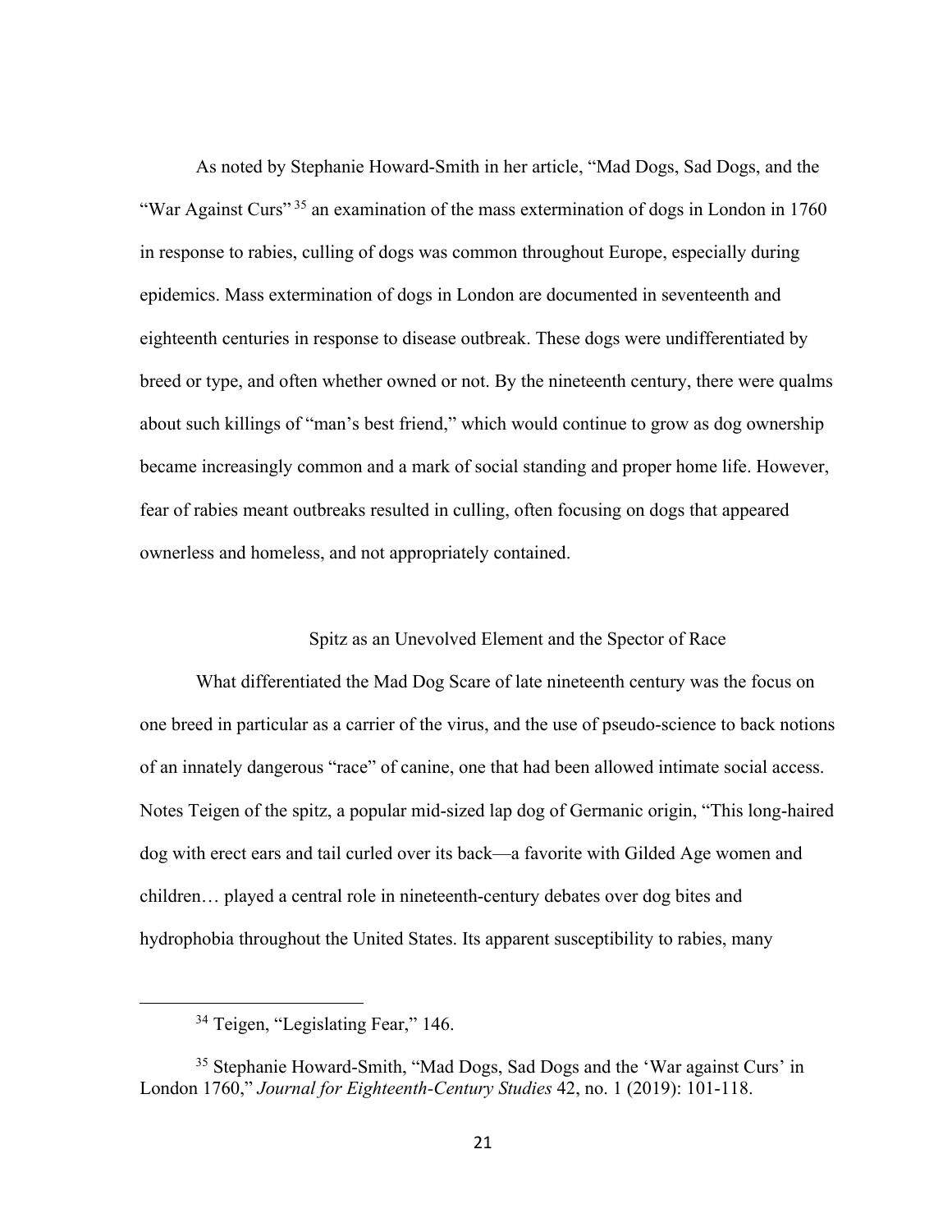As noted by Stephanie Howard-Smith in her article, "Mad Dogs, Sad Dogs, and the "War Against Curs" [35] an examination of the mass extermination of dogs in London in 1760 in response to rabies, culling of dogs was common throughout Europe, especially during epidemics. Mass extermination of dogs in London are documented in seventeenth and eighteenth centuries in response to disease outbreak. These dogs were undifferentiated by breed or type, and often whether owned or not. By the nineteenth century, there were qualms about such killings of "man's best friend," which would continue to grow as dog ownership became increasingly common and a mark of social standing and proper home life. However, fear of rabies meant outbreaks resulted in culling, often focusing on dogs that appeared ownerless and homeless, and not appropriately contained.

## Spitz as an Unevolved Element and the Spector of Race

What differentiated the Mad Dog Scare of late nineteenth century was the focus on one breed in particular as a carrier of the virus, and the use of pseudo-science to back notions of an innately dangerous "race" of canine, one that had been allowed intimate social access. Notes Teigen of the spitz, a popular mid-sized lap dog of Germanic origin, "This long-haired dog with erect ears and tail curled over its back—a favorite with Gilded Age women and children… played a central role in nineteenth-century debates over dog bites and hydrophobia throughout the United States. Its apparent susceptibility to rabies, many

---

[34] Teigen, "Legislating Fear," 146.

[35] Stephanie Howard-Smith, "Mad Dogs, Sad Dogs and the 'War against Curs' in London 1760," *Journal for Eighteenth-Century Studies* 42, no. 1 (2019): 101-118.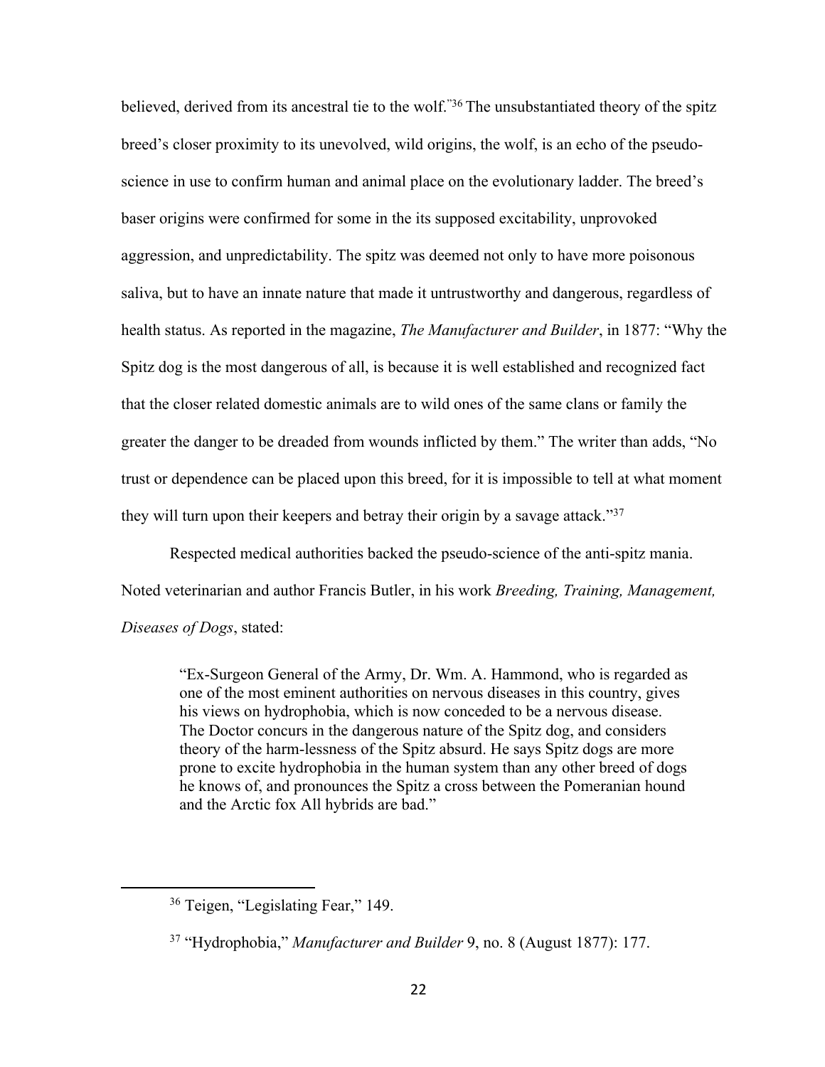believed, derived from its ancestral tie to the wolf."[36] The unsubstantiated theory of the spitz breed's closer proximity to its unevolved, wild origins, the wolf, is an echo of the pseudo-science in use to confirm human and animal place on the evolutionary ladder. The breed's baser origins were confirmed for some in the its supposed excitability, unprovoked aggression, and unpredictability. The spitz was deemed not only to have more poisonous saliva, but to have an innate nature that made it untrustworthy and dangerous, regardless of health status. As reported in the magazine, *The Manufacturer and Builder*, in 1877: "Why the Spitz dog is the most dangerous of all, is because it is well established and recognized fact that the closer related domestic animals are to wild ones of the same clans or family the greater the danger to be dreaded from wounds inflicted by them." The writer than adds, "No trust or dependence can be placed upon this breed, for it is impossible to tell at what moment they will turn upon their keepers and betray their origin by a savage attack."[37]

Respected medical authorities backed the pseudo-science of the anti-spitz mania. Noted veterinarian and author Francis Butler, in his work *Breeding, Training, Management, Diseases of Dogs*, stated:

> "Ex-Surgeon General of the Army, Dr. Wm. A. Hammond, who is regarded as one of the most eminent authorities on nervous diseases in this country, gives his views on hydrophobia, which is now conceded to be a nervous disease. The Doctor concurs in the dangerous nature of the Spitz dog, and considers theory of the harm-lessness of the Spitz absurd. He says Spitz dogs are more prone to excite hydrophobia in the human system than any other breed of dogs he knows of, and pronounces the Spitz a cross between the Pomeranian hound and the Arctic fox All hybrids are bad."

---

[36] Teigen, "Legislating Fear," 149.

[37] "Hydrophobia," *Manufacturer and Builder* 9, no. 8 (August 1877): 177.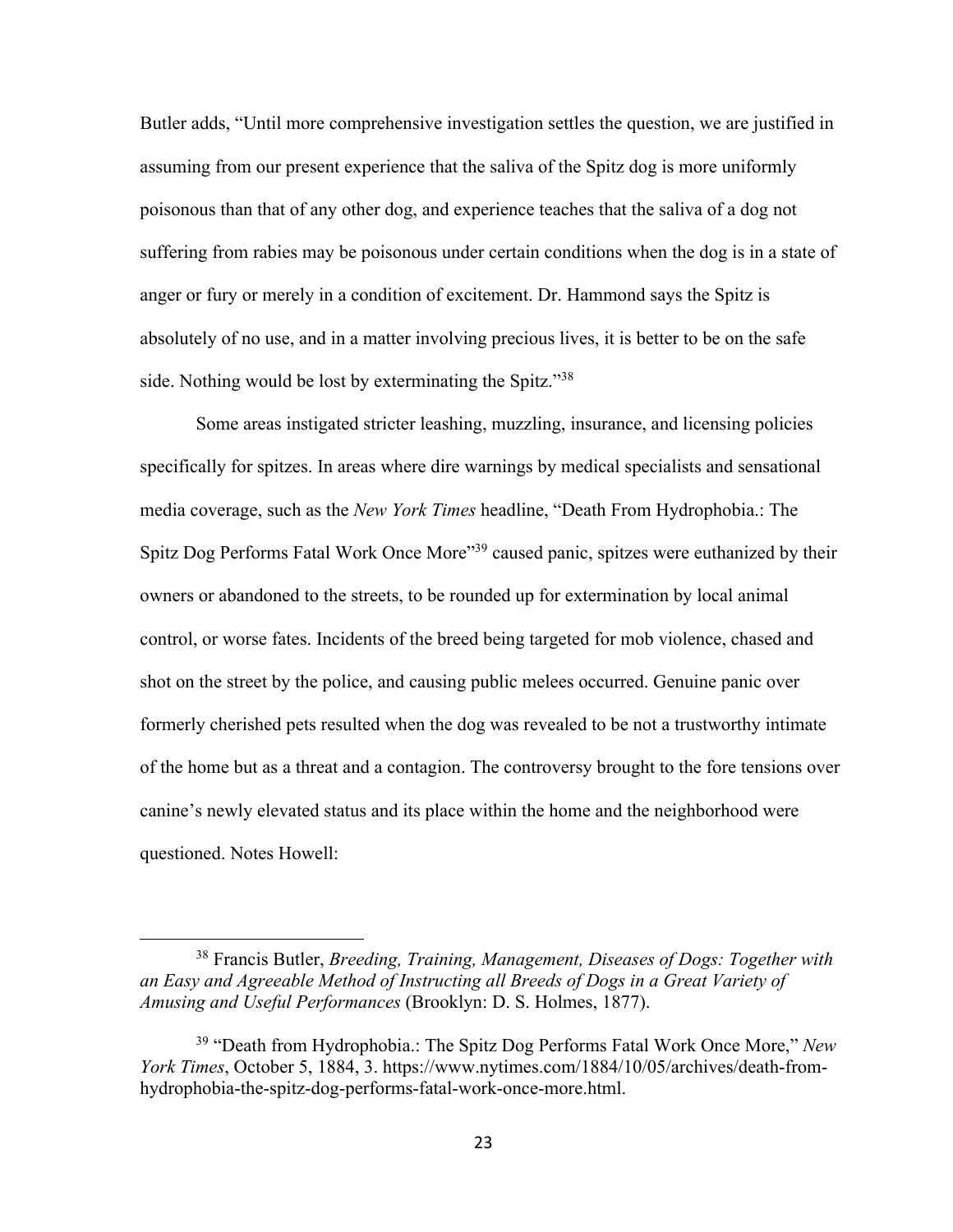Butler adds, "Until more comprehensive investigation settles the question, we are justified in assuming from our present experience that the saliva of the Spitz dog is more uniformly poisonous than that of any other dog, and experience teaches that the saliva of a dog not suffering from rabies may be poisonous under certain conditions when the dog is in a state of anger or fury or merely in a condition of excitement. Dr. Hammond says the Spitz is absolutely of no use, and in a matter involving precious lives, it is better to be on the safe side. Nothing would be lost by exterminating the Spitz."[38]

Some areas instigated stricter leashing, muzzling, insurance, and licensing policies specifically for spitzes. In areas where dire warnings by medical specialists and sensational media coverage, such as the *New York Times* headline, "Death From Hydrophobia.: The Spitz Dog Performs Fatal Work Once More"[39] caused panic, spitzes were euthanized by their owners or abandoned to the streets, to be rounded up for extermination by local animal control, or worse fates. Incidents of the breed being targeted for mob violence, chased and shot on the street by the police, and causing public melees occurred. Genuine panic over formerly cherished pets resulted when the dog was revealed to be not a trustworthy intimate of the home but as a threat and a contagion. The controversy brought to the fore tensions over canine's newly elevated status and its place within the home and the neighborhood were questioned. Notes Howell:

---

[38] Francis Butler, *Breeding, Training, Management, Diseases of Dogs: Together with an Easy and Agreeable Method of Instructing all Breeds of Dogs in a Great Variety of Amusing and Useful Performances* (Brooklyn: D. S. Holmes, 1877).

[39] "Death from Hydrophobia.: The Spitz Dog Performs Fatal Work Once More," *New York Times*, October 5, 1884, 3. https://www.nytimes.com/1884/10/05/archives/death-from-hydrophobia-the-spitz-dog-performs-fatal-work-once-more.html.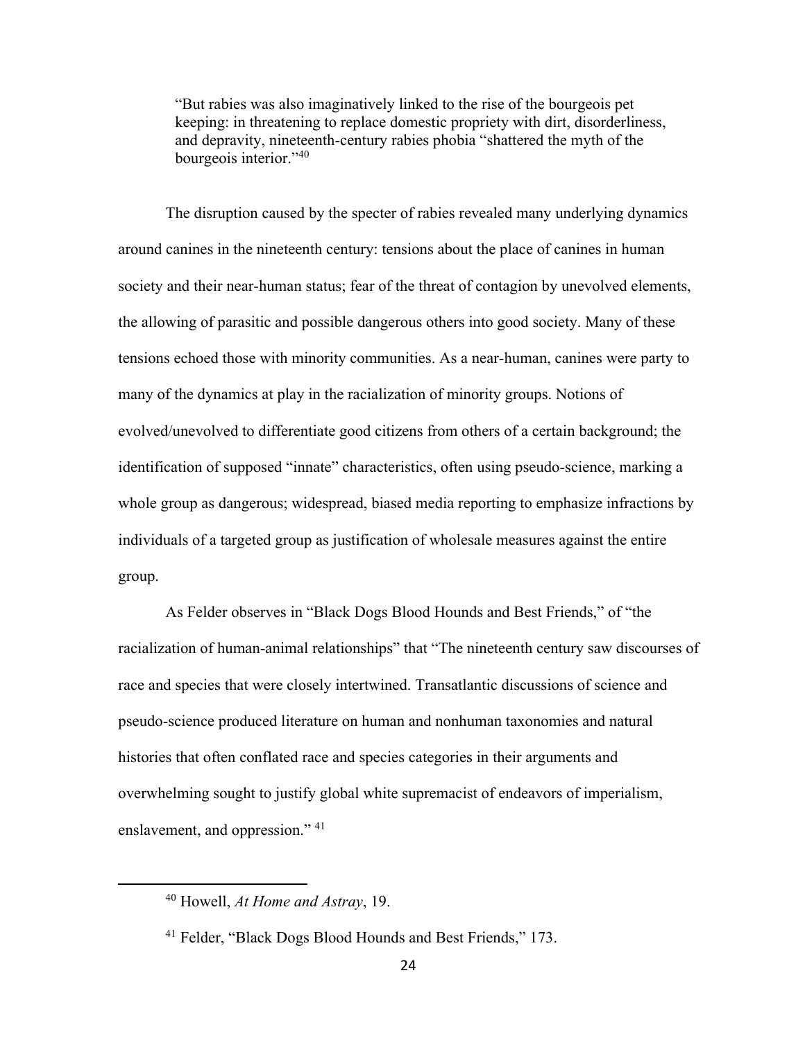> "But rabies was also imaginatively linked to the rise of the bourgeois pet keeping: in threatening to replace domestic propriety with dirt, disorderliness, and depravity, nineteenth-century rabies phobia "shattered the myth of the bourgeois interior."[40]

The disruption caused by the specter of rabies revealed many underlying dynamics around canines in the nineteenth century: tensions about the place of canines in human society and their near-human status; fear of the threat of contagion by unevolved elements, the allowing of parasitic and possible dangerous others into good society. Many of these tensions echoed those with minority communities. As a near-human, canines were party to many of the dynamics at play in the racialization of minority groups. Notions of evolved/unevolved to differentiate good citizens from others of a certain background; the identification of supposed "innate" characteristics, often using pseudo-science, marking a whole group as dangerous; widespread, biased media reporting to emphasize infractions by individuals of a targeted group as justification of wholesale measures against the entire group.

As Felder observes in "Black Dogs Blood Hounds and Best Friends," of "the racialization of human-animal relationships" that "The nineteenth century saw discourses of race and species that were closely intertwined. Transatlantic discussions of science and pseudo-science produced literature on human and nonhuman taxonomies and natural histories that often conflated race and species categories in their arguments and overwhelming sought to justify global white supremacist of endeavors of imperialism, enslavement, and oppression." [41]

---

[40] Howell, *At Home and Astray*, 19.

[41] Felder, "Black Dogs Blood Hounds and Best Friends," 173.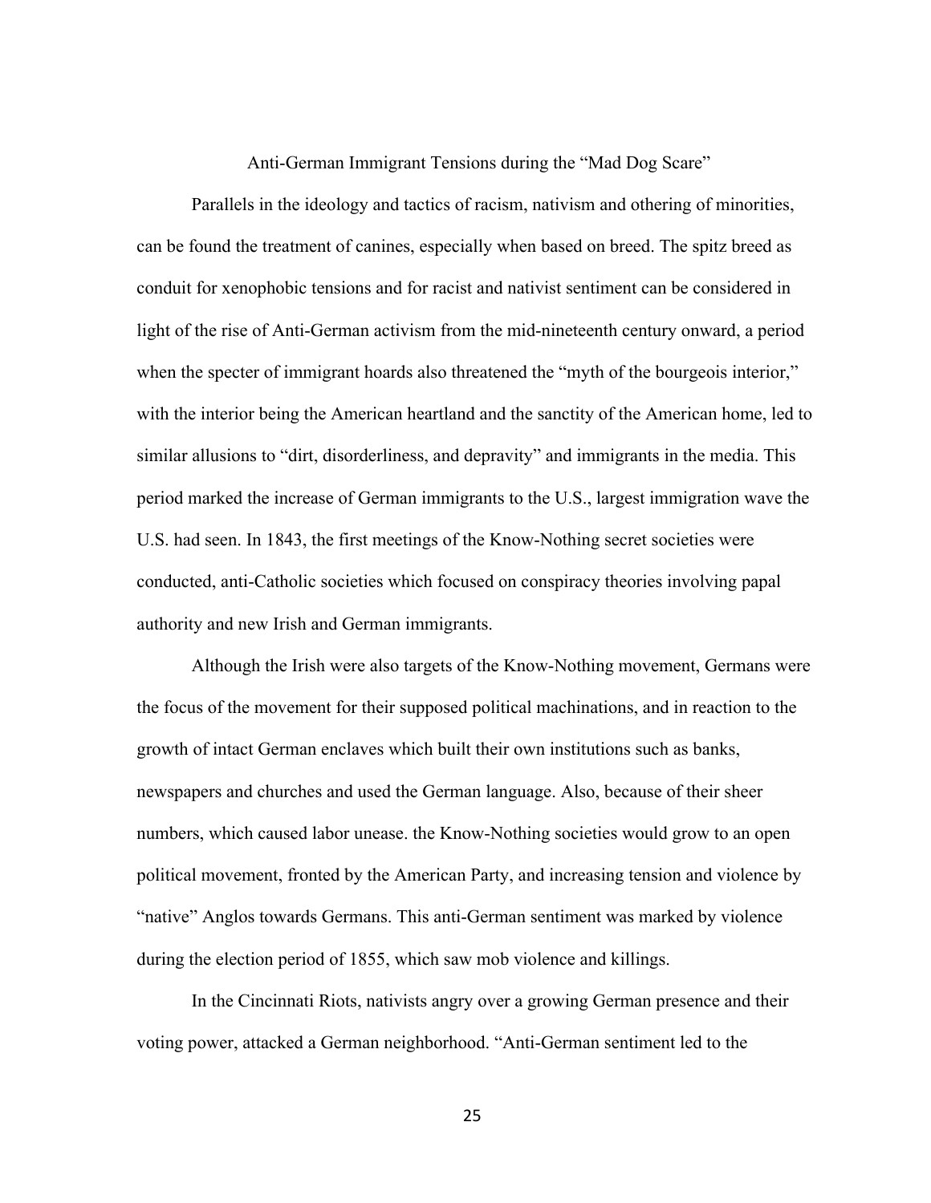## Anti-German Immigrant Tensions during the "Mad Dog Scare"

Parallels in the ideology and tactics of racism, nativism and othering of minorities, can be found the treatment of canines, especially when based on breed. The spitz breed as conduit for xenophobic tensions and for racist and nativist sentiment can be considered in light of the rise of Anti-German activism from the mid-nineteenth century onward, a period when the specter of immigrant hoards also threatened the "myth of the bourgeois interior," with the interior being the American heartland and the sanctity of the American home, led to similar allusions to "dirt, disorderliness, and depravity" and immigrants in the media. This period marked the increase of German immigrants to the U.S., largest immigration wave the U.S. had seen. In 1843, the first meetings of the Know-Nothing secret societies were conducted, anti-Catholic societies which focused on conspiracy theories involving papal authority and new Irish and German immigrants.

Although the Irish were also targets of the Know-Nothing movement, Germans were the focus of the movement for their supposed political machinations, and in reaction to the growth of intact German enclaves which built their own institutions such as banks, newspapers and churches and used the German language. Also, because of their sheer numbers, which caused labor unease. the Know-Nothing societies would grow to an open political movement, fronted by the American Party, and increasing tension and violence by "native" Anglos towards Germans. This anti-German sentiment was marked by violence during the election period of 1855, which saw mob violence and killings.

In the Cincinnati Riots, nativists angry over a growing German presence and their voting power, attacked a German neighborhood. "Anti-German sentiment led to the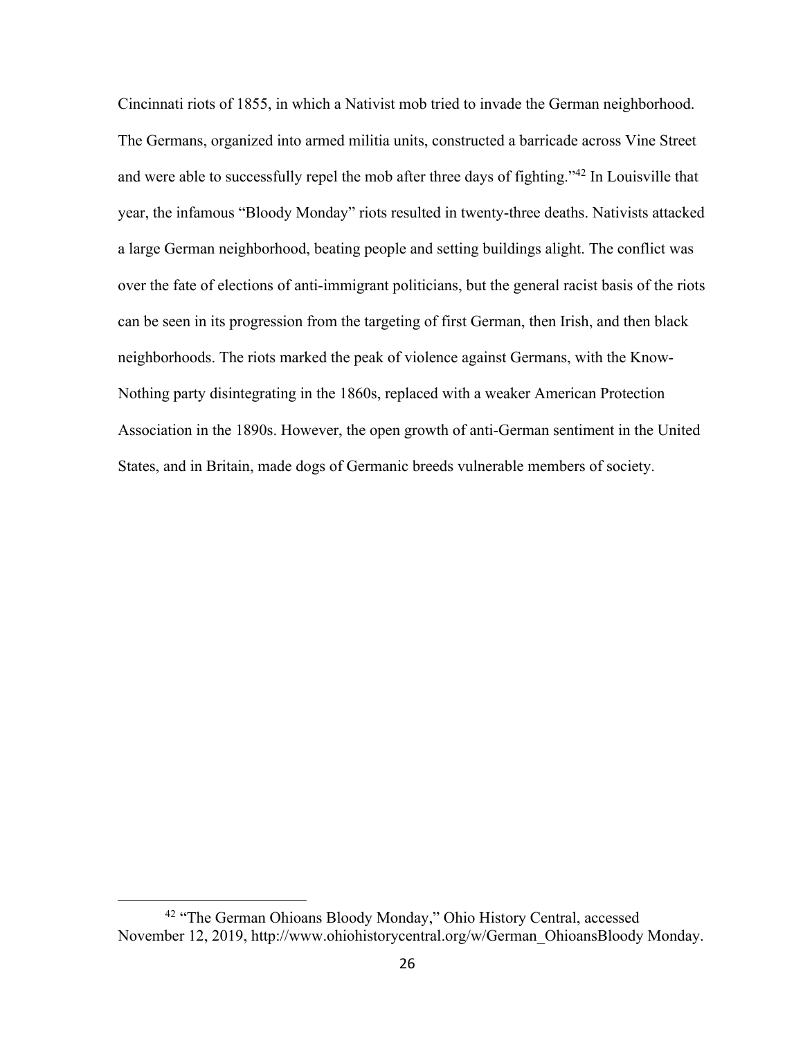Cincinnati riots of 1855, in which a Nativist mob tried to invade the German neighborhood. The Germans, organized into armed militia units, constructed a barricade across Vine Street and were able to successfully repel the mob after three days of fighting."[42] In Louisville that year, the infamous "Bloody Monday" riots resulted in twenty-three deaths. Nativists attacked a large German neighborhood, beating people and setting buildings alight. The conflict was over the fate of elections of anti-immigrant politicians, but the general racist basis of the riots can be seen in its progression from the targeting of first German, then Irish, and then black neighborhoods. The riots marked the peak of violence against Germans, with the Know-Nothing party disintegrating in the 1860s, replaced with a weaker American Protection Association in the 1890s. However, the open growth of anti-German sentiment in the United States, and in Britain, made dogs of Germanic breeds vulnerable members of society.

[42] "The German Ohioans Bloody Monday," Ohio History Central, accessed November 12, 2019, http://www.ohiohistorycentral.org/w/German_OhioansBloody Monday.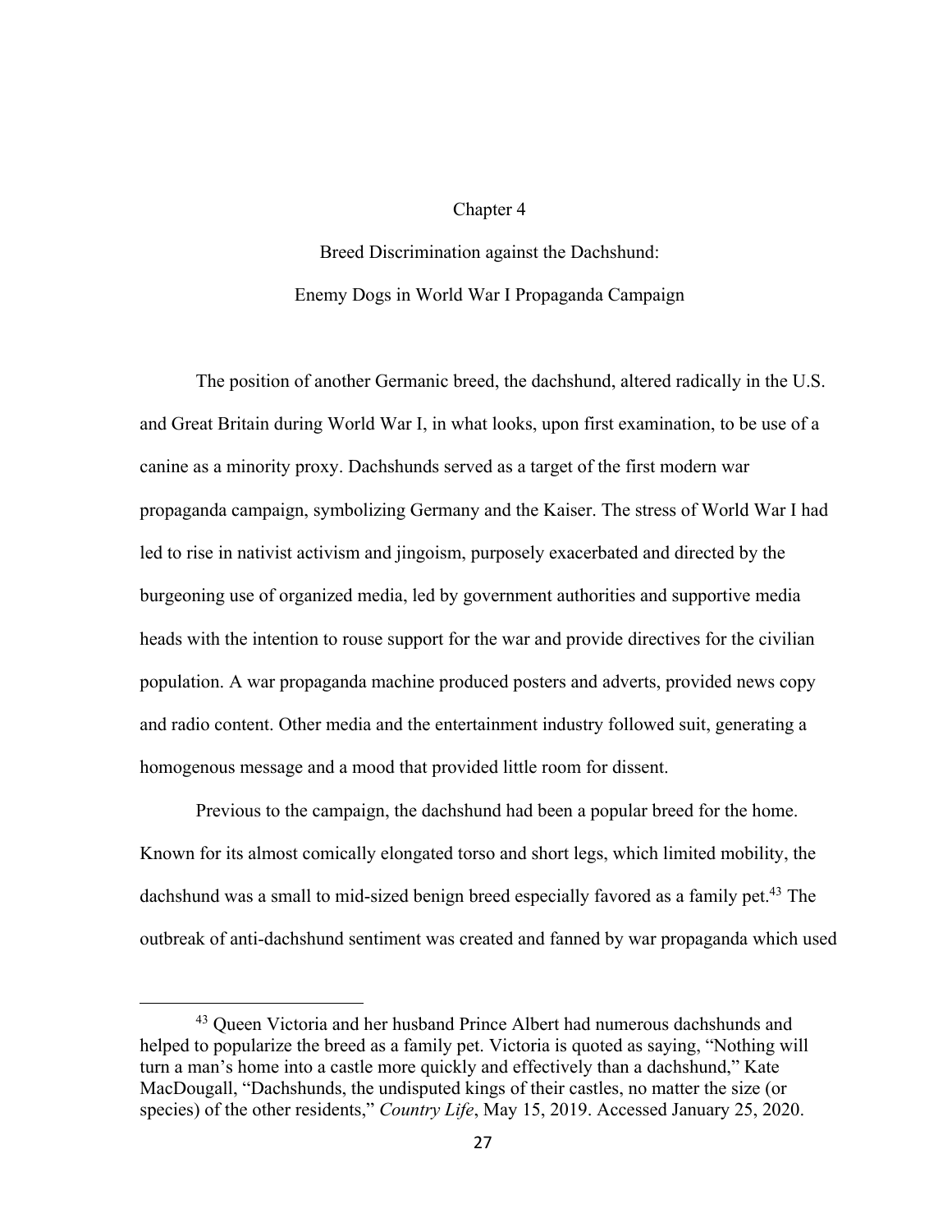# Chapter 4

## Breed Discrimination against the Dachshund: Enemy Dogs in World War I Propaganda Campaign

The position of another Germanic breed, the dachshund, altered radically in the U.S. and Great Britain during World War I, in what looks, upon first examination, to be use of a canine as a minority proxy. Dachshunds served as a target of the first modern war propaganda campaign, symbolizing Germany and the Kaiser. The stress of World War I had led to rise in nativist activism and jingoism, purposely exacerbated and directed by the burgeoning use of organized media, led by government authorities and supportive media heads with the intention to rouse support for the war and provide directives for the civilian population. A war propaganda machine produced posters and adverts, provided news copy and radio content. Other media and the entertainment industry followed suit, generating a homogenous message and a mood that provided little room for dissent.

Previous to the campaign, the dachshund had been a popular breed for the home. Known for its almost comically elongated torso and short legs, which limited mobility, the dachshund was a small to mid-sized benign breed especially favored as a family pet.[43] The outbreak of anti-dachshund sentiment was created and fanned by war propaganda which used

---

[43] Queen Victoria and her husband Prince Albert had numerous dachshunds and helped to popularize the breed as a family pet. Victoria is quoted as saying, "Nothing will turn a man's home into a castle more quickly and effectively than a dachshund," Kate MacDougall, "Dachshunds, the undisputed kings of their castles, no matter the size (or species) of the other residents," *Country Life*, May 15, 2019. Accessed January 25, 2020.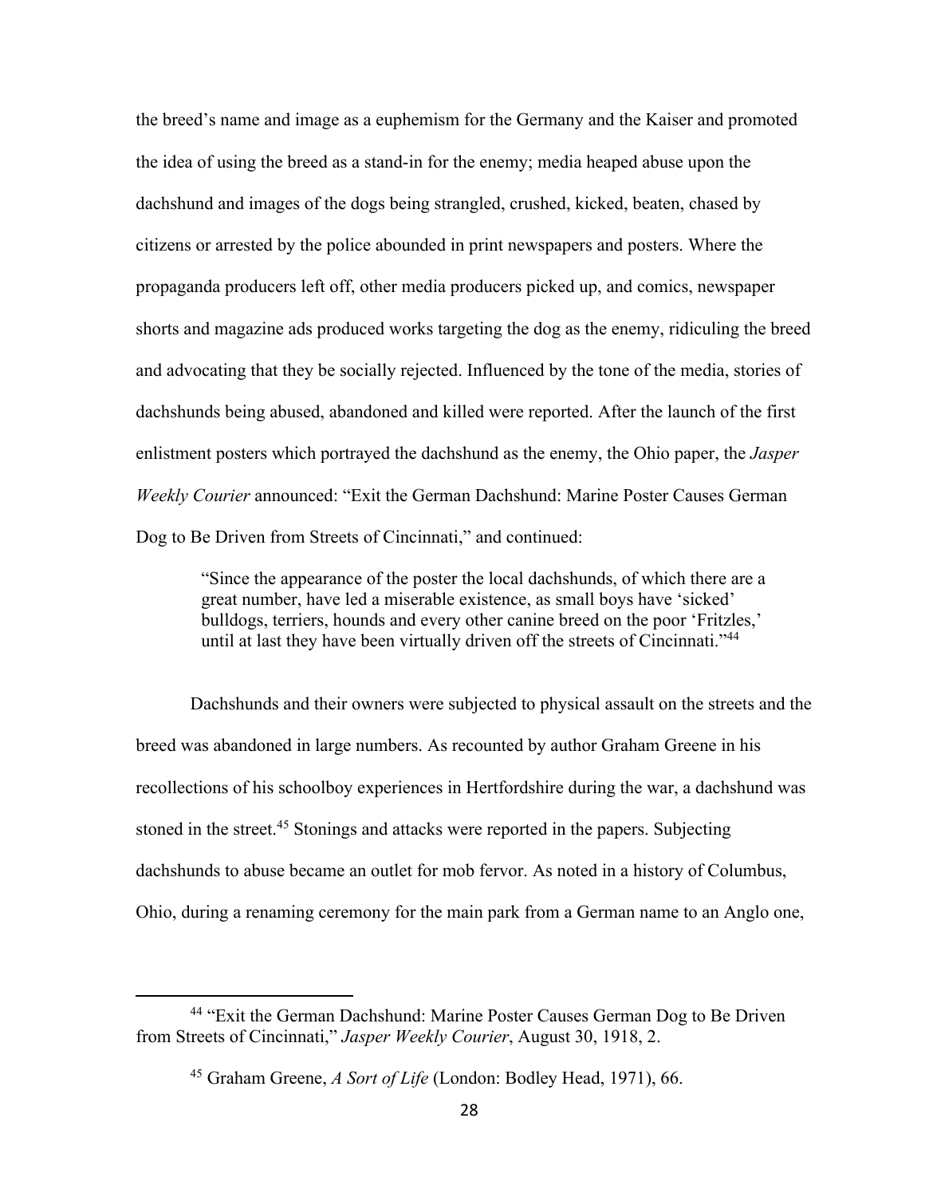the breed's name and image as a euphemism for the Germany and the Kaiser and promoted the idea of using the breed as a stand-in for the enemy; media heaped abuse upon the dachshund and images of the dogs being strangled, crushed, kicked, beaten, chased by citizens or arrested by the police abounded in print newspapers and posters. Where the propaganda producers left off, other media producers picked up, and comics, newspaper shorts and magazine ads produced works targeting the dog as the enemy, ridiculing the breed and advocating that they be socially rejected. Influenced by the tone of the media, stories of dachshunds being abused, abandoned and killed were reported. After the launch of the first enlistment posters which portrayed the dachshund as the enemy, the Ohio paper, the *Jasper Weekly Courier* announced: "Exit the German Dachshund: Marine Poster Causes German Dog to Be Driven from Streets of Cincinnati," and continued:

> "Since the appearance of the poster the local dachshunds, of which there are a great number, have led a miserable existence, as small boys have 'sicked' bulldogs, terriers, hounds and every other canine breed on the poor 'Fritzles,' until at last they have been virtually driven off the streets of Cincinnati."[44]

Dachshunds and their owners were subjected to physical assault on the streets and the breed was abandoned in large numbers. As recounted by author Graham Greene in his recollections of his schoolboy experiences in Hertfordshire during the war, a dachshund was stoned in the street.[45] Stonings and attacks were reported in the papers. Subjecting dachshunds to abuse became an outlet for mob fervor. As noted in a history of Columbus, Ohio, during a renaming ceremony for the main park from a German name to an Anglo one,

---

[44] "Exit the German Dachshund: Marine Poster Causes German Dog to Be Driven from Streets of Cincinnati," *Jasper Weekly Courier*, August 30, 1918, 2.

[45] Graham Greene, *A Sort of Life* (London: Bodley Head, 1971), 66.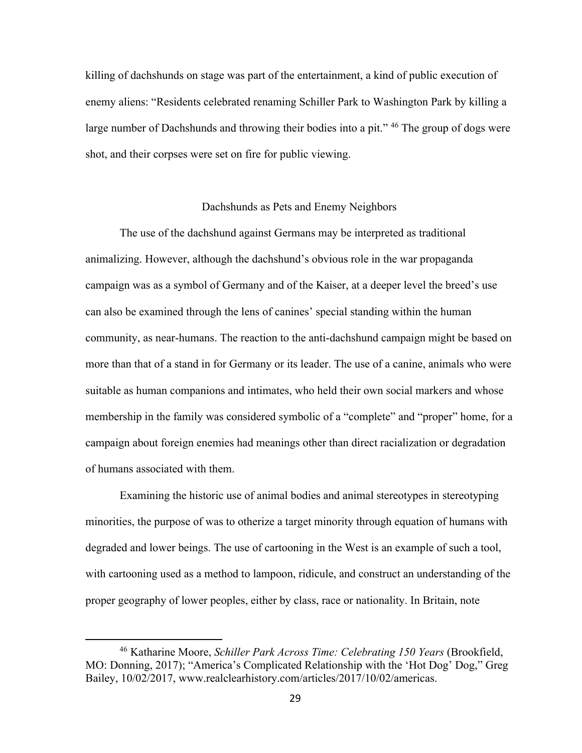killing of dachshunds on stage was part of the entertainment, a kind of public execution of enemy aliens: "Residents celebrated renaming Schiller Park to Washington Park by killing a large number of Dachshunds and throwing their bodies into a pit." [46] The group of dogs were shot, and their corpses were set on fire for public viewing.

## Dachshunds as Pets and Enemy Neighbors

The use of the dachshund against Germans may be interpreted as traditional animalizing. However, although the dachshund's obvious role in the war propaganda campaign was as a symbol of Germany and of the Kaiser, at a deeper level the breed's use can also be examined through the lens of canines' special standing within the human community, as near-humans. The reaction to the anti-dachshund campaign might be based on more than that of a stand in for Germany or its leader. The use of a canine, animals who were suitable as human companions and intimates, who held their own social markers and whose membership in the family was considered symbolic of a "complete" and "proper" home, for a campaign about foreign enemies had meanings other than direct racialization or degradation of humans associated with them.

Examining the historic use of animal bodies and animal stereotypes in stereotyping minorities, the purpose of was to otherize a target minority through equation of humans with degraded and lower beings. The use of cartooning in the West is an example of such a tool, with cartooning used as a method to lampoon, ridicule, and construct an understanding of the proper geography of lower peoples, either by class, race or nationality. In Britain, note

---

[46] Katharine Moore, *Schiller Park Across Time: Celebrating 150 Years* (Brookfield, MO: Donning, 2017); "America's Complicated Relationship with the 'Hot Dog' Dog," Greg Bailey, 10/02/2017, www.realclearhistory.com/articles/2017/10/02/americas.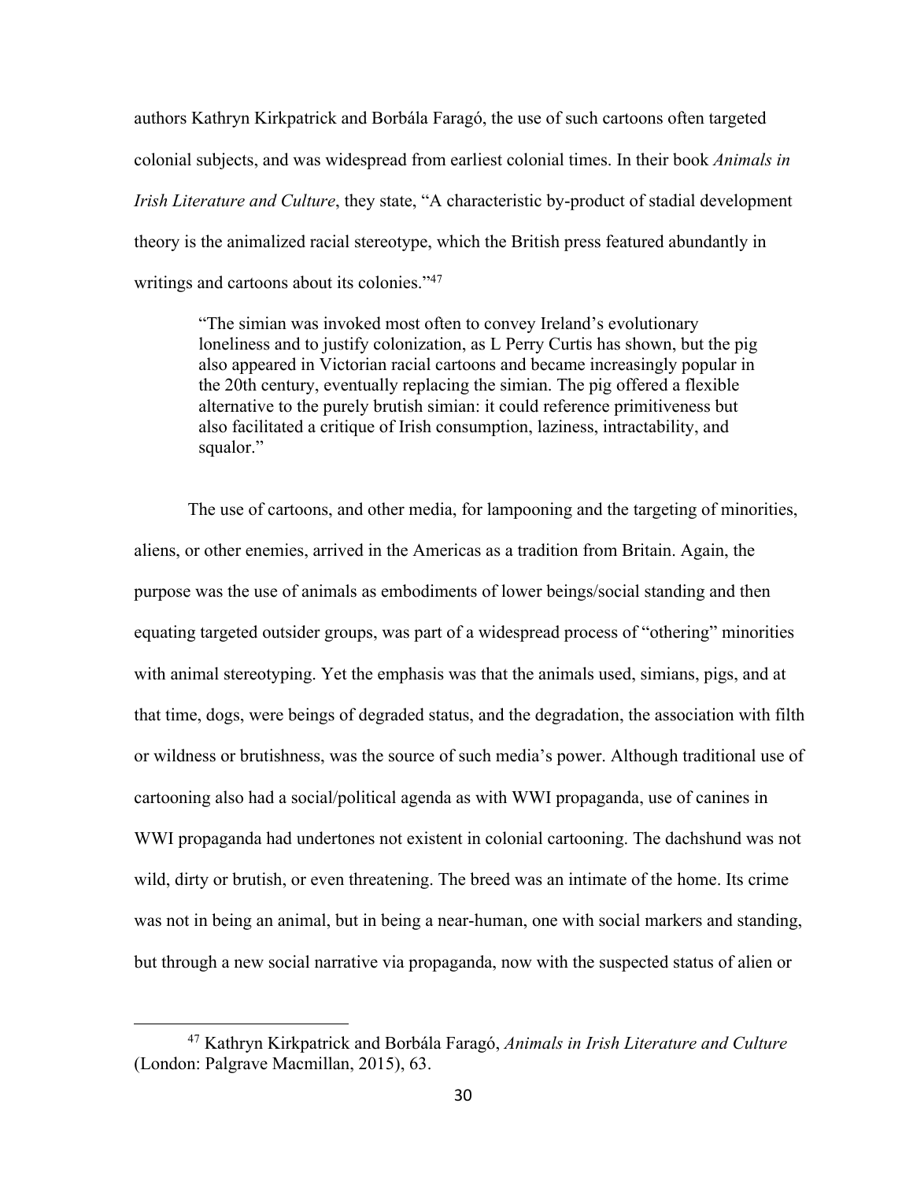authors Kathryn Kirkpatrick and Borbála Faragó, the use of such cartoons often targeted colonial subjects, and was widespread from earliest colonial times. In their book *Animals in Irish Literature and Culture*, they state, "A characteristic by-product of stadial development theory is the animalized racial stereotype, which the British press featured abundantly in writings and cartoons about its colonies."[47]

> "The simian was invoked most often to convey Ireland's evolutionary loneliness and to justify colonization, as L Perry Curtis has shown, but the pig also appeared in Victorian racial cartoons and became increasingly popular in the 20th century, eventually replacing the simian. The pig offered a flexible alternative to the purely brutish simian: it could reference primitiveness but also facilitated a critique of Irish consumption, laziness, intractability, and squalor."

The use of cartoons, and other media, for lampooning and the targeting of minorities, aliens, or other enemies, arrived in the Americas as a tradition from Britain. Again, the purpose was the use of animals as embodiments of lower beings/social standing and then equating targeted outsider groups, was part of a widespread process of "othering" minorities with animal stereotyping. Yet the emphasis was that the animals used, simians, pigs, and at that time, dogs, were beings of degraded status, and the degradation, the association with filth or wildness or brutishness, was the source of such media's power. Although traditional use of cartooning also had a social/political agenda as with WWI propaganda, use of canines in WWI propaganda had undertones not existent in colonial cartooning. The dachshund was not wild, dirty or brutish, or even threatening. The breed was an intimate of the home. Its crime was not in being an animal, but in being a near-human, one with social markers and standing, but through a new social narrative via propaganda, now with the suspected status of alien or

[47] Kathryn Kirkpatrick and Borbála Faragó, *Animals in Irish Literature and Culture* (London: Palgrave Macmillan, 2015), 63.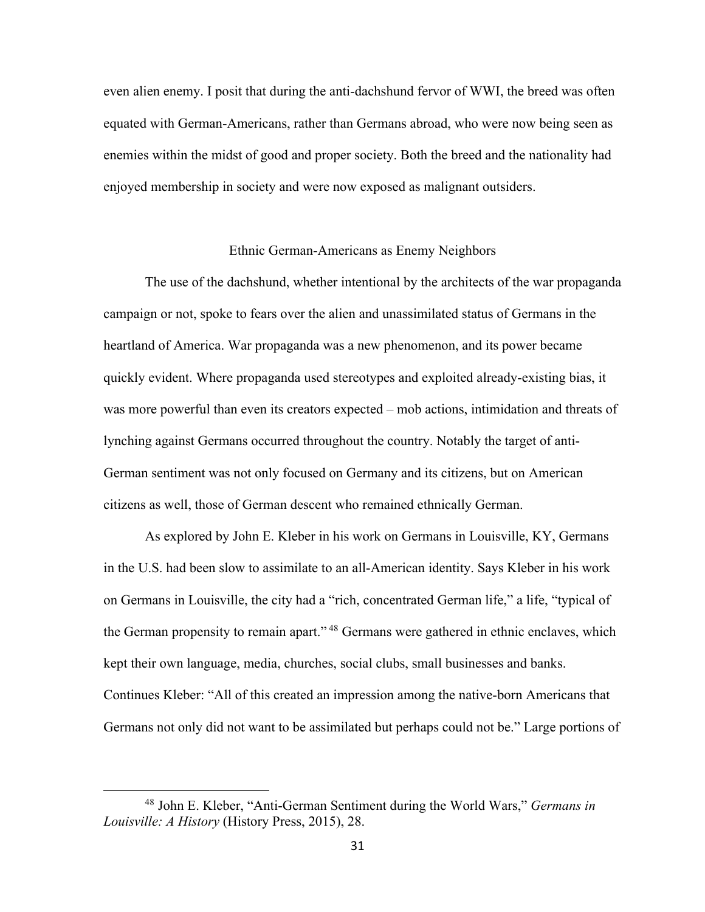even alien enemy. I posit that during the anti-dachshund fervor of WWI, the breed was often equated with German-Americans, rather than Germans abroad, who were now being seen as enemies within the midst of good and proper society. Both the breed and the nationality had enjoyed membership in society and were now exposed as malignant outsiders.

## Ethnic German-Americans as Enemy Neighbors

The use of the dachshund, whether intentional by the architects of the war propaganda campaign or not, spoke to fears over the alien and unassimilated status of Germans in the heartland of America. War propaganda was a new phenomenon, and its power became quickly evident. Where propaganda used stereotypes and exploited already-existing bias, it was more powerful than even its creators expected – mob actions, intimidation and threats of lynching against Germans occurred throughout the country. Notably the target of anti-German sentiment was not only focused on Germany and its citizens, but on American citizens as well, those of German descent who remained ethnically German.

As explored by John E. Kleber in his work on Germans in Louisville, KY, Germans in the U.S. had been slow to assimilate to an all-American identity. Says Kleber in his work on Germans in Louisville, the city had a "rich, concentrated German life," a life, "typical of the German propensity to remain apart."[48] Germans were gathered in ethnic enclaves, which kept their own language, media, churches, social clubs, small businesses and banks. Continues Kleber: "All of this created an impression among the native-born Americans that Germans not only did not want to be assimilated but perhaps could not be." Large portions of

[48] John E. Kleber, "Anti-German Sentiment during the World Wars," *Germans in Louisville: A History* (History Press, 2015), 28.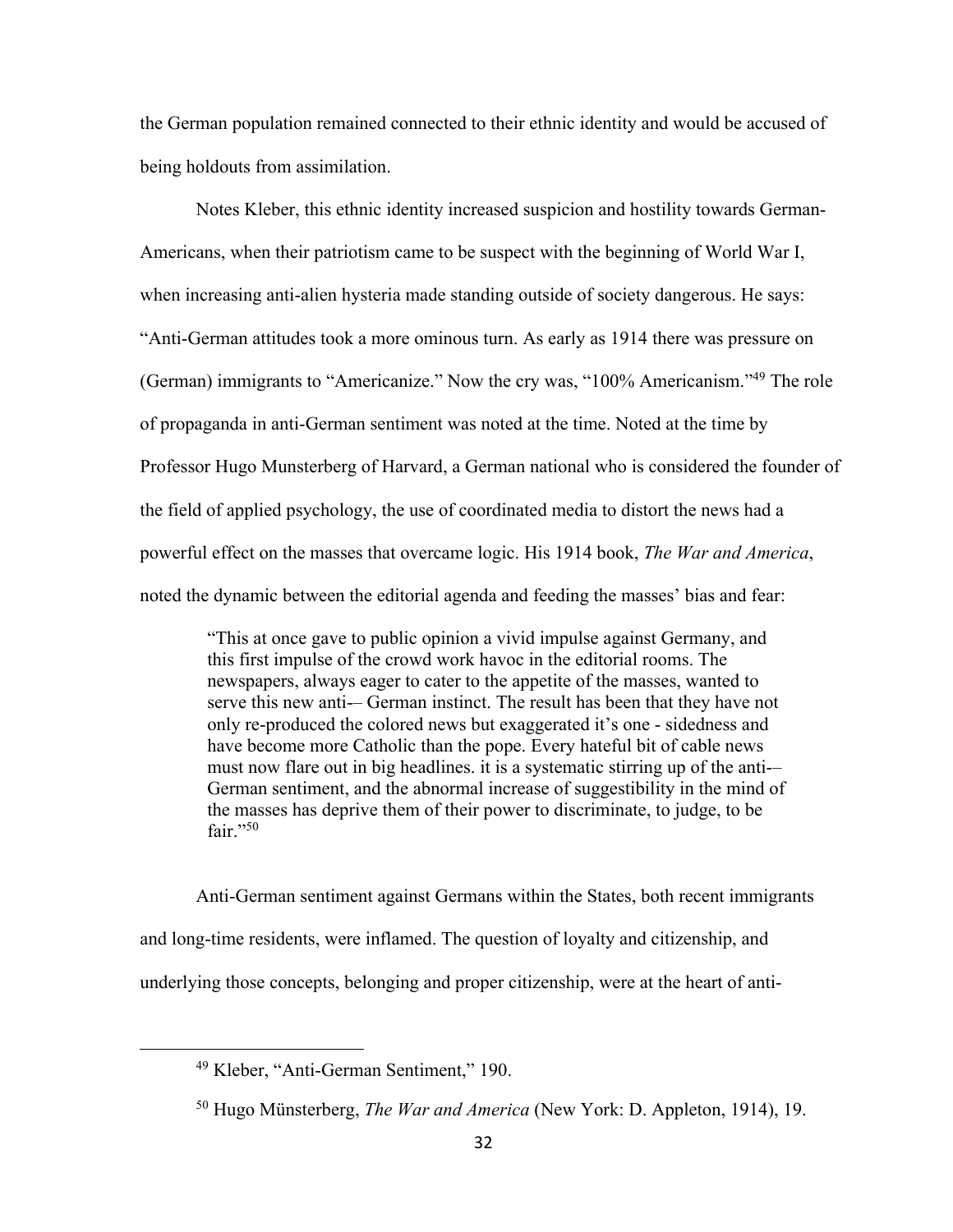the German population remained connected to their ethnic identity and would be accused of being holdouts from assimilation.

Notes Kleber, this ethnic identity increased suspicion and hostility towards German-Americans, when their patriotism came to be suspect with the beginning of World War I, when increasing anti-alien hysteria made standing outside of society dangerous. He says: "Anti-German attitudes took a more ominous turn. As early as 1914 there was pressure on (German) immigrants to "Americanize." Now the cry was, "100% Americanism."[49] The role of propaganda in anti-German sentiment was noted at the time. Noted at the time by Professor Hugo Munsterberg of Harvard, a German national who is considered the founder of the field of applied psychology, the use of coordinated media to distort the news had a powerful effect on the masses that overcame logic. His 1914 book, *The War and America*, noted the dynamic between the editorial agenda and feeding the masses' bias and fear:

> "This at once gave to public opinion a vivid impulse against Germany, and this first impulse of the crowd work havoc in the editorial rooms. The newspapers, always eager to cater to the appetite of the masses, wanted to serve this new anti-– German instinct. The result has been that they have not only re-produced the colored news but exaggerated it's one - sidedness and have become more Catholic than the pope. Every hateful bit of cable news must now flare out in big headlines. it is a systematic stirring up of the anti-– German sentiment, and the abnormal increase of suggestibility in the mind of the masses has deprive them of their power to discriminate, to judge, to be fair."[50]

Anti-German sentiment against Germans within the States, both recent immigrants and long-time residents, were inflamed. The question of loyalty and citizenship, and underlying those concepts, belonging and proper citizenship, were at the heart of anti-

[49] Kleber, "Anti-German Sentiment," 190.

[50] Hugo Münsterberg, *The War and America* (New York: D. Appleton, 1914), 19.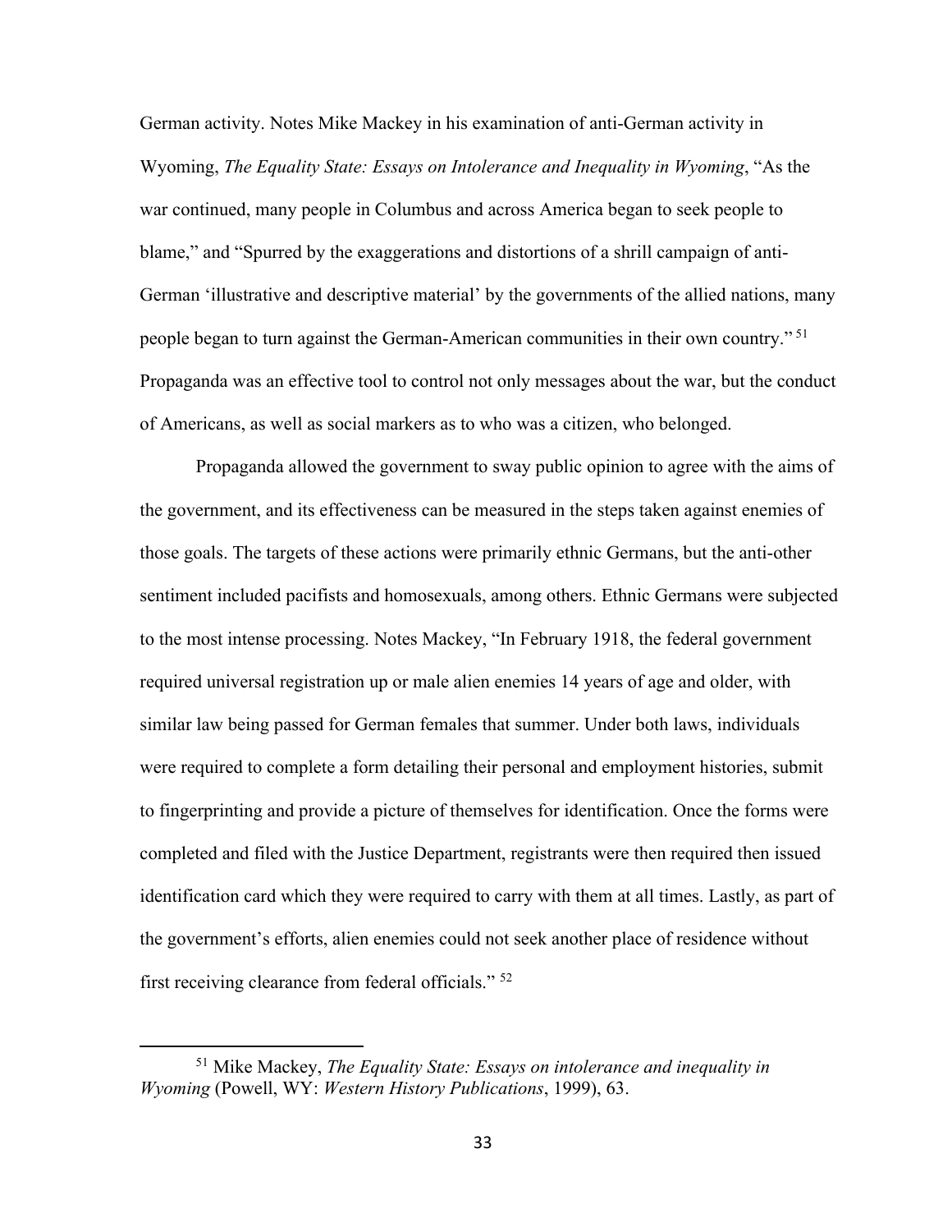German activity. Notes Mike Mackey in his examination of anti-German activity in Wyoming, *The Equality State: Essays on Intolerance and Inequality in Wyoming*, "As the war continued, many people in Columbus and across America began to seek people to blame," and "Spurred by the exaggerations and distortions of a shrill campaign of anti-German 'illustrative and descriptive material' by the governments of the allied nations, many people began to turn against the German-American communities in their own country." [51] Propaganda was an effective tool to control not only messages about the war, but the conduct of Americans, as well as social markers as to who was a citizen, who belonged.

Propaganda allowed the government to sway public opinion to agree with the aims of the government, and its effectiveness can be measured in the steps taken against enemies of those goals. The targets of these actions were primarily ethnic Germans, but the anti-other sentiment included pacifists and homosexuals, among others. Ethnic Germans were subjected to the most intense processing. Notes Mackey, "In February 1918, the federal government required universal registration up or male alien enemies 14 years of age and older, with similar law being passed for German females that summer. Under both laws, individuals were required to complete a form detailing their personal and employment histories, submit to fingerprinting and provide a picture of themselves for identification. Once the forms were completed and filed with the Justice Department, registrants were then required then issued identification card which they were required to carry with them at all times. Lastly, as part of the government's efforts, alien enemies could not seek another place of residence without first receiving clearance from federal officials." [52]

---

[51] Mike Mackey, *The Equality State: Essays on intolerance and inequality in Wyoming* (Powell, WY: *Western History Publications*, 1999), 63.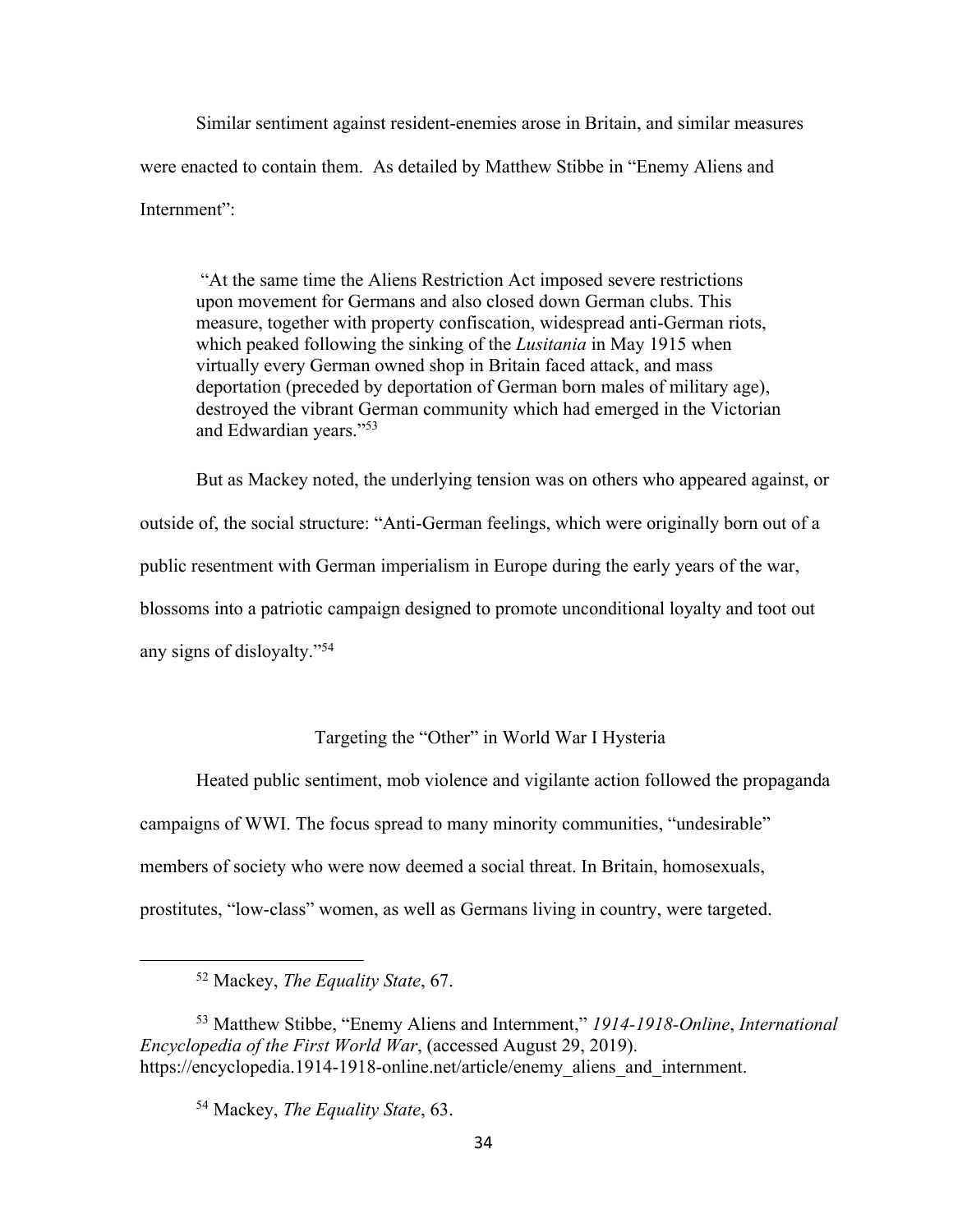Similar sentiment against resident-enemies arose in Britain, and similar measures were enacted to contain them. As detailed by Matthew Stibbe in "Enemy Aliens and Internment":

> "At the same time the Aliens Restriction Act imposed severe restrictions upon movement for Germans and also closed down German clubs. This measure, together with property confiscation, widespread anti-German riots, which peaked following the sinking of the *Lusitania* in May 1915 when virtually every German owned shop in Britain faced attack, and mass deportation (preceded by deportation of German born males of military age), destroyed the vibrant German community which had emerged in the Victorian and Edwardian years."[53]

But as Mackey noted, the underlying tension was on others who appeared against, or outside of, the social structure: "Anti-German feelings, which were originally born out of a public resentment with German imperialism in Europe during the early years of the war, blossoms into a patriotic campaign designed to promote unconditional loyalty and toot out any signs of disloyalty."[54]

## Targeting the "Other" in World War I Hysteria

Heated public sentiment, mob violence and vigilante action followed the propaganda campaigns of WWI. The focus spread to many minority communities, "undesirable" members of society who were now deemed a social threat. In Britain, homosexuals, prostitutes, "low-class" women, as well as Germans living in country, were targeted.

---

[52] Mackey, *The Equality State*, 67.

[53] Matthew Stibbe, "Enemy Aliens and Internment," *1914-1918-Online*, *International Encyclopedia of the First World War*, (accessed August 29, 2019). https://encyclopedia.1914-1918-online.net/article/enemy_aliens_and_internment.

[54] Mackey, *The Equality State*, 63.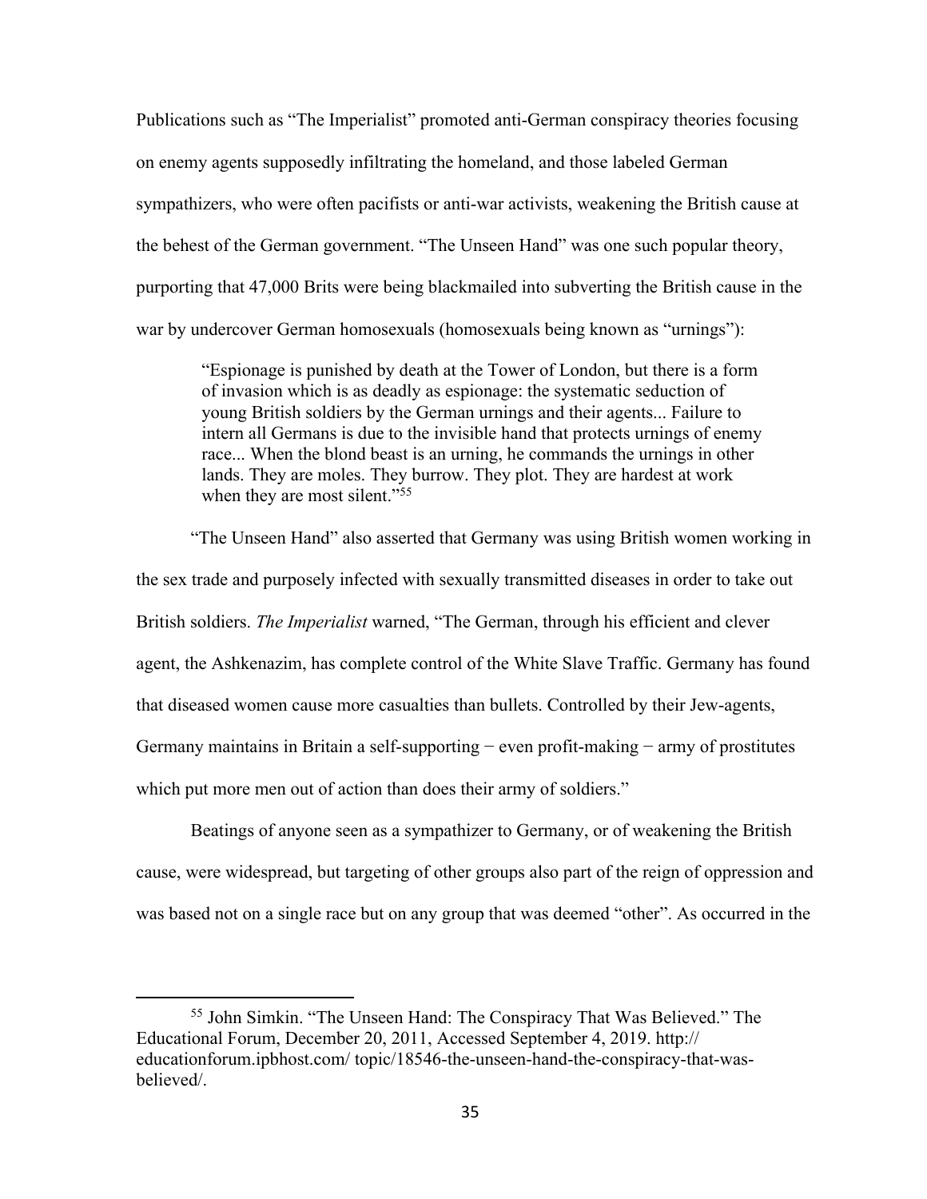Publications such as "The Imperialist" promoted anti-German conspiracy theories focusing on enemy agents supposedly infiltrating the homeland, and those labeled German sympathizers, who were often pacifists or anti-war activists, weakening the British cause at the behest of the German government. "The Unseen Hand" was one such popular theory, purporting that 47,000 Brits were being blackmailed into subverting the British cause in the war by undercover German homosexuals (homosexuals being known as "urnings"):

> "Espionage is punished by death at the Tower of London, but there is a form of invasion which is as deadly as espionage: the systematic seduction of young British soldiers by the German urnings and their agents... Failure to intern all Germans is due to the invisible hand that protects urnings of enemy race... When the blond beast is an urning, he commands the urnings in other lands. They are moles. They burrow. They plot. They are hardest at work when they are most silent."[55]

"The Unseen Hand" also asserted that Germany was using British women working in the sex trade and purposely infected with sexually transmitted diseases in order to take out British soldiers. *The Imperialist* warned, "The German, through his efficient and clever agent, the Ashkenazim, has complete control of the White Slave Traffic. Germany has found that diseased women cause more casualties than bullets. Controlled by their Jew-agents, Germany maintains in Britain a self-supporting − even profit-making − army of prostitutes which put more men out of action than does their army of soldiers."

Beatings of anyone seen as a sympathizer to Germany, or of weakening the British cause, were widespread, but targeting of other groups also part of the reign of oppression and was based not on a single race but on any group that was deemed "other". As occurred in the

---

[55] John Simkin. "The Unseen Hand: The Conspiracy That Was Believed." The Educational Forum, December 20, 2011, Accessed September 4, 2019. http:// educationforum.ipbhost.com/ topic/18546-the-unseen-hand-the-conspiracy-that-was-believed/.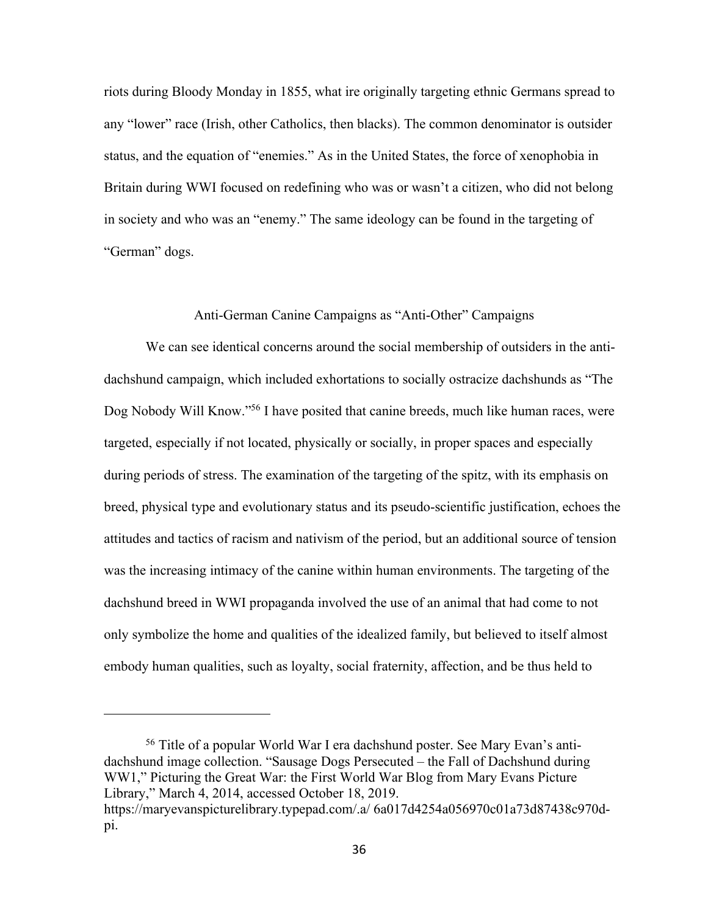riots during Bloody Monday in 1855, what ire originally targeting ethnic Germans spread to any "lower" race (Irish, other Catholics, then blacks). The common denominator is outsider status, and the equation of "enemies." As in the United States, the force of xenophobia in Britain during WWI focused on redefining who was or wasn't a citizen, who did not belong in society and who was an "enemy." The same ideology can be found in the targeting of "German" dogs.

## Anti-German Canine Campaigns as "Anti-Other" Campaigns

We can see identical concerns around the social membership of outsiders in the anti-dachshund campaign, which included exhortations to socially ostracize dachshunds as "The Dog Nobody Will Know."[56] I have posited that canine breeds, much like human races, were targeted, especially if not located, physically or socially, in proper spaces and especially during periods of stress. The examination of the targeting of the spitz, with its emphasis on breed, physical type and evolutionary status and its pseudo-scientific justification, echoes the attitudes and tactics of racism and nativism of the period, but an additional source of tension was the increasing intimacy of the canine within human environments. The targeting of the dachshund breed in WWI propaganda involved the use of an animal that had come to not only symbolize the home and qualities of the idealized family, but believed to itself almost embody human qualities, such as loyalty, social fraternity, affection, and be thus held to

---

[56] Title of a popular World War I era dachshund poster. See Mary Evan's anti-dachshund image collection. "Sausage Dogs Persecuted – the Fall of Dachshund during WW1," Picturing the Great War: the First World War Blog from Mary Evans Picture Library," March 4, 2014, accessed October 18, 2019. https://maryevanspicturelibrary.typepad.com/.a/ 6a017d4254a056970c01a73d87438c970d-pi.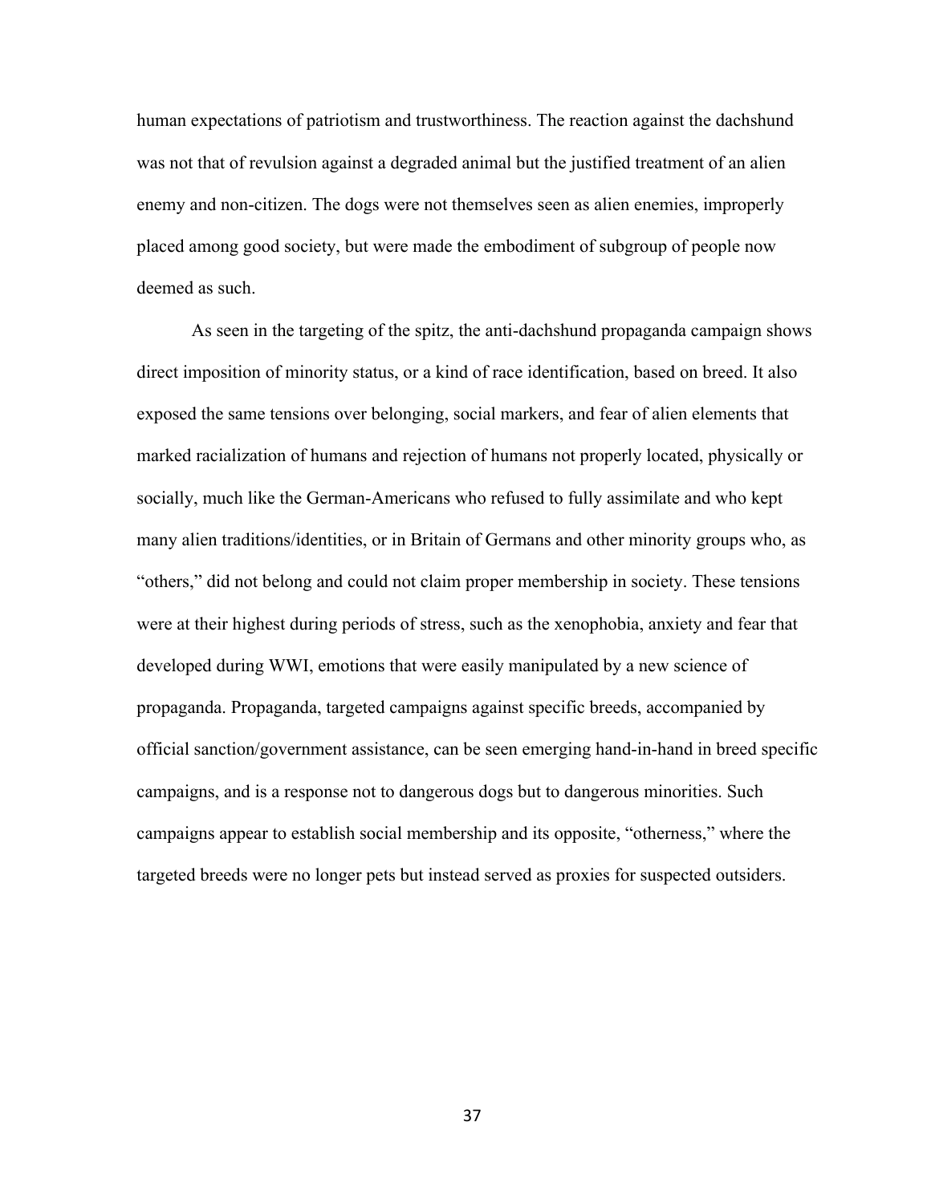human expectations of patriotism and trustworthiness. The reaction against the dachshund was not that of revulsion against a degraded animal but the justified treatment of an alien enemy and non-citizen. The dogs were not themselves seen as alien enemies, improperly placed among good society, but were made the embodiment of subgroup of people now deemed as such.

As seen in the targeting of the spitz, the anti-dachshund propaganda campaign shows direct imposition of minority status, or a kind of race identification, based on breed. It also exposed the same tensions over belonging, social markers, and fear of alien elements that marked racialization of humans and rejection of humans not properly located, physically or socially, much like the German-Americans who refused to fully assimilate and who kept many alien traditions/identities, or in Britain of Germans and other minority groups who, as "others," did not belong and could not claim proper membership in society. These tensions were at their highest during periods of stress, such as the xenophobia, anxiety and fear that developed during WWI, emotions that were easily manipulated by a new science of propaganda. Propaganda, targeted campaigns against specific breeds, accompanied by official sanction/government assistance, can be seen emerging hand-in-hand in breed specific campaigns, and is a response not to dangerous dogs but to dangerous minorities. Such campaigns appear to establish social membership and its opposite, "otherness," where the targeted breeds were no longer pets but instead served as proxies for suspected outsiders.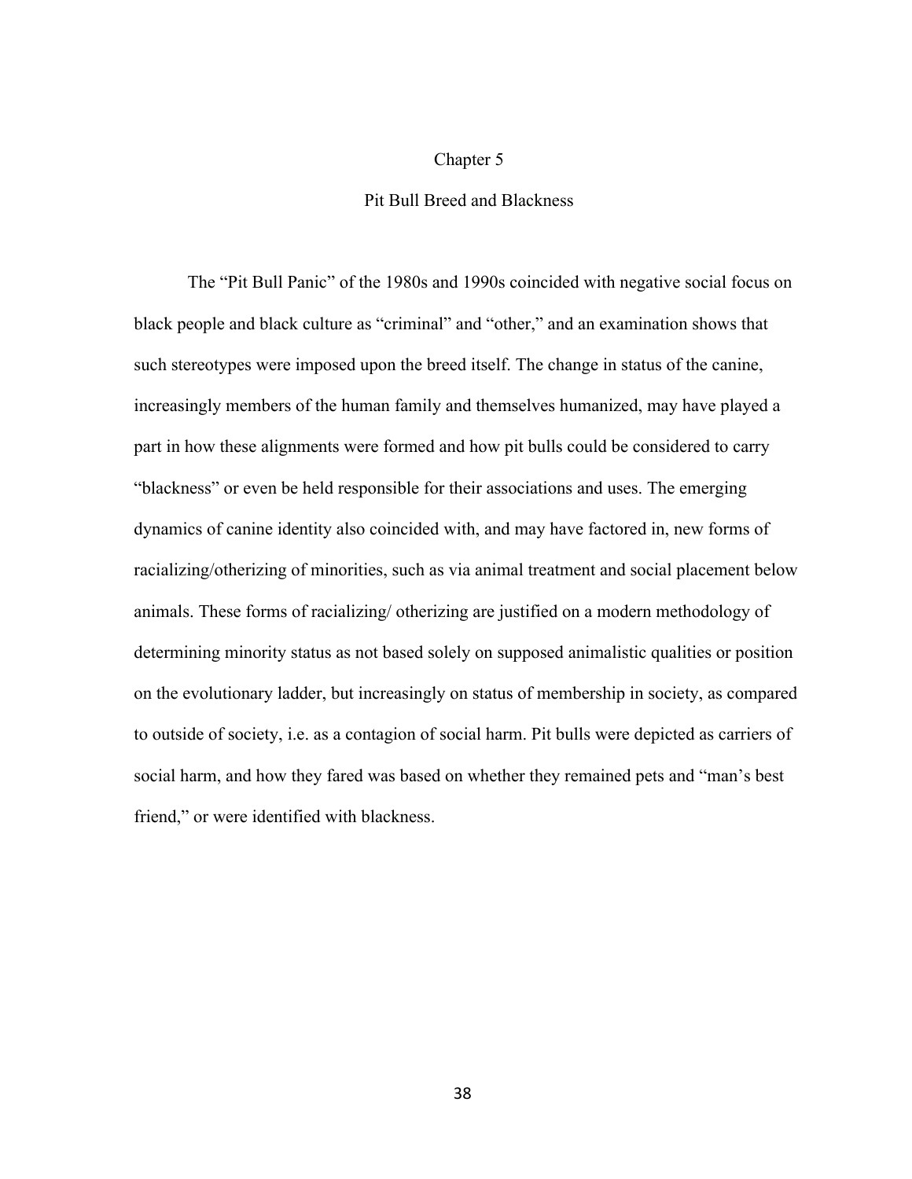# Chapter 5

## Pit Bull Breed and Blackness

The "Pit Bull Panic" of the 1980s and 1990s coincided with negative social focus on black people and black culture as "criminal" and "other," and an examination shows that such stereotypes were imposed upon the breed itself. The change in status of the canine, increasingly members of the human family and themselves humanized, may have played a part in how these alignments were formed and how pit bulls could be considered to carry "blackness" or even be held responsible for their associations and uses. The emerging dynamics of canine identity also coincided with, and may have factored in, new forms of racializing/otherizing of minorities, such as via animal treatment and social placement below animals. These forms of racializing/ otherizing are justified on a modern methodology of determining minority status as not based solely on supposed animalistic qualities or position on the evolutionary ladder, but increasingly on status of membership in society, as compared to outside of society, i.e. as a contagion of social harm. Pit bulls were depicted as carriers of social harm, and how they fared was based on whether they remained pets and "man's best friend," or were identified with blackness.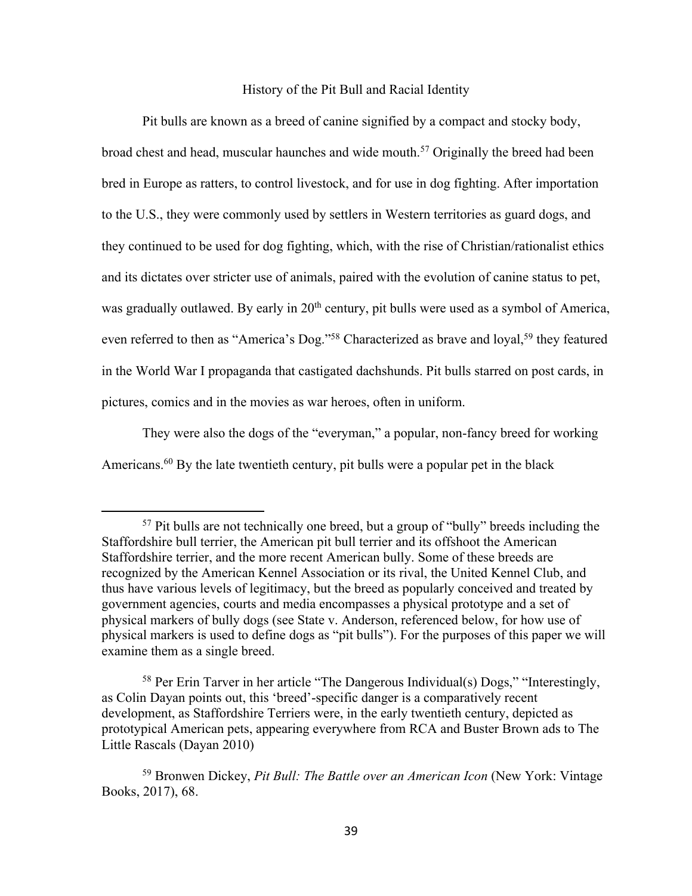## History of the Pit Bull and Racial Identity

Pit bulls are known as a breed of canine signified by a compact and stocky body, broad chest and head, muscular haunches and wide mouth.[57] Originally the breed had been bred in Europe as ratters, to control livestock, and for use in dog fighting. After importation to the U.S., they were commonly used by settlers in Western territories as guard dogs, and they continued to be used for dog fighting, which, with the rise of Christian/rationalist ethics and its dictates over stricter use of animals, paired with the evolution of canine status to pet, was gradually outlawed. By early in 20th century, pit bulls were used as a symbol of America, even referred to then as "America's Dog."[58] Characterized as brave and loyal,[59] they featured in the World War I propaganda that castigated dachshunds. Pit bulls starred on post cards, in pictures, comics and in the movies as war heroes, often in uniform.

They were also the dogs of the "everyman," a popular, non-fancy breed for working Americans.[60] By the late twentieth century, pit bulls were a popular pet in the black

---

[57] Pit bulls are not technically one breed, but a group of "bully" breeds including the Staffordshire bull terrier, the American pit bull terrier and its offshoot the American Staffordshire terrier, and the more recent American bully. Some of these breeds are recognized by the American Kennel Association or its rival, the United Kennel Club, and thus have various levels of legitimacy, but the breed as popularly conceived and treated by government agencies, courts and media encompasses a physical prototype and a set of physical markers of bully dogs (see State v. Anderson, referenced below, for how use of physical markers is used to define dogs as "pit bulls"). For the purposes of this paper we will examine them as a single breed.

[58] Per Erin Tarver in her article "The Dangerous Individual(s) Dogs," "Interestingly, as Colin Dayan points out, this 'breed'-specific danger is a comparatively recent development, as Staffordshire Terriers were, in the early twentieth century, depicted as prototypical American pets, appearing everywhere from RCA and Buster Brown ads to The Little Rascals (Dayan 2010)

[59] Bronwen Dickey, *Pit Bull: The Battle over an American Icon* (New York: Vintage Books, 2017), 68.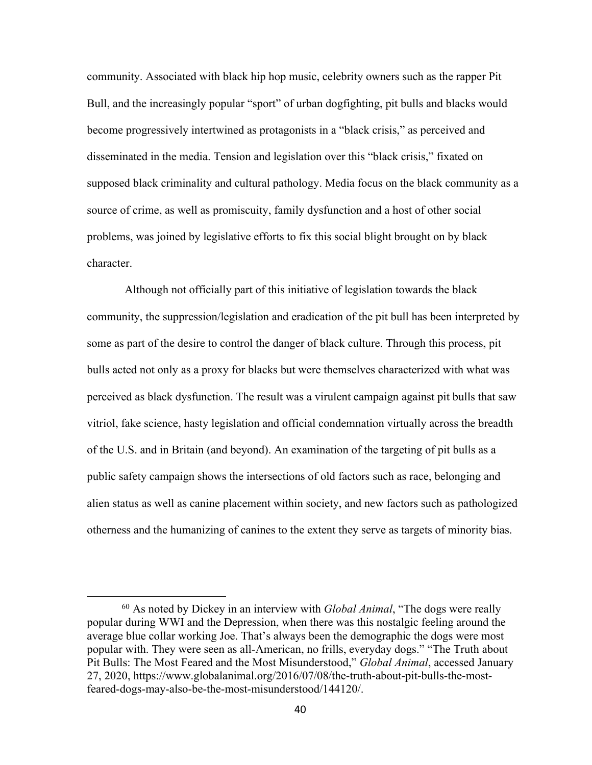community. Associated with black hip hop music, celebrity owners such as the rapper Pit Bull, and the increasingly popular "sport" of urban dogfighting, pit bulls and blacks would become progressively intertwined as protagonists in a "black crisis," as perceived and disseminated in the media. Tension and legislation over this "black crisis," fixated on supposed black criminality and cultural pathology. Media focus on the black community as a source of crime, as well as promiscuity, family dysfunction and a host of other social problems, was joined by legislative efforts to fix this social blight brought on by black character.

Although not officially part of this initiative of legislation towards the black community, the suppression/legislation and eradication of the pit bull has been interpreted by some as part of the desire to control the danger of black culture. Through this process, pit bulls acted not only as a proxy for blacks but were themselves characterized with what was perceived as black dysfunction. The result was a virulent campaign against pit bulls that saw vitriol, fake science, hasty legislation and official condemnation virtually across the breadth of the U.S. and in Britain (and beyond). An examination of the targeting of pit bulls as a public safety campaign shows the intersections of old factors such as race, belonging and alien status as well as canine placement within society, and new factors such as pathologized otherness and the humanizing of canines to the extent they serve as targets of minority bias.

---

[60] As noted by Dickey in an interview with *Global Animal*, "The dogs were really popular during WWI and the Depression, when there was this nostalgic feeling around the average blue collar working Joe. That's always been the demographic the dogs were most popular with. They were seen as all-American, no frills, everyday dogs." "The Truth about Pit Bulls: The Most Feared and the Most Misunderstood," *Global Animal*, accessed January 27, 2020, https://www.globalanimal.org/2016/07/08/the-truth-about-pit-bulls-the-most-feared-dogs-may-also-be-the-most-misunderstood/144120/.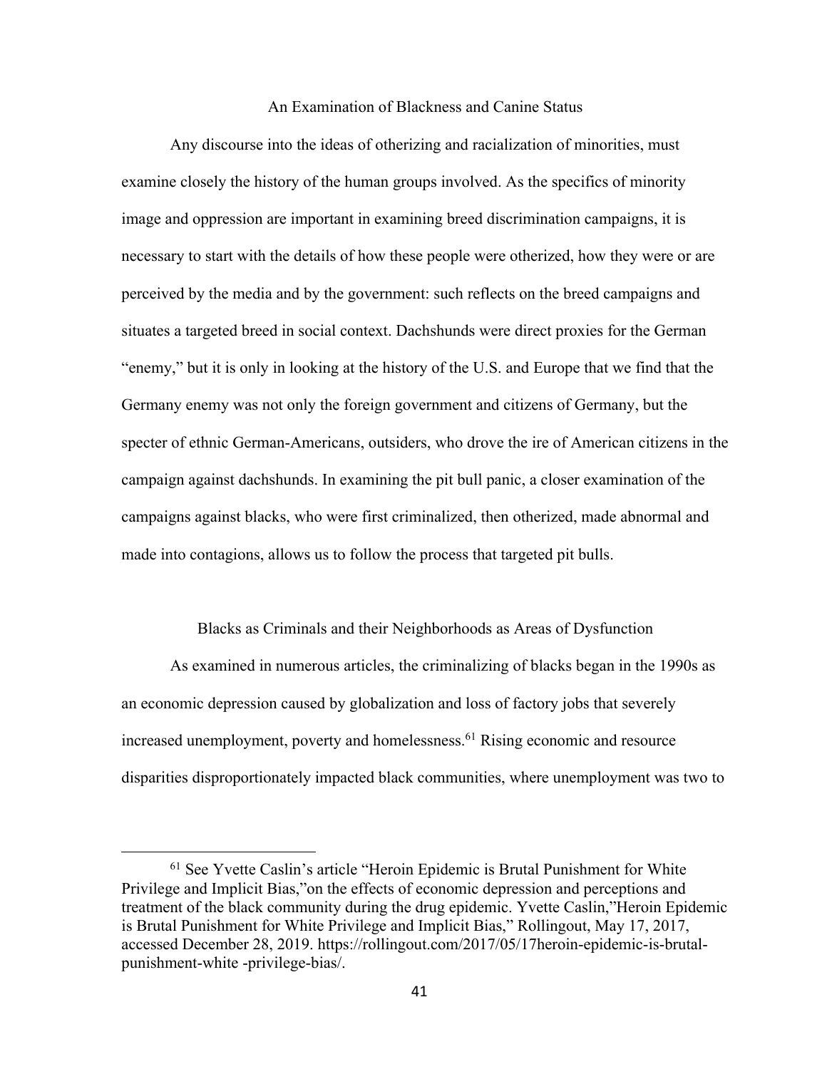## An Examination of Blackness and Canine Status

Any discourse into the ideas of otherizing and racialization of minorities, must examine closely the history of the human groups involved. As the specifics of minority image and oppression are important in examining breed discrimination campaigns, it is necessary to start with the details of how these people were otherized, how they were or are perceived by the media and by the government: such reflects on the breed campaigns and situates a targeted breed in social context. Dachshunds were direct proxies for the German "enemy," but it is only in looking at the history of the U.S. and Europe that we find that the Germany enemy was not only the foreign government and citizens of Germany, but the specter of ethnic German-Americans, outsiders, who drove the ire of American citizens in the campaign against dachshunds. In examining the pit bull panic, a closer examination of the campaigns against blacks, who were first criminalized, then otherized, made abnormal and made into contagions, allows us to follow the process that targeted pit bulls.

### Blacks as Criminals and their Neighborhoods as Areas of Dysfunction

As examined in numerous articles, the criminalizing of blacks began in the 1990s as an economic depression caused by globalization and loss of factory jobs that severely increased unemployment, poverty and homelessness.[61] Rising economic and resource disparities disproportionately impacted black communities, where unemployment was two to

[61] See Yvette Caslin's article "Heroin Epidemic is Brutal Punishment for White Privilege and Implicit Bias,"on the effects of economic depression and perceptions and treatment of the black community during the drug epidemic. Yvette Caslin,"Heroin Epidemic is Brutal Punishment for White Privilege and Implicit Bias," Rollingout, May 17, 2017, accessed December 28, 2019. https://rollingout.com/2017/05/17heroin-epidemic-is-brutal-punishment-white -privilege-bias/.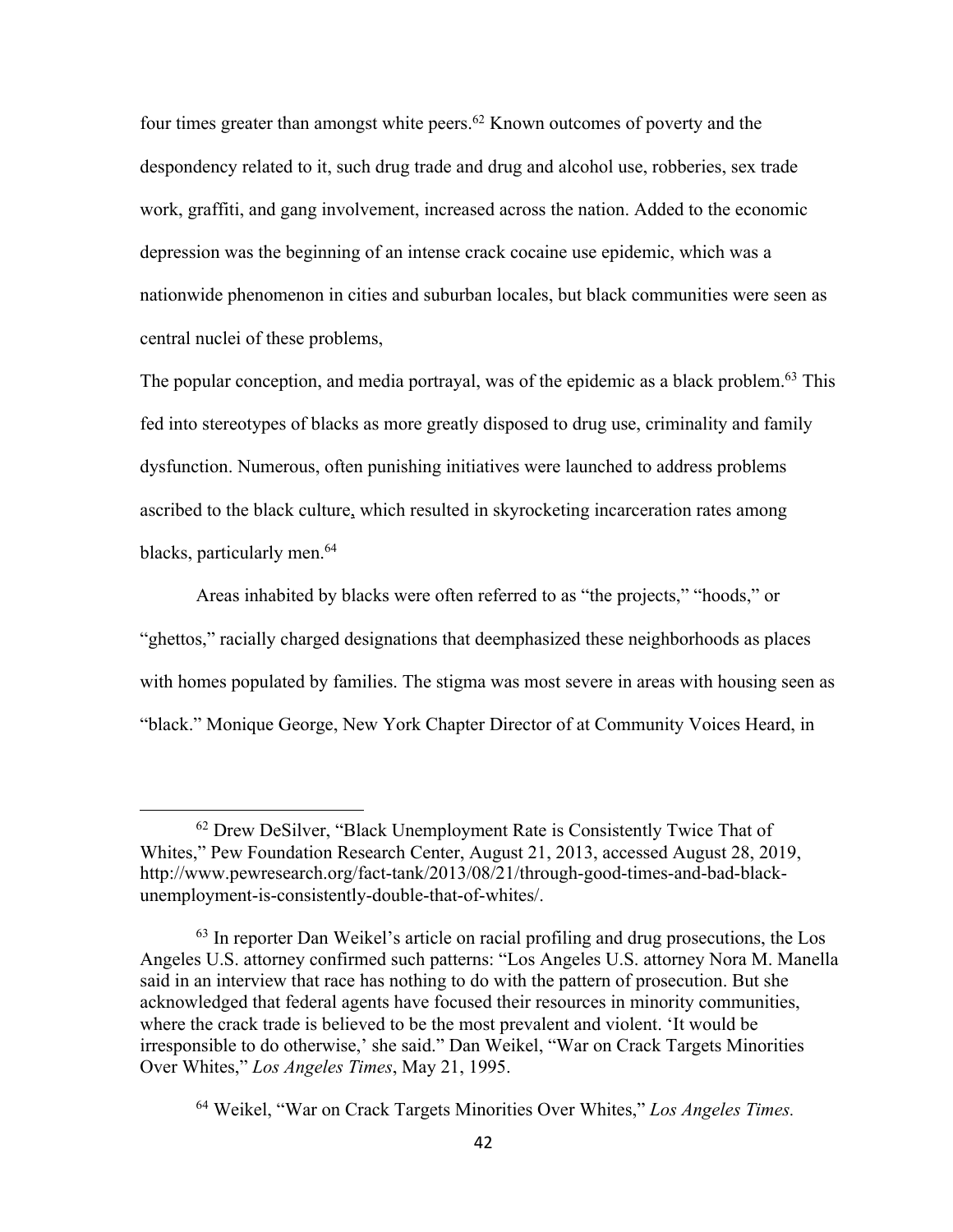four times greater than amongst white peers.[62] Known outcomes of poverty and the despondency related to it, such drug trade and drug and alcohol use, robberies, sex trade work, graffiti, and gang involvement, increased across the nation. Added to the economic depression was the beginning of an intense crack cocaine use epidemic, which was a nationwide phenomenon in cities and suburban locales, but black communities were seen as central nuclei of these problems,

The popular conception, and media portrayal, was of the epidemic as a black problem.[63] This fed into stereotypes of blacks as more greatly disposed to drug use, criminality and family dysfunction. Numerous, often punishing initiatives were launched to address problems ascribed to the black culture, which resulted in skyrocketing incarceration rates among blacks, particularly men.[64]

Areas inhabited by blacks were often referred to as "the projects," "hoods," or "ghettos," racially charged designations that deemphasized these neighborhoods as places with homes populated by families. The stigma was most severe in areas with housing seen as "black." Monique George, New York Chapter Director of at Community Voices Heard, in

---

[62] Drew DeSilver, "Black Unemployment Rate is Consistently Twice That of Whites," Pew Foundation Research Center, August 21, 2013, accessed August 28, 2019, http://www.pewresearch.org/fact-tank/2013/08/21/through-good-times-and-bad-black-unemployment-is-consistently-double-that-of-whites/.

[63] In reporter Dan Weikel's article on racial profiling and drug prosecutions, the Los Angeles U.S. attorney confirmed such patterns: "Los Angeles U.S. attorney Nora M. Manella said in an interview that race has nothing to do with the pattern of prosecution. But she acknowledged that federal agents have focused their resources in minority communities, where the crack trade is believed to be the most prevalent and violent. 'It would be irresponsible to do otherwise,' she said." Dan Weikel, "War on Crack Targets Minorities Over Whites," *Los Angeles Times*, May 21, 1995.

[64] Weikel, "War on Crack Targets Minorities Over Whites," *Los Angeles Times.*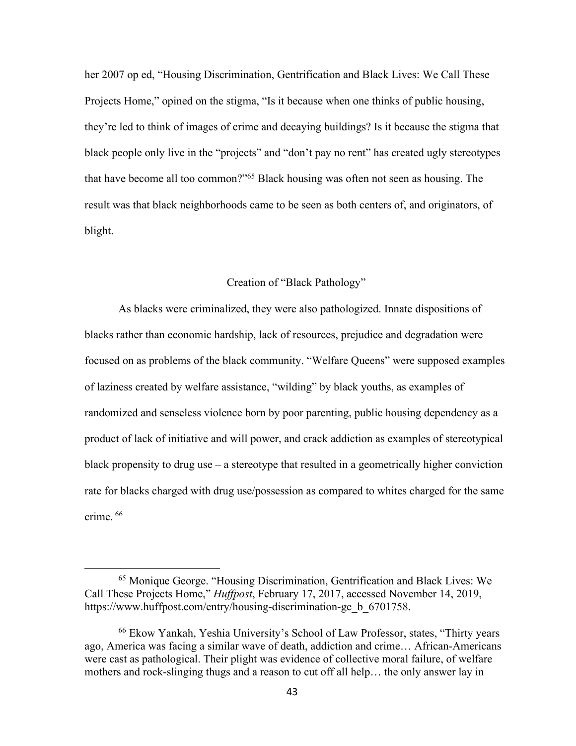her 2007 op ed, "Housing Discrimination, Gentrification and Black Lives: We Call These Projects Home," opined on the stigma, "Is it because when one thinks of public housing, they're led to think of images of crime and decaying buildings? Is it because the stigma that black people only live in the "projects" and "don't pay no rent" has created ugly stereotypes that have become all too common?"[65] Black housing was often not seen as housing. The result was that black neighborhoods came to be seen as both centers of, and originators, of blight.

## Creation of "Black Pathology"

As blacks were criminalized, they were also pathologized. Innate dispositions of blacks rather than economic hardship, lack of resources, prejudice and degradation were focused on as problems of the black community. "Welfare Queens" were supposed examples of laziness created by welfare assistance, "wilding" by black youths, as examples of randomized and senseless violence born by poor parenting, public housing dependency as a product of lack of initiative and will power, and crack addiction as examples of stereotypical black propensity to drug use – a stereotype that resulted in a geometrically higher conviction rate for blacks charged with drug use/possession as compared to whites charged for the same crime. [66]

---

[65] Monique George. "Housing Discrimination, Gentrification and Black Lives: We Call These Projects Home," *Huffpost*, February 17, 2017, accessed November 14, 2019, https://www.huffpost.com/entry/housing-discrimination-ge_b_6701758.

[66] Ekow Yankah, Yeshia University's School of Law Professor, states, "Thirty years ago, America was facing a similar wave of death, addiction and crime… African-Americans were cast as pathological. Their plight was evidence of collective moral failure, of welfare mothers and rock-slinging thugs and a reason to cut off all help… the only answer lay in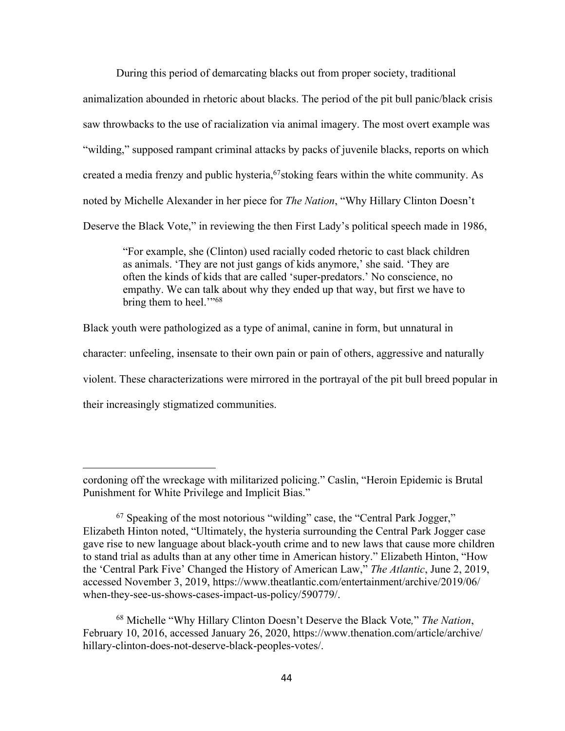During this period of demarcating blacks out from proper society, traditional animalization abounded in rhetoric about blacks. The period of the pit bull panic/black crisis saw throwbacks to the use of racialization via animal imagery. The most overt example was "wilding," supposed rampant criminal attacks by packs of juvenile blacks, reports on which created a media frenzy and public hysteria,[67]stoking fears within the white community. As noted by Michelle Alexander in her piece for *The Nation*, "Why Hillary Clinton Doesn't Deserve the Black Vote," in reviewing the then First Lady's political speech made in 1986,

> "For example, she (Clinton) used racially coded rhetoric to cast black children as animals. 'They are not just gangs of kids anymore,' she said. 'They are often the kinds of kids that are called 'super-predators.' No conscience, no empathy. We can talk about why they ended up that way, but first we have to bring them to heel.'"[68]

Black youth were pathologized as a type of animal, canine in form, but unnatural in character: unfeeling, insensate to their own pain or pain of others, aggressive and naturally violent. These characterizations were mirrored in the portrayal of the pit bull breed popular in their increasingly stigmatized communities.

---

cordoning off the wreckage with militarized policing." Caslin, "Heroin Epidemic is Brutal Punishment for White Privilege and Implicit Bias."

[67] Speaking of the most notorious "wilding" case, the "Central Park Jogger," Elizabeth Hinton noted, "Ultimately, the hysteria surrounding the Central Park Jogger case gave rise to new language about black-youth crime and to new laws that cause more children to stand trial as adults than at any other time in American history." Elizabeth Hinton, "How the 'Central Park Five' Changed the History of American Law," *The Atlantic*, June 2, 2019, accessed November 3, 2019, https://www.theatlantic.com/entertainment/archive/2019/06/when-they-see-us-shows-cases-impact-us-policy/590779/.

[68] Michelle "Why Hillary Clinton Doesn't Deserve the Black Vote," *The Nation*, February 10, 2016, accessed January 26, 2020, https://www.thenation.com/article/archive/hillary-clinton-does-not-deserve-black-peoples-votes/.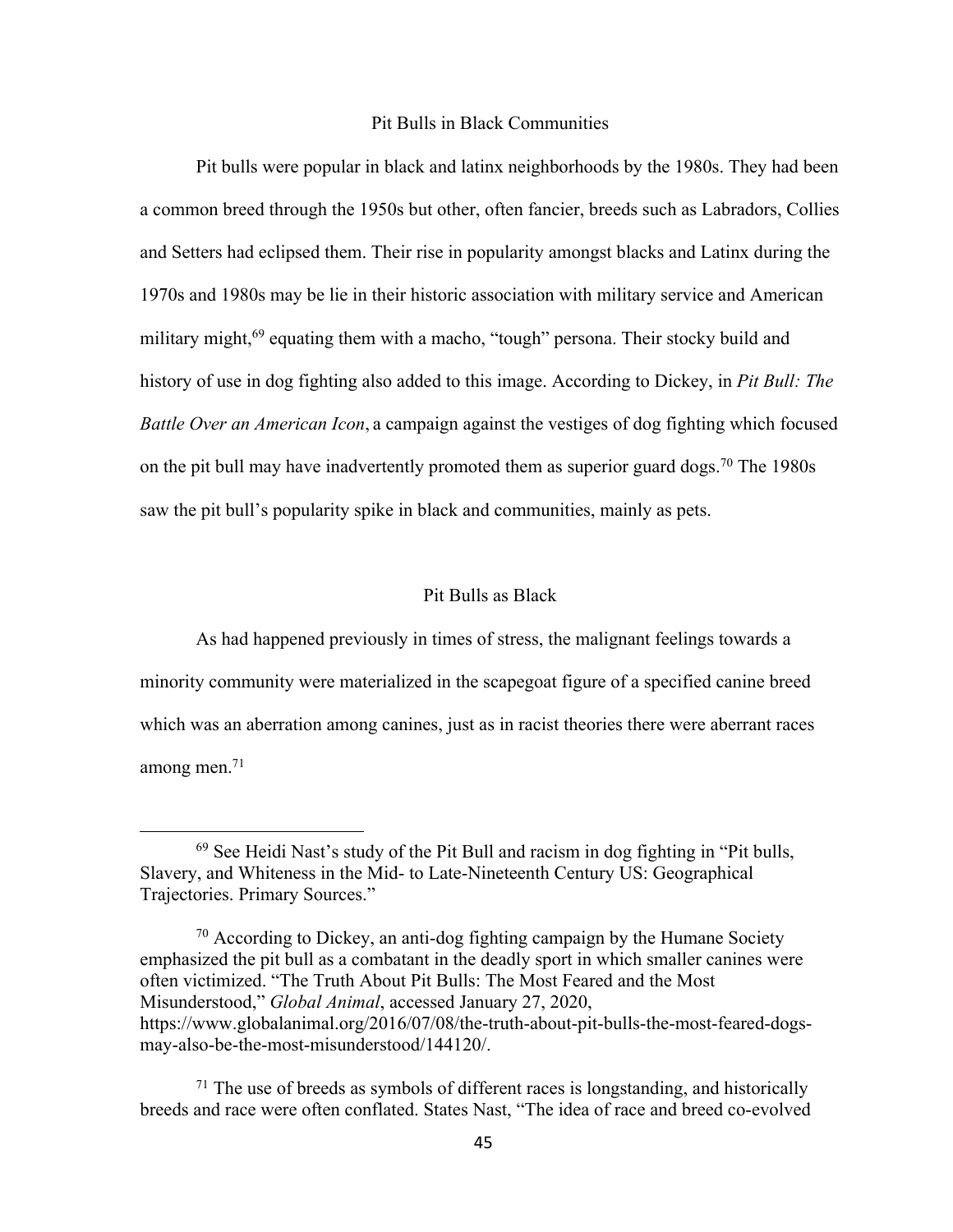## Pit Bulls in Black Communities

Pit bulls were popular in black and latinx neighborhoods by the 1980s. They had been a common breed through the 1950s but other, often fancier, breeds such as Labradors, Collies and Setters had eclipsed them. Their rise in popularity amongst blacks and Latinx during the 1970s and 1980s may be lie in their historic association with military service and American military might,[69] equating them with a macho, "tough" persona. Their stocky build and history of use in dog fighting also added to this image. According to Dickey, in *Pit Bull: The Battle Over an American Icon*, a campaign against the vestiges of dog fighting which focused on the pit bull may have inadvertently promoted them as superior guard dogs.[70] The 1980s saw the pit bull's popularity spike in black and communities, mainly as pets.

## Pit Bulls as Black

As had happened previously in times of stress, the malignant feelings towards a minority community were materialized in the scapegoat figure of a specified canine breed which was an aberration among canines, just as in racist theories there were aberrant races among men.[71]

---

[69] See Heidi Nast's study of the Pit Bull and racism in dog fighting in "Pit bulls, Slavery, and Whiteness in the Mid- to Late-Nineteenth Century US: Geographical Trajectories. Primary Sources."

[70] According to Dickey, an anti-dog fighting campaign by the Humane Society emphasized the pit bull as a combatant in the deadly sport in which smaller canines were often victimized. "The Truth About Pit Bulls: The Most Feared and the Most Misunderstood," *Global Animal*, accessed January 27, 2020, https://www.globalanimal.org/2016/07/08/the-truth-about-pit-bulls-the-most-feared-dogs-may-also-be-the-most-misunderstood/144120/.

[71] The use of breeds as symbols of different races is longstanding, and historically breeds and race were often conflated. States Nast, "The idea of race and breed co-evolved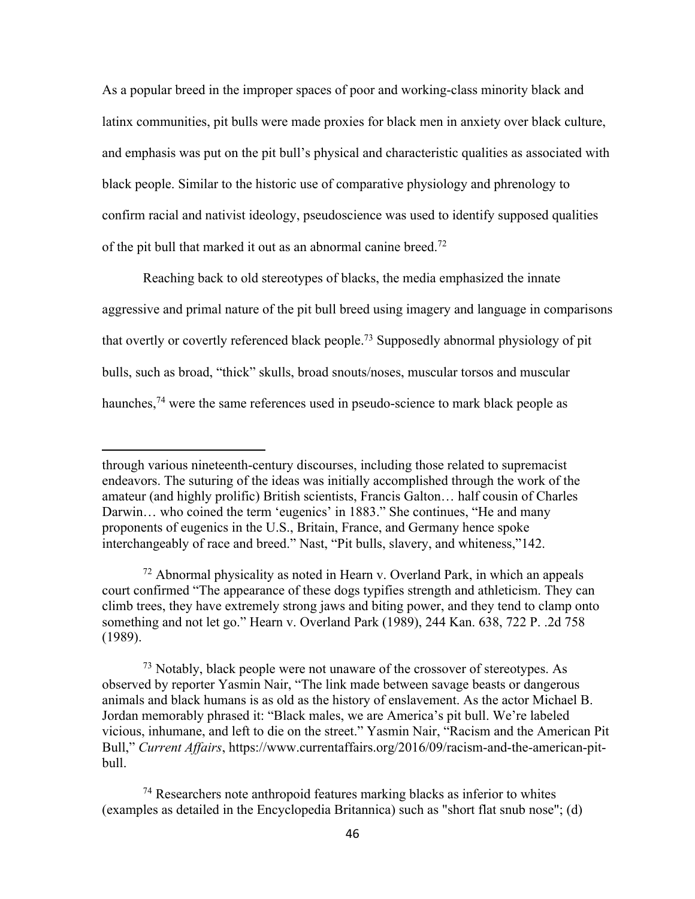As a popular breed in the improper spaces of poor and working-class minority black and latinx communities, pit bulls were made proxies for black men in anxiety over black culture, and emphasis was put on the pit bull's physical and characteristic qualities as associated with black people. Similar to the historic use of comparative physiology and phrenology to confirm racial and nativist ideology, pseudoscience was used to identify supposed qualities of the pit bull that marked it out as an abnormal canine breed.[72]

Reaching back to old stereotypes of blacks, the media emphasized the innate aggressive and primal nature of the pit bull breed using imagery and language in comparisons that overtly or covertly referenced black people.[73] Supposedly abnormal physiology of pit bulls, such as broad, "thick" skulls, broad snouts/noses, muscular torsos and muscular haunches,[74] were the same references used in pseudo-science to mark black people as

---

through various nineteenth-century discourses, including those related to supremacist endeavors. The suturing of the ideas was initially accomplished through the work of the amateur (and highly prolific) British scientists, Francis Galton… half cousin of Charles Darwin… who coined the term 'eugenics' in 1883." She continues, "He and many proponents of eugenics in the U.S., Britain, France, and Germany hence spoke interchangeably of race and breed." Nast, "Pit bulls, slavery, and whiteness,"142.

[72] Abnormal physicality as noted in Hearn v. Overland Park, in which an appeals court confirmed "The appearance of these dogs typifies strength and athleticism. They can climb trees, they have extremely strong jaws and biting power, and they tend to clamp onto something and not let go." Hearn v. Overland Park (1989), 244 Kan. 638, 722 P. .2d 758 (1989).

[73] Notably, black people were not unaware of the crossover of stereotypes. As observed by reporter Yasmin Nair, "The link made between savage beasts or dangerous animals and black humans is as old as the history of enslavement. As the actor Michael B. Jordan memorably phrased it: "Black males, we are America's pit bull. We're labeled vicious, inhumane, and left to die on the street." Yasmin Nair, "Racism and the American Pit Bull," *Current Affairs*, https://www.currentaffairs.org/2016/09/racism-and-the-american-pit-bull.

[74] Researchers note anthropoid features marking blacks as inferior to whites (examples as detailed in the Encyclopedia Britannica) such as "short flat snub nose"; (d)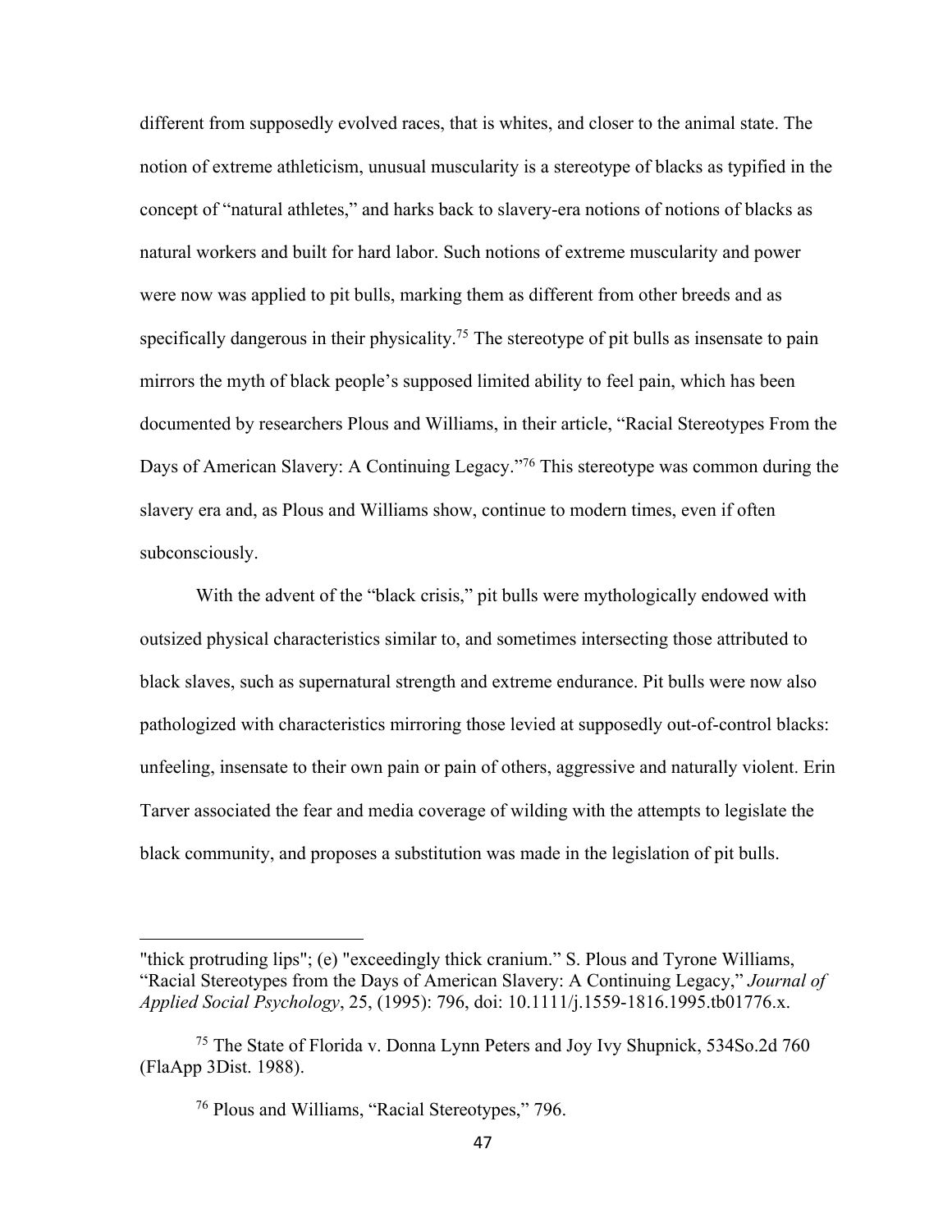different from supposedly evolved races, that is whites, and closer to the animal state. The notion of extreme athleticism, unusual muscularity is a stereotype of blacks as typified in the concept of "natural athletes," and harks back to slavery-era notions of notions of blacks as natural workers and built for hard labor. Such notions of extreme muscularity and power were now was applied to pit bulls, marking them as different from other breeds and as specifically dangerous in their physicality.[75] The stereotype of pit bulls as insensate to pain mirrors the myth of black people's supposed limited ability to feel pain, which has been documented by researchers Plous and Williams, in their article, "Racial Stereotypes From the Days of American Slavery: A Continuing Legacy."[76] This stereotype was common during the slavery era and, as Plous and Williams show, continue to modern times, even if often subconsciously.

With the advent of the "black crisis," pit bulls were mythologically endowed with outsized physical characteristics similar to, and sometimes intersecting those attributed to black slaves, such as supernatural strength and extreme endurance. Pit bulls were now also pathologized with characteristics mirroring those levied at supposedly out-of-control blacks: unfeeling, insensate to their own pain or pain of others, aggressive and naturally violent. Erin Tarver associated the fear and media coverage of wilding with the attempts to legislate the black community, and proposes a substitution was made in the legislation of pit bulls.

---

"thick protruding lips"; (e) "exceedingly thick cranium." S. Plous and Tyrone Williams, "Racial Stereotypes from the Days of American Slavery: A Continuing Legacy," *Journal of Applied Social Psychology*, 25, (1995): 796, doi: 10.1111/j.1559-1816.1995.tb01776.x.

[75] The State of Florida v. Donna Lynn Peters and Joy Ivy Shupnick, 534So.2d 760 (FlaApp 3Dist. 1988).

[76] Plous and Williams, "Racial Stereotypes," 796.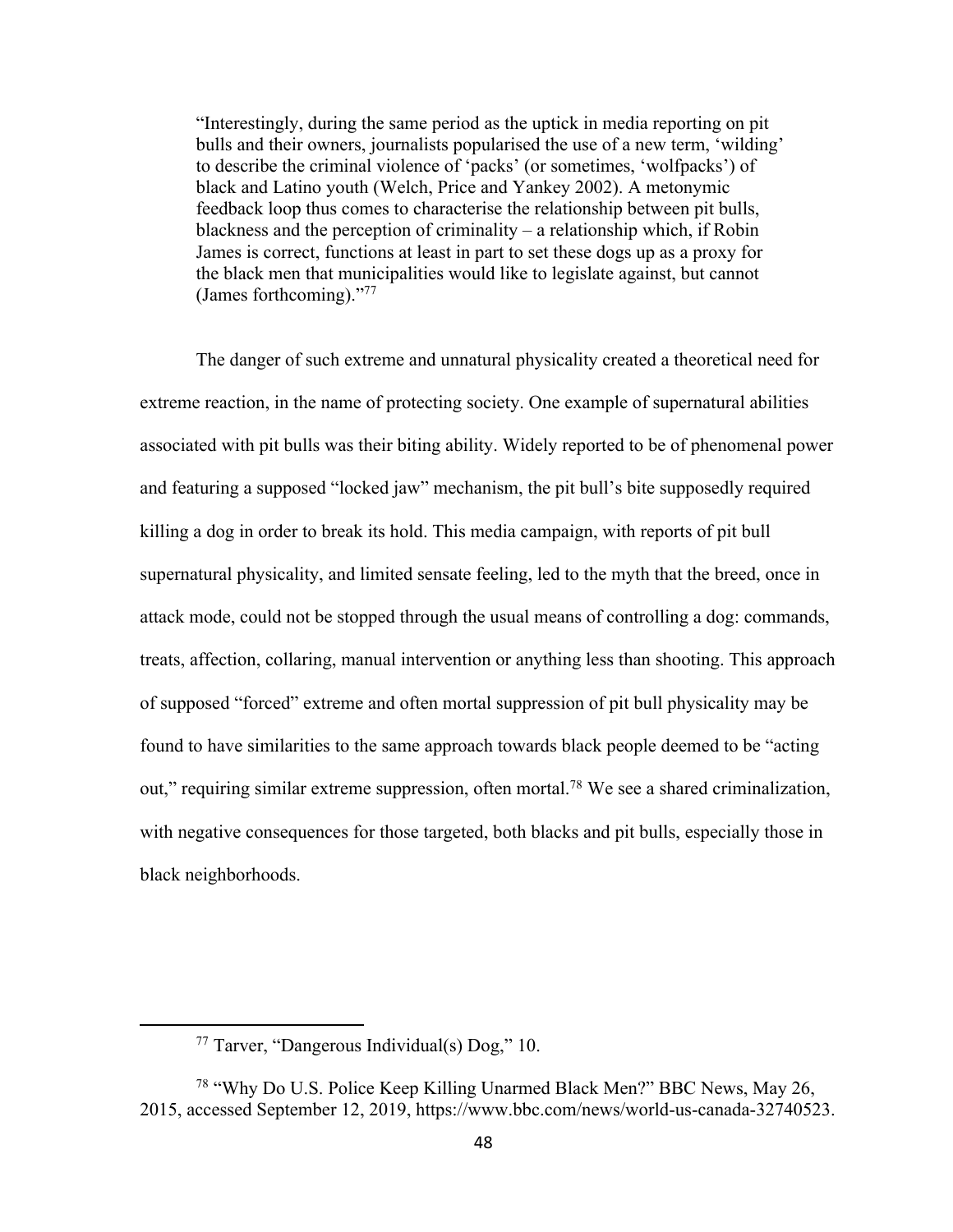> "Interestingly, during the same period as the uptick in media reporting on pit bulls and their owners, journalists popularised the use of a new term, 'wilding' to describe the criminal violence of 'packs' (or sometimes, 'wolfpacks') of black and Latino youth (Welch, Price and Yankey 2002). A metonymic feedback loop thus comes to characterise the relationship between pit bulls, blackness and the perception of criminality – a relationship which, if Robin James is correct, functions at least in part to set these dogs up as a proxy for the black men that municipalities would like to legislate against, but cannot (James forthcoming)."[77]

The danger of such extreme and unnatural physicality created a theoretical need for extreme reaction, in the name of protecting society. One example of supernatural abilities associated with pit bulls was their biting ability. Widely reported to be of phenomenal power and featuring a supposed "locked jaw" mechanism, the pit bull's bite supposedly required killing a dog in order to break its hold. This media campaign, with reports of pit bull supernatural physicality, and limited sensate feeling, led to the myth that the breed, once in attack mode, could not be stopped through the usual means of controlling a dog: commands, treats, affection, collaring, manual intervention or anything less than shooting. This approach of supposed "forced" extreme and often mortal suppression of pit bull physicality may be found to have similarities to the same approach towards black people deemed to be "acting out," requiring similar extreme suppression, often mortal.[78] We see a shared criminalization, with negative consequences for those targeted, both blacks and pit bulls, especially those in black neighborhoods.

---

[77] Tarver, "Dangerous Individual(s) Dog," 10.

[78] "Why Do U.S. Police Keep Killing Unarmed Black Men?" BBC News, May 26, 2015, accessed September 12, 2019, https://www.bbc.com/news/world-us-canada-32740523.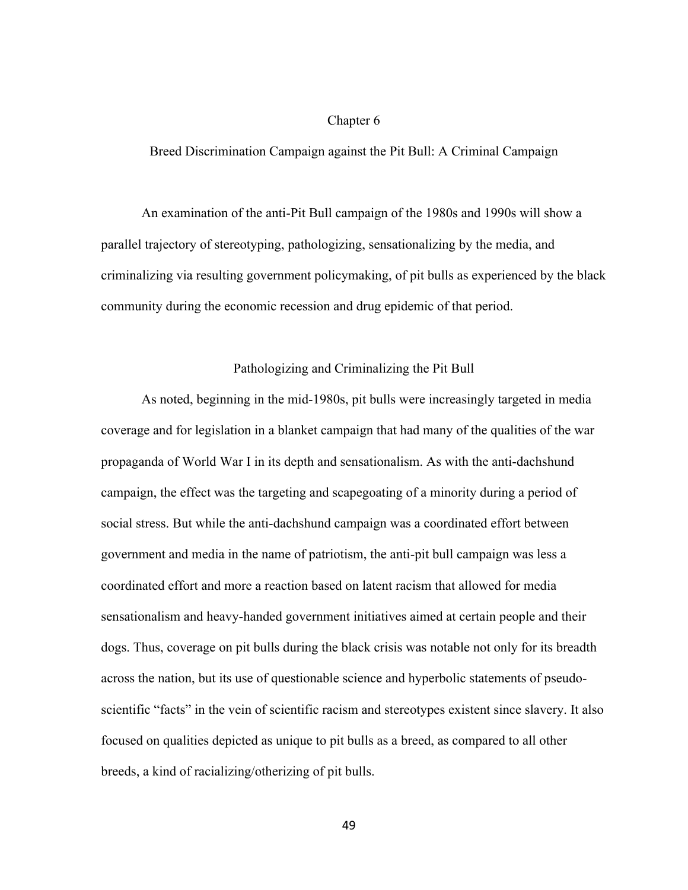# Chapter 6

## Breed Discrimination Campaign against the Pit Bull: A Criminal Campaign

An examination of the anti-Pit Bull campaign of the 1980s and 1990s will show a parallel trajectory of stereotyping, pathologizing, sensationalizing by the media, and criminalizing via resulting government policymaking, of pit bulls as experienced by the black community during the economic recession and drug epidemic of that period.

### Pathologizing and Criminalizing the Pit Bull

As noted, beginning in the mid-1980s, pit bulls were increasingly targeted in media coverage and for legislation in a blanket campaign that had many of the qualities of the war propaganda of World War I in its depth and sensationalism. As with the anti-dachshund campaign, the effect was the targeting and scapegoating of a minority during a period of social stress. But while the anti-dachshund campaign was a coordinated effort between government and media in the name of patriotism, the anti-pit bull campaign was less a coordinated effort and more a reaction based on latent racism that allowed for media sensationalism and heavy-handed government initiatives aimed at certain people and their dogs. Thus, coverage on pit bulls during the black crisis was notable not only for its breadth across the nation, but its use of questionable science and hyperbolic statements of pseudo-scientific "facts" in the vein of scientific racism and stereotypes existent since slavery. It also focused on qualities depicted as unique to pit bulls as a breed, as compared to all other breeds, a kind of racializing/otherizing of pit bulls.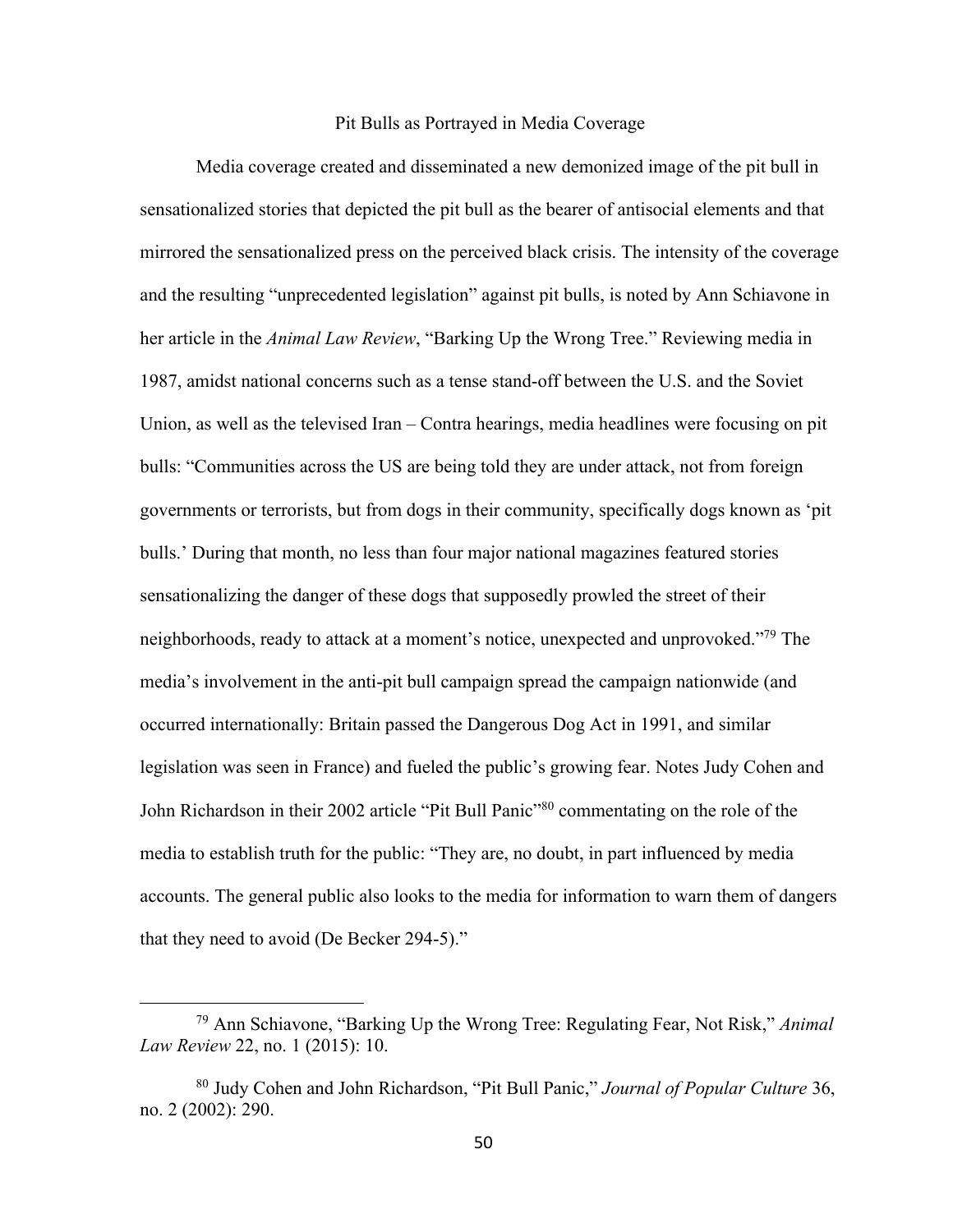## Pit Bulls as Portrayed in Media Coverage

Media coverage created and disseminated a new demonized image of the pit bull in sensationalized stories that depicted the pit bull as the bearer of antisocial elements and that mirrored the sensationalized press on the perceived black crisis. The intensity of the coverage and the resulting "unprecedented legislation" against pit bulls, is noted by Ann Schiavone in her article in the *Animal Law Review*, "Barking Up the Wrong Tree." Reviewing media in 1987, amidst national concerns such as a tense stand-off between the U.S. and the Soviet Union, as well as the televised Iran – Contra hearings, media headlines were focusing on pit bulls: "Communities across the US are being told they are under attack, not from foreign governments or terrorists, but from dogs in their community, specifically dogs known as 'pit bulls.' During that month, no less than four major national magazines featured stories sensationalizing the danger of these dogs that supposedly prowled the street of their neighborhoods, ready to attack at a moment's notice, unexpected and unprovoked."[79] The media's involvement in the anti-pit bull campaign spread the campaign nationwide (and occurred internationally: Britain passed the Dangerous Dog Act in 1991, and similar legislation was seen in France) and fueled the public's growing fear. Notes Judy Cohen and John Richardson in their 2002 article "Pit Bull Panic"[80] commentating on the role of the media to establish truth for the public: "They are, no doubt, in part influenced by media accounts. The general public also looks to the media for information to warn them of dangers that they need to avoid (De Becker 294-5)."

---

[79] Ann Schiavone, "Barking Up the Wrong Tree: Regulating Fear, Not Risk," *Animal Law Review* 22, no. 1 (2015): 10.

[80] Judy Cohen and John Richardson, "Pit Bull Panic," *Journal of Popular Culture* 36, no. 2 (2002): 290.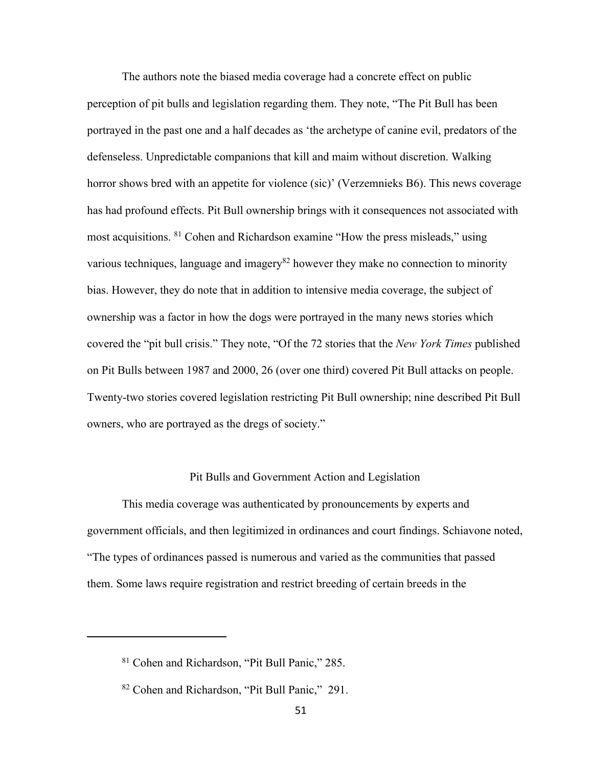The authors note the biased media coverage had a concrete effect on public perception of pit bulls and legislation regarding them. They note, "The Pit Bull has been portrayed in the past one and a half decades as 'the archetype of canine evil, predators of the defenseless. Unpredictable companions that kill and maim without discretion. Walking horror shows bred with an appetite for violence (sic)' (Verzemnieks B6). This news coverage has had profound effects. Pit Bull ownership brings with it consequences not associated with most acquisitions. [81] Cohen and Richardson examine "How the press misleads," using various techniques, language and imagery[82] however they make no connection to minority bias. However, they do note that in addition to intensive media coverage, the subject of ownership was a factor in how the dogs were portrayed in the many news stories which covered the "pit bull crisis." They note, "Of the 72 stories that the *New York Times* published on Pit Bulls between 1987 and 2000, 26 (over one third) covered Pit Bull attacks on people. Twenty-two stories covered legislation restricting Pit Bull ownership; nine described Pit Bull owners, who are portrayed as the dregs of society."

## Pit Bulls and Government Action and Legislation

This media coverage was authenticated by pronouncements by experts and government officials, and then legitimized in ordinances and court findings. Schiavone noted, "The types of ordinances passed is numerous and varied as the communities that passed them. Some laws require registration and restrict breeding of certain breeds in the

---

[81] Cohen and Richardson, "Pit Bull Panic," 285.

[82] Cohen and Richardson, "Pit Bull Panic," 291.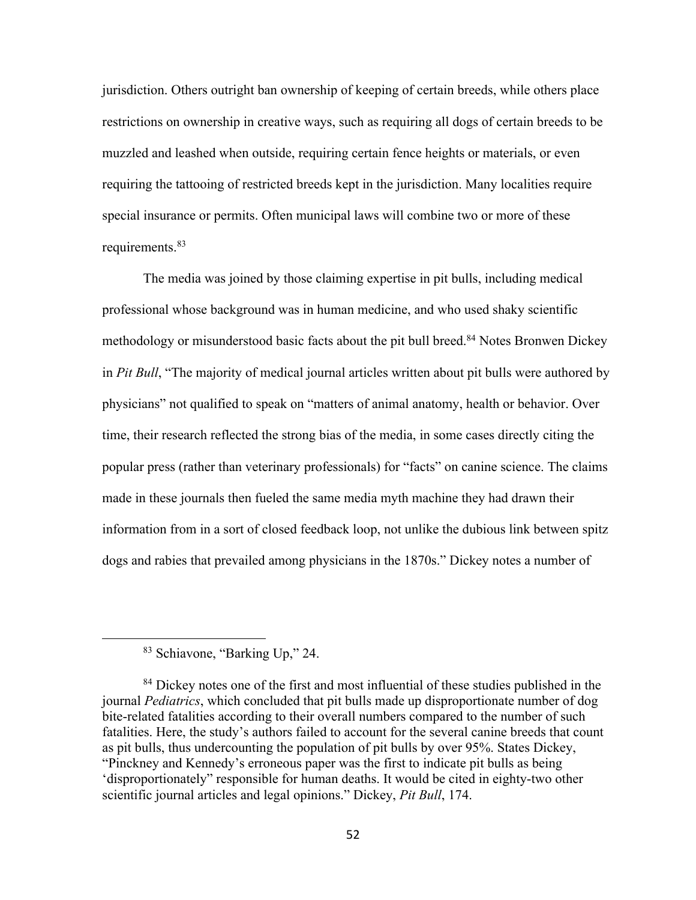jurisdiction. Others outright ban ownership of keeping of certain breeds, while others place restrictions on ownership in creative ways, such as requiring all dogs of certain breeds to be muzzled and leashed when outside, requiring certain fence heights or materials, or even requiring the tattooing of restricted breeds kept in the jurisdiction. Many localities require special insurance or permits. Often municipal laws will combine two or more of these requirements.[83]

The media was joined by those claiming expertise in pit bulls, including medical professional whose background was in human medicine, and who used shaky scientific methodology or misunderstood basic facts about the pit bull breed.[84] Notes Bronwen Dickey in *Pit Bull*, "The majority of medical journal articles written about pit bulls were authored by physicians" not qualified to speak on "matters of animal anatomy, health or behavior. Over time, their research reflected the strong bias of the media, in some cases directly citing the popular press (rather than veterinary professionals) for "facts" on canine science. The claims made in these journals then fueled the same media myth machine they had drawn their information from in a sort of closed feedback loop, not unlike the dubious link between spitz dogs and rabies that prevailed among physicians in the 1870s." Dickey notes a number of

[83] Schiavone, "Barking Up," 24.

[84] Dickey notes one of the first and most influential of these studies published in the journal *Pediatrics*, which concluded that pit bulls made up disproportionate number of dog bite-related fatalities according to their overall numbers compared to the number of such fatalities. Here, the study's authors failed to account for the several canine breeds that count as pit bulls, thus undercounting the population of pit bulls by over 95%. States Dickey, "Pinckney and Kennedy's erroneous paper was the first to indicate pit bulls as being 'disproportionately" responsible for human deaths. It would be cited in eighty-two other scientific journal articles and legal opinions." Dickey, *Pit Bull*, 174.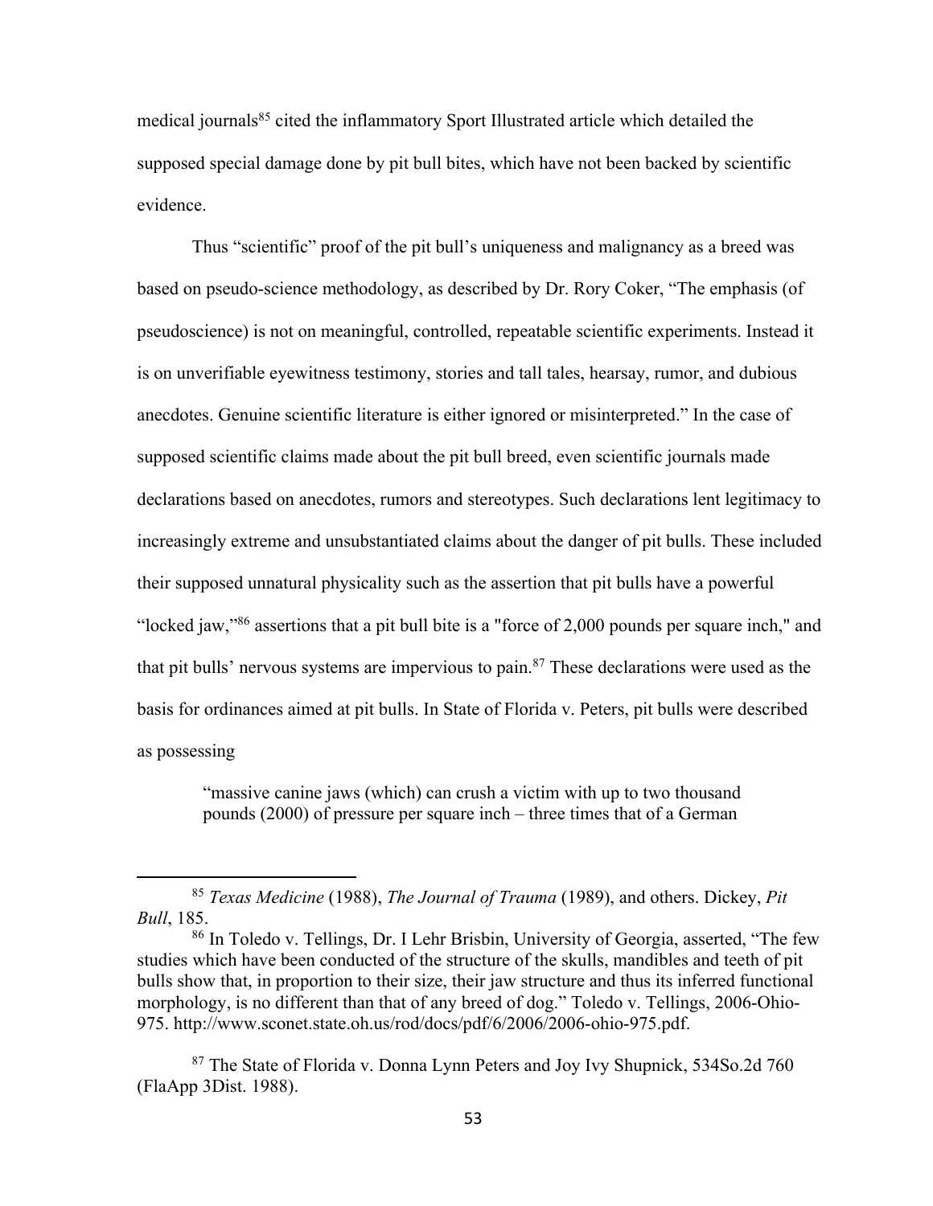medical journals[85] cited the inflammatory Sport Illustrated article which detailed the supposed special damage done by pit bull bites, which have not been backed by scientific evidence.

Thus "scientific" proof of the pit bull's uniqueness and malignancy as a breed was based on pseudo-science methodology, as described by Dr. Rory Coker, "The emphasis (of pseudoscience) is not on meaningful, controlled, repeatable scientific experiments. Instead it is on unverifiable eyewitness testimony, stories and tall tales, hearsay, rumor, and dubious anecdotes. Genuine scientific literature is either ignored or misinterpreted." In the case of supposed scientific claims made about the pit bull breed, even scientific journals made declarations based on anecdotes, rumors and stereotypes. Such declarations lent legitimacy to increasingly extreme and unsubstantiated claims about the danger of pit bulls. These included their supposed unnatural physicality such as the assertion that pit bulls have a powerful "locked jaw,"[86] assertions that a pit bull bite is a "force of 2,000 pounds per square inch," and that pit bulls' nervous systems are impervious to pain.[87] These declarations were used as the basis for ordinances aimed at pit bulls. In State of Florida v. Peters, pit bulls were described as possessing

> "massive canine jaws (which) can crush a victim with up to two thousand pounds (2000) of pressure per square inch – three times that of a German

---

[85] *Texas Medicine* (1988), *The Journal of Trauma* (1989), and others. Dickey, *Pit Bull*, 185.

[86] In Toledo v. Tellings, Dr. I Lehr Brisbin, University of Georgia, asserted, "The few studies which have been conducted of the structure of the skulls, mandibles and teeth of pit bulls show that, in proportion to their size, their jaw structure and thus its inferred functional morphology, is no different than that of any breed of dog." Toledo v. Tellings, 2006-Ohio-975. http://www.sconet.state.oh.us/rod/docs/pdf/6/2006/2006-ohio-975.pdf.

[87] The State of Florida v. Donna Lynn Peters and Joy Ivy Shupnick, 534So.2d 760 (FlaApp 3Dist. 1988).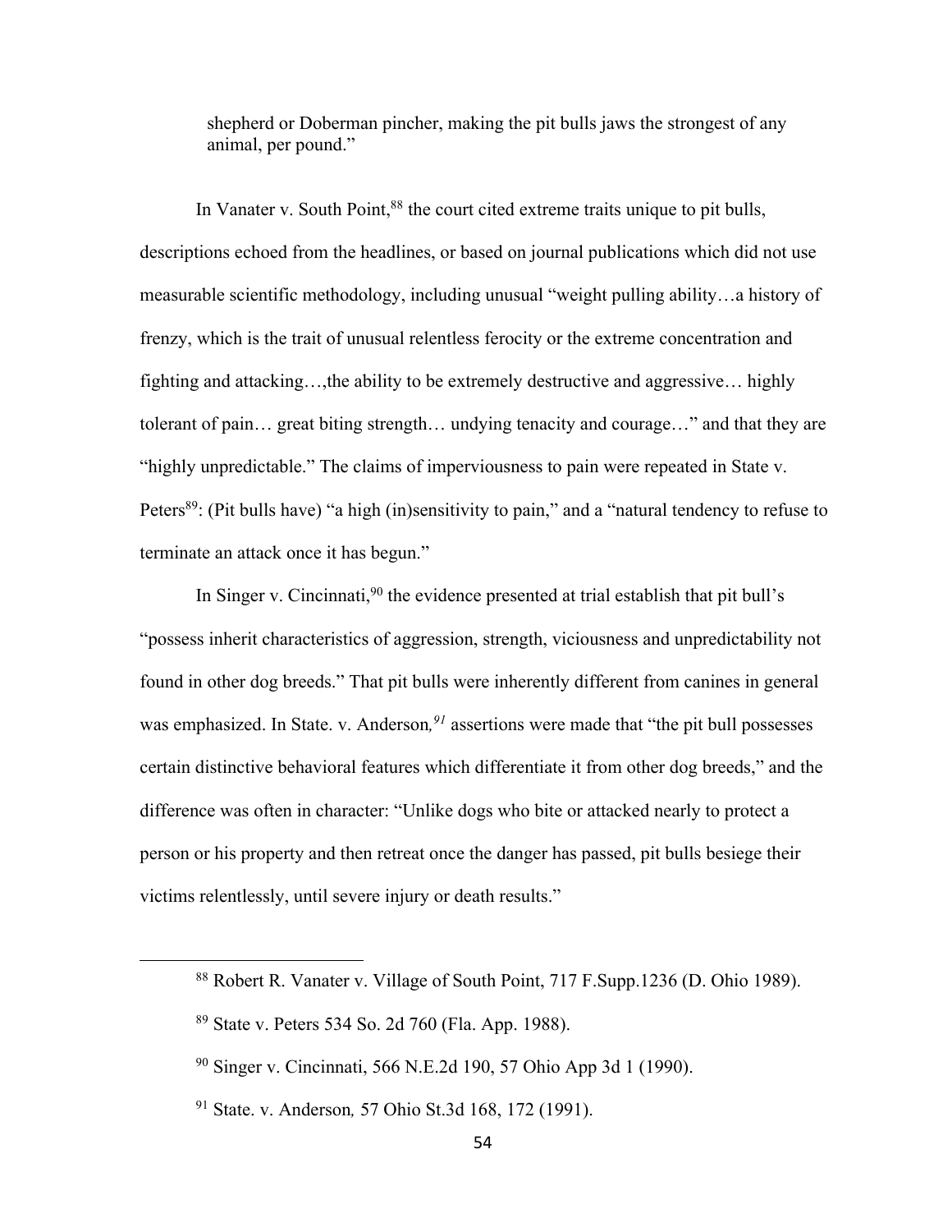shepherd or Doberman pincher, making the pit bulls jaws the strongest of any animal, per pound."

In Vanater v. South Point,[88] the court cited extreme traits unique to pit bulls, descriptions echoed from the headlines, or based on journal publications which did not use measurable scientific methodology, including unusual "weight pulling ability…a history of frenzy, which is the trait of unusual relentless ferocity or the extreme concentration and fighting and attacking…,the ability to be extremely destructive and aggressive… highly tolerant of pain… great biting strength… undying tenacity and courage…" and that they are "highly unpredictable." The claims of imperviousness to pain were repeated in State v. Peters[89]: (Pit bulls have) "a high (in)sensitivity to pain," and a "natural tendency to refuse to terminate an attack once it has begun."

In Singer v. Cincinnati,[90] the evidence presented at trial establish that pit bull's "possess inherit characteristics of aggression, strength, viciousness and unpredictability not found in other dog breeds." That pit bulls were inherently different from canines in general was emphasized. In State. v. Anderson*,[91]* assertions were made that "the pit bull possesses certain distinctive behavioral features which differentiate it from other dog breeds," and the difference was often in character: "Unlike dogs who bite or attacked nearly to protect a person or his property and then retreat once the danger has passed, pit bulls besiege their victims relentlessly, until severe injury or death results."

---

[88] Robert R. Vanater v. Village of South Point, 717 F.Supp.1236 (D. Ohio 1989).

[89] State v. Peters 534 So. 2d 760 (Fla. App. 1988).

[90] Singer v. Cincinnati, 566 N.E.2d 190, 57 Ohio App 3d 1 (1990).

[91] State. v. Anderson*,* 57 Ohio St.3d 168, 172 (1991).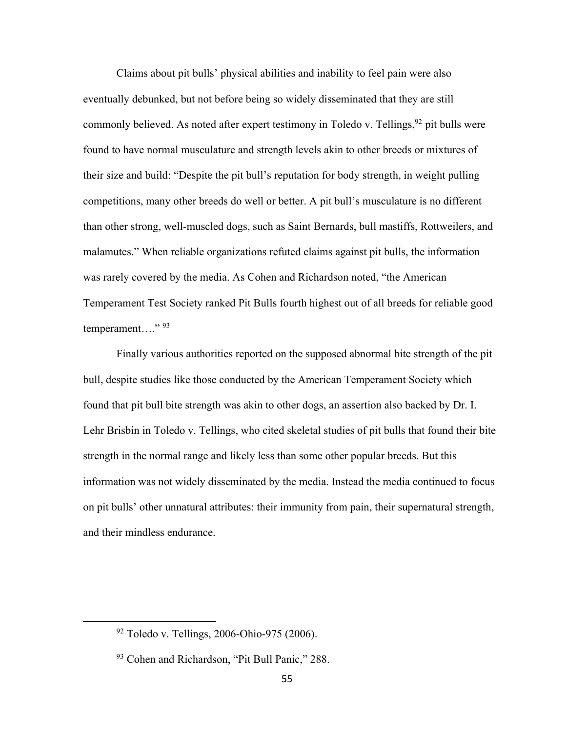Claims about pit bulls' physical abilities and inability to feel pain were also eventually debunked, but not before being so widely disseminated that they are still commonly believed. As noted after expert testimony in Toledo v. Tellings,[92] pit bulls were found to have normal musculature and strength levels akin to other breeds or mixtures of their size and build: "Despite the pit bull's reputation for body strength, in weight pulling competitions, many other breeds do well or better. A pit bull's musculature is no different than other strong, well-muscled dogs, such as Saint Bernards, bull mastiffs, Rottweilers, and malamutes." When reliable organizations refuted claims against pit bulls, the information was rarely covered by the media. As Cohen and Richardson noted, "the American Temperament Test Society ranked Pit Bulls fourth highest out of all breeds for reliable good temperament…." [93]

Finally various authorities reported on the supposed abnormal bite strength of the pit bull, despite studies like those conducted by the American Temperament Society which found that pit bull bite strength was akin to other dogs, an assertion also backed by Dr. I. Lehr Brisbin in Toledo v. Tellings, who cited skeletal studies of pit bulls that found their bite strength in the normal range and likely less than some other popular breeds. But this information was not widely disseminated by the media. Instead the media continued to focus on pit bulls' other unnatural attributes: their immunity from pain, their supernatural strength, and their mindless endurance.

---

[92] Toledo v. Tellings, 2006-Ohio-975 (2006).

[93] Cohen and Richardson, "Pit Bull Panic," 288.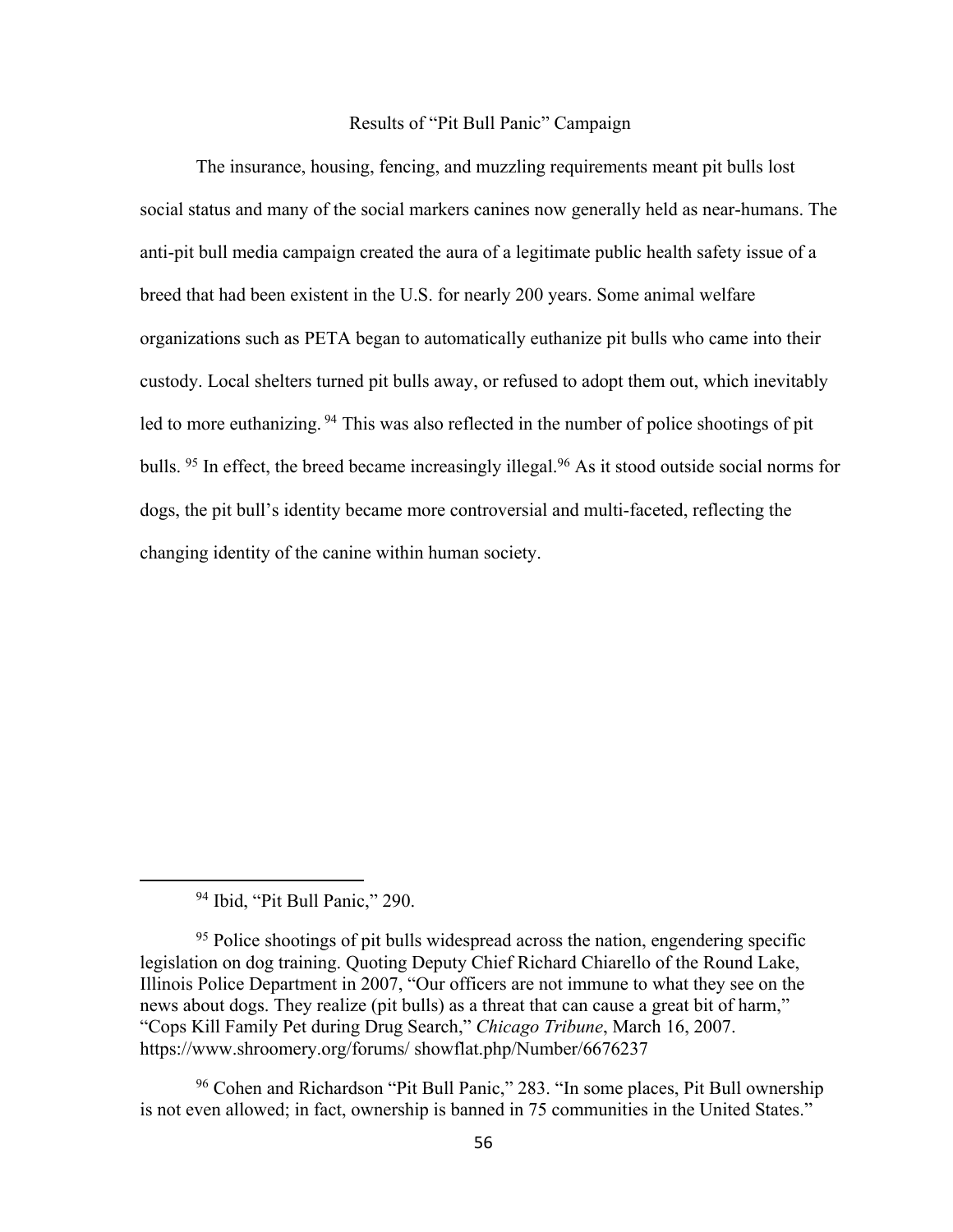## Results of "Pit Bull Panic" Campaign

The insurance, housing, fencing, and muzzling requirements meant pit bulls lost social status and many of the social markers canines now generally held as near-humans. The anti-pit bull media campaign created the aura of a legitimate public health safety issue of a breed that had been existent in the U.S. for nearly 200 years. Some animal welfare organizations such as PETA began to automatically euthanize pit bulls who came into their custody. Local shelters turned pit bulls away, or refused to adopt them out, which inevitably led to more euthanizing.[94] This was also reflected in the number of police shootings of pit bulls.[95] In effect, the breed became increasingly illegal.[96] As it stood outside social norms for dogs, the pit bull's identity became more controversial and multi-faceted, reflecting the changing identity of the canine within human society.

---

[94] Ibid, "Pit Bull Panic," 290.

[95] Police shootings of pit bulls widespread across the nation, engendering specific legislation on dog training. Quoting Deputy Chief Richard Chiarello of the Round Lake, Illinois Police Department in 2007, "Our officers are not immune to what they see on the news about dogs. They realize (pit bulls) as a threat that can cause a great bit of harm," "Cops Kill Family Pet during Drug Search," *Chicago Tribune*, March 16, 2007. https://www.shroomery.org/forums/ showflat.php/Number/6676237

[96] Cohen and Richardson "Pit Bull Panic," 283. "In some places, Pit Bull ownership is not even allowed; in fact, ownership is banned in 75 communities in the United States."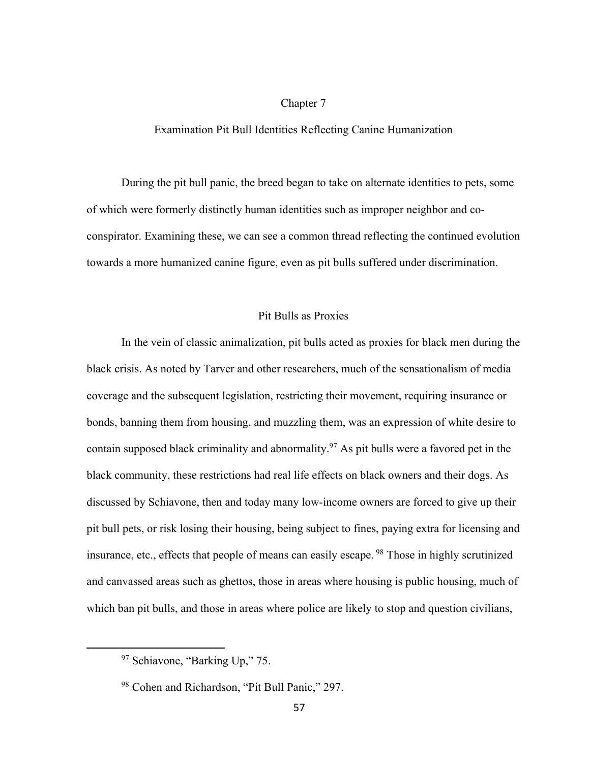# Chapter 7

## Examination Pit Bull Identities Reflecting Canine Humanization

During the pit bull panic, the breed began to take on alternate identities to pets, some of which were formerly distinctly human identities such as improper neighbor and co-conspirator. Examining these, we can see a common thread reflecting the continued evolution towards a more humanized canine figure, even as pit bulls suffered under discrimination.

### Pit Bulls as Proxies

In the vein of classic animalization, pit bulls acted as proxies for black men during the black crisis. As noted by Tarver and other researchers, much of the sensationalism of media coverage and the subsequent legislation, restricting their movement, requiring insurance or bonds, banning them from housing, and muzzling them, was an expression of white desire to contain supposed black criminality and abnormality.[97] As pit bulls were a favored pet in the black community, these restrictions had real life effects on black owners and their dogs. As discussed by Schiavone, then and today many low-income owners are forced to give up their pit bull pets, or risk losing their housing, being subject to fines, paying extra for licensing and insurance, etc., effects that people of means can easily escape. [98] Those in highly scrutinized and canvassed areas such as ghettos, those in areas where housing is public housing, much of which ban pit bulls, and those in areas where police are likely to stop and question civilians,

[97] Schiavone, "Barking Up," 75.

[98] Cohen and Richardson, "Pit Bull Panic," 297.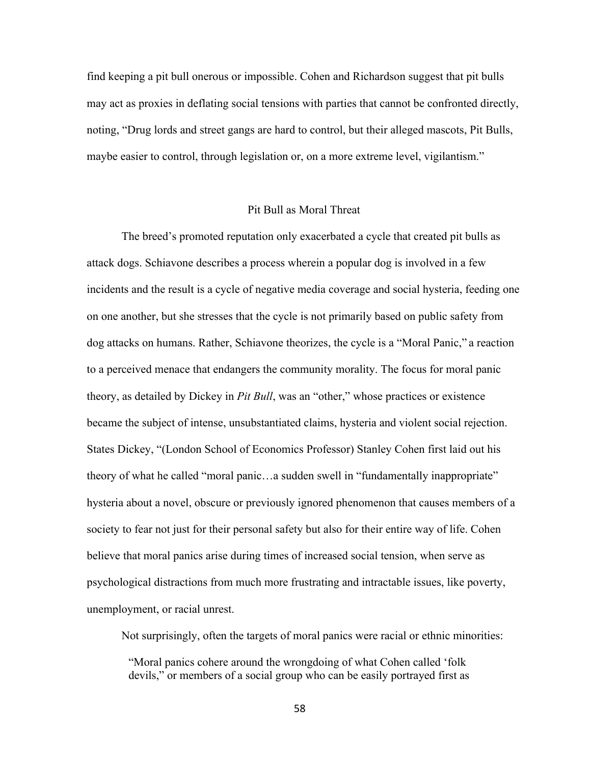find keeping a pit bull onerous or impossible. Cohen and Richardson suggest that pit bulls may act as proxies in deflating social tensions with parties that cannot be confronted directly, noting, "Drug lords and street gangs are hard to control, but their alleged mascots, Pit Bulls, maybe easier to control, through legislation or, on a more extreme level, vigilantism."

## Pit Bull as Moral Threat

The breed's promoted reputation only exacerbated a cycle that created pit bulls as attack dogs. Schiavone describes a process wherein a popular dog is involved in a few incidents and the result is a cycle of negative media coverage and social hysteria, feeding one on one another, but she stresses that the cycle is not primarily based on public safety from dog attacks on humans. Rather, Schiavone theorizes, the cycle is a "Moral Panic," a reaction to a perceived menace that endangers the community morality. The focus for moral panic theory, as detailed by Dickey in *Pit Bull*, was an "other," whose practices or existence became the subject of intense, unsubstantiated claims, hysteria and violent social rejection. States Dickey, "(London School of Economics Professor) Stanley Cohen first laid out his theory of what he called "moral panic…a sudden swell in "fundamentally inappropriate" hysteria about a novel, obscure or previously ignored phenomenon that causes members of a society to fear not just for their personal safety but also for their entire way of life. Cohen believe that moral panics arise during times of increased social tension, when serve as psychological distractions from much more frustrating and intractable issues, like poverty, unemployment, or racial unrest.

Not surprisingly, often the targets of moral panics were racial or ethnic minorities:

> "Moral panics cohere around the wrongdoing of what Cohen called 'folk devils," or members of a social group who can be easily portrayed first as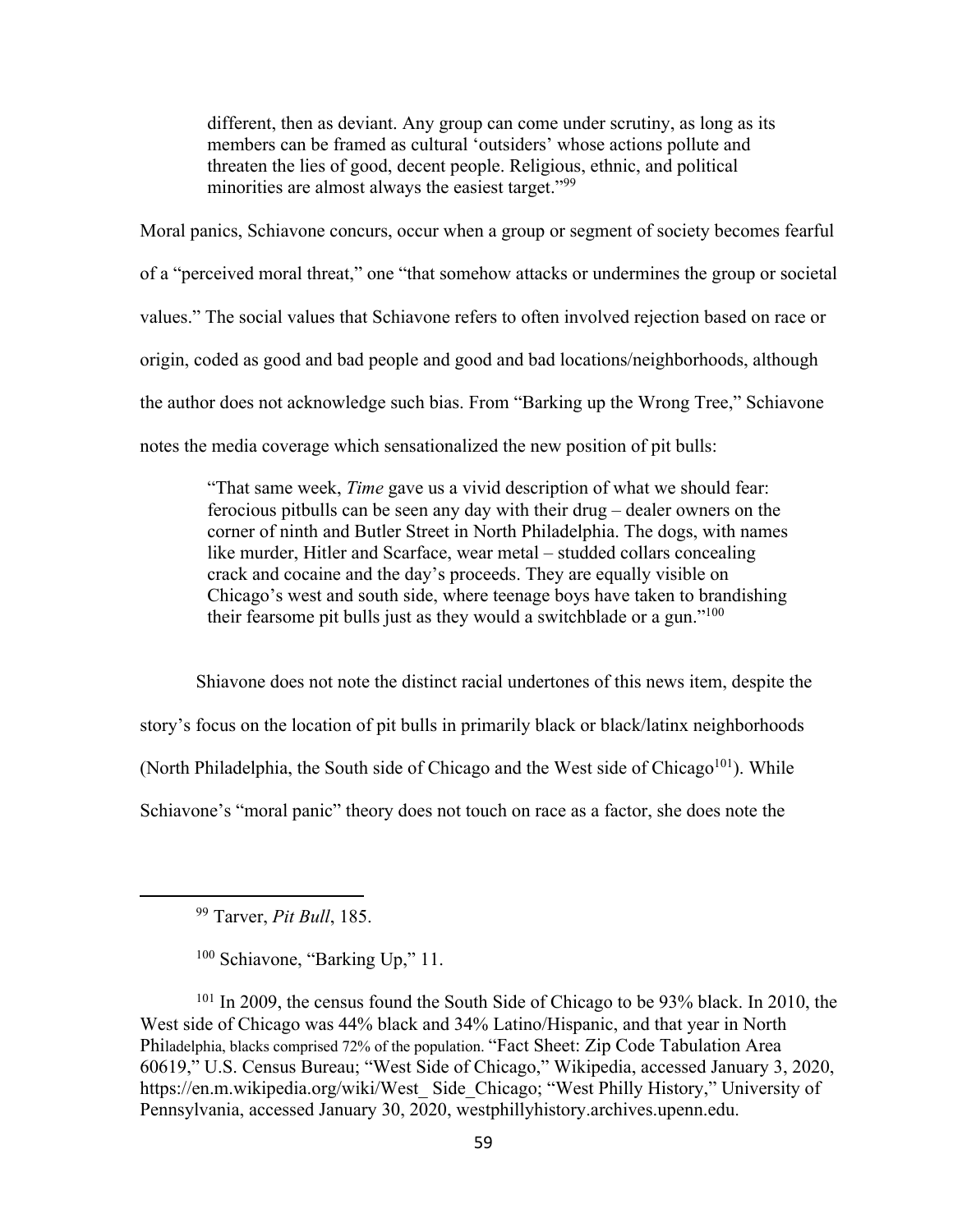> different, then as deviant. Any group can come under scrutiny, as long as its members can be framed as cultural 'outsiders' whose actions pollute and threaten the lies of good, decent people. Religious, ethnic, and political minorities are almost always the easiest target."[99]

Moral panics, Schiavone concurs, occur when a group or segment of society becomes fearful of a "perceived moral threat," one "that somehow attacks or undermines the group or societal values." The social values that Schiavone refers to often involved rejection based on race or origin, coded as good and bad people and good and bad locations/neighborhoods, although the author does not acknowledge such bias. From "Barking up the Wrong Tree," Schiavone notes the media coverage which sensationalized the new position of pit bulls:

> "That same week, *Time* gave us a vivid description of what we should fear: ferocious pitbulls can be seen any day with their drug – dealer owners on the corner of ninth and Butler Street in North Philadelphia. The dogs, with names like murder, Hitler and Scarface, wear metal – studded collars concealing crack and cocaine and the day's proceeds. They are equally visible on Chicago's west and south side, where teenage boys have taken to brandishing their fearsome pit bulls just as they would a switchblade or a gun."[100]

Shiavone does not note the distinct racial undertones of this news item, despite the story's focus on the location of pit bulls in primarily black or black/latinx neighborhoods (North Philadelphia, the South side of Chicago and the West side of Chicago[101]). While Schiavone's "moral panic" theory does not touch on race as a factor, she does note the

---

[99] Tarver, *Pit Bull*, 185.

[100] Schiavone, "Barking Up," 11.

[101] In 2009, the census found the South Side of Chicago to be 93% black. In 2010, the West side of Chicago was 44% black and 34% Latino/Hispanic, and that year in North Philadelphia, blacks comprised 72% of the population. "Fact Sheet: Zip Code Tabulation Area 60619," U.S. Census Bureau; "West Side of Chicago," Wikipedia, accessed January 3, 2020, https://en.m.wikipedia.org/wiki/West_ Side_Chicago; "West Philly History," University of Pennsylvania, accessed January 30, 2020, westphillyhistory.archives.upenn.edu.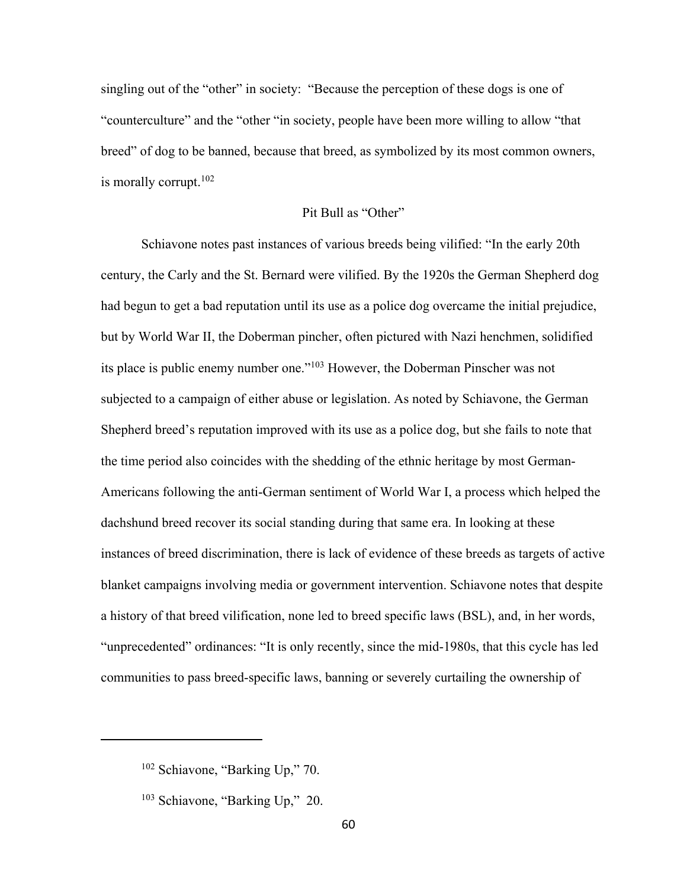singling out of the "other" in society: "Because the perception of these dogs is one of "counterculture" and the "other "in society, people have been more willing to allow "that breed" of dog to be banned, because that breed, as symbolized by its most common owners, is morally corrupt.[102]

## Pit Bull as "Other"

Schiavone notes past instances of various breeds being vilified: "In the early 20th century, the Carly and the St. Bernard were vilified. By the 1920s the German Shepherd dog had begun to get a bad reputation until its use as a police dog overcame the initial prejudice, but by World War II, the Doberman pincher, often pictured with Nazi henchmen, solidified its place is public enemy number one."[103] However, the Doberman Pinscher was not subjected to a campaign of either abuse or legislation. As noted by Schiavone, the German Shepherd breed's reputation improved with its use as a police dog, but she fails to note that the time period also coincides with the shedding of the ethnic heritage by most German-Americans following the anti-German sentiment of World War I, a process which helped the dachshund breed recover its social standing during that same era. In looking at these instances of breed discrimination, there is lack of evidence of these breeds as targets of active blanket campaigns involving media or government intervention. Schiavone notes that despite a history of that breed vilification, none led to breed specific laws (BSL), and, in her words, "unprecedented" ordinances: "It is only recently, since the mid-1980s, that this cycle has led communities to pass breed-specific laws, banning or severely curtailing the ownership of

---

[102] Schiavone, "Barking Up," 70.

[103] Schiavone, "Barking Up," 20.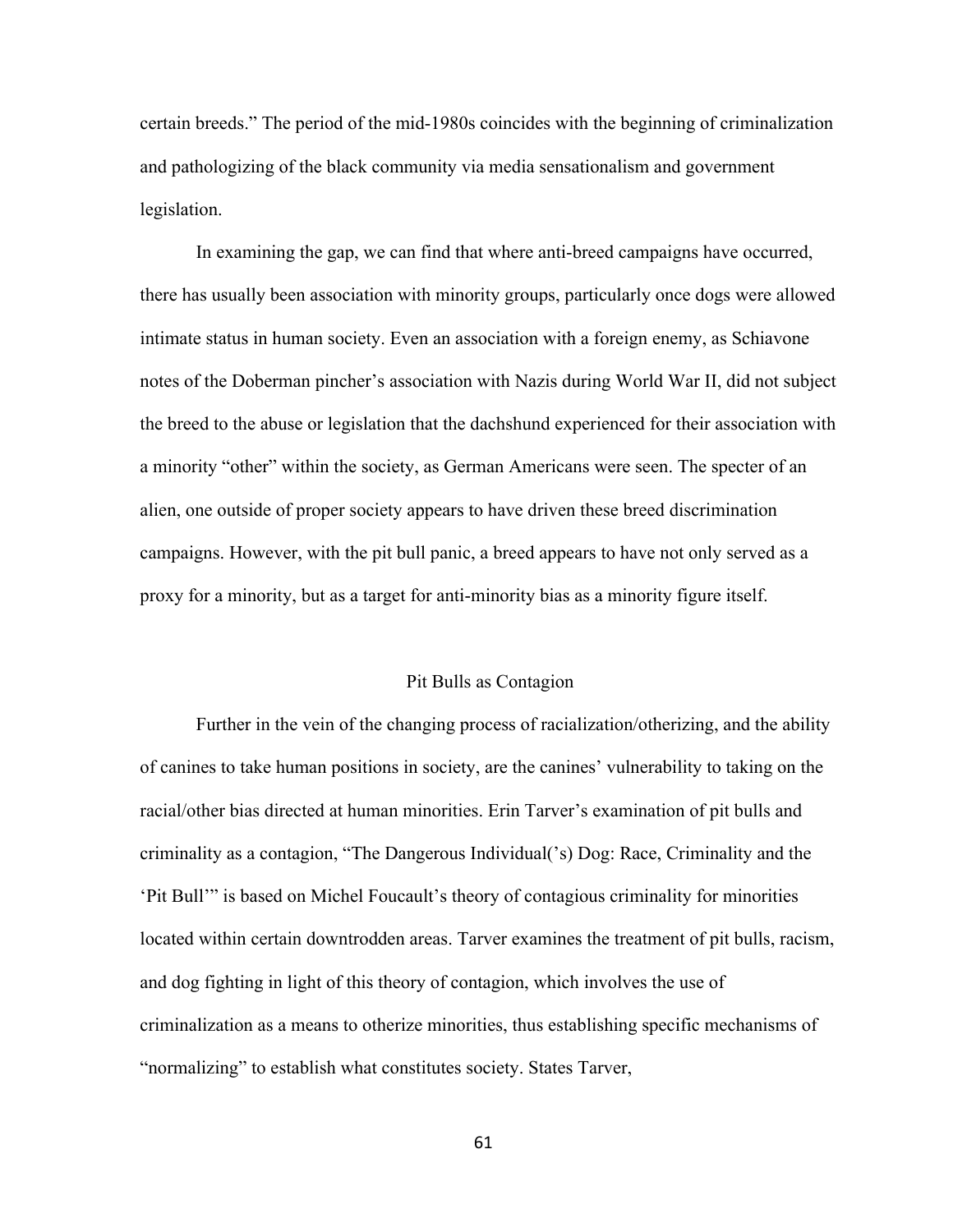certain breeds." The period of the mid-1980s coincides with the beginning of criminalization and pathologizing of the black community via media sensationalism and government legislation.

In examining the gap, we can find that where anti-breed campaigns have occurred, there has usually been association with minority groups, particularly once dogs were allowed intimate status in human society. Even an association with a foreign enemy, as Schiavone notes of the Doberman pincher's association with Nazis during World War II, did not subject the breed to the abuse or legislation that the dachshund experienced for their association with a minority "other" within the society, as German Americans were seen. The specter of an alien, one outside of proper society appears to have driven these breed discrimination campaigns. However, with the pit bull panic, a breed appears to have not only served as a proxy for a minority, but as a target for anti-minority bias as a minority figure itself.

## Pit Bulls as Contagion

Further in the vein of the changing process of racialization/otherizing, and the ability of canines to take human positions in society, are the canines' vulnerability to taking on the racial/other bias directed at human minorities. Erin Tarver's examination of pit bulls and criminality as a contagion, "The Dangerous Individual('s) Dog: Race, Criminality and the 'Pit Bull'" is based on Michel Foucault's theory of contagious criminality for minorities located within certain downtrodden areas. Tarver examines the treatment of pit bulls, racism, and dog fighting in light of this theory of contagion, which involves the use of criminalization as a means to otherize minorities, thus establishing specific mechanisms of "normalizing" to establish what constitutes society. States Tarver,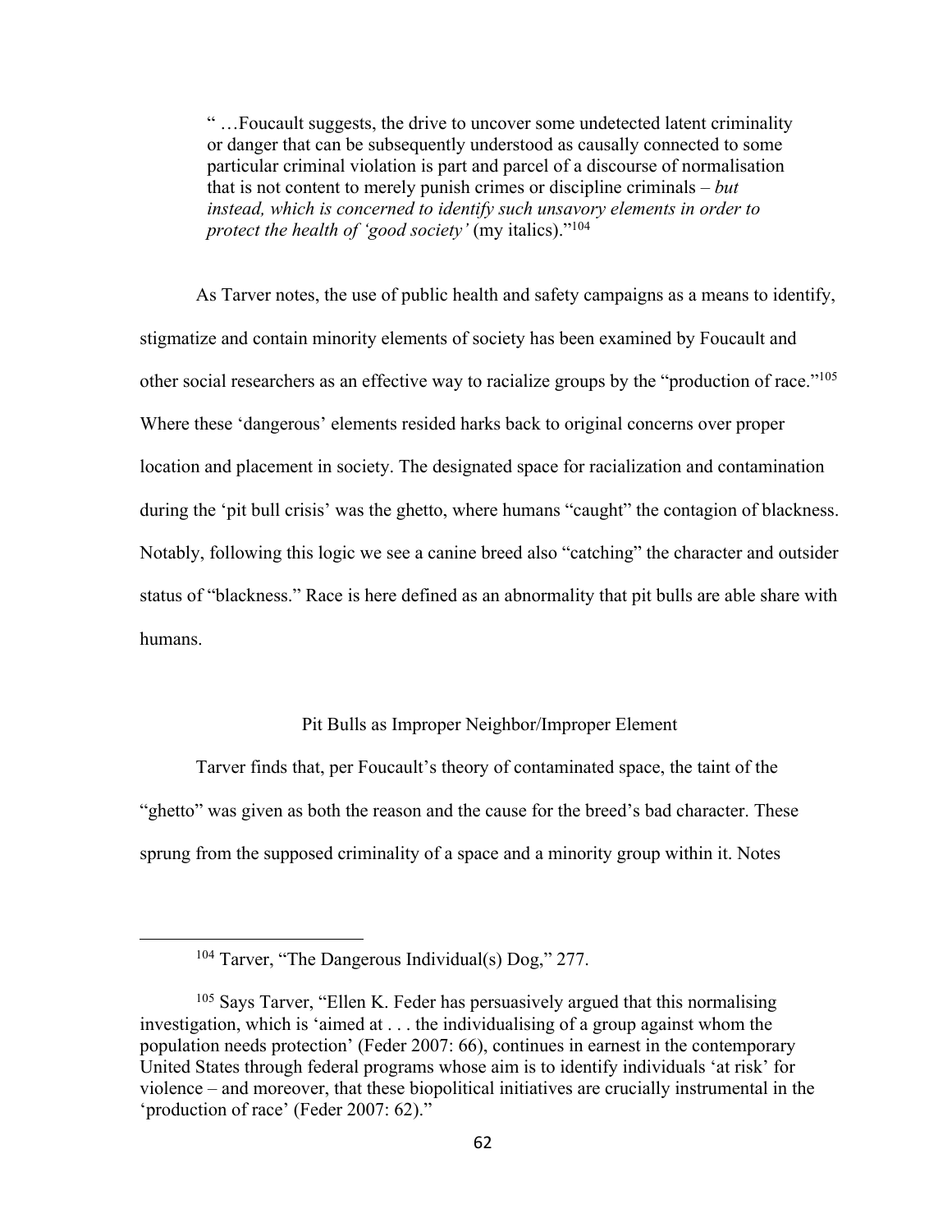> " …Foucault suggests, the drive to uncover some undetected latent criminality or danger that can be subsequently understood as causally connected to some particular criminal violation is part and parcel of a discourse of normalisation that is not content to merely punish crimes or discipline criminals – *but instead, which is concerned to identify such unsavory elements in order to protect the health of 'good society'* (my italics)."[104]

As Tarver notes, the use of public health and safety campaigns as a means to identify, stigmatize and contain minority elements of society has been examined by Foucault and other social researchers as an effective way to racialize groups by the "production of race."[105] Where these 'dangerous' elements resided harks back to original concerns over proper location and placement in society. The designated space for racialization and contamination during the 'pit bull crisis' was the ghetto, where humans "caught" the contagion of blackness. Notably, following this logic we see a canine breed also "catching" the character and outsider status of "blackness." Race is here defined as an abnormality that pit bulls are able share with humans.

## Pit Bulls as Improper Neighbor/Improper Element

Tarver finds that, per Foucault's theory of contaminated space, the taint of the "ghetto" was given as both the reason and the cause for the breed's bad character. These sprung from the supposed criminality of a space and a minority group within it. Notes

---

[104] Tarver, "The Dangerous Individual(s) Dog," 277.

[105] Says Tarver, "Ellen K. Feder has persuasively argued that this normalising investigation, which is 'aimed at . . . the individualising of a group against whom the population needs protection' (Feder 2007: 66), continues in earnest in the contemporary United States through federal programs whose aim is to identify individuals 'at risk' for violence – and moreover, that these biopolitical initiatives are crucially instrumental in the 'production of race' (Feder 2007: 62)."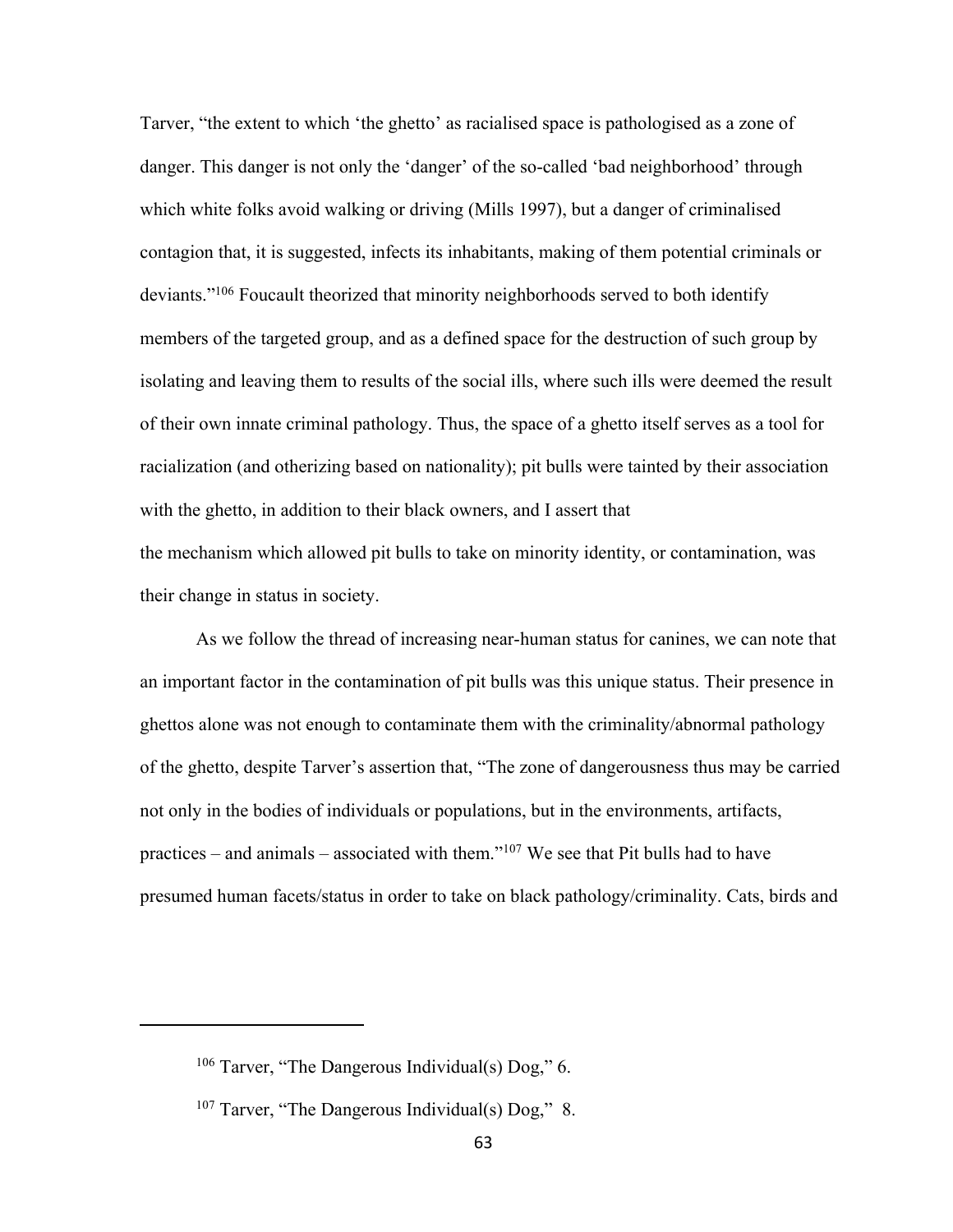Tarver, "the extent to which 'the ghetto' as racialised space is pathologised as a zone of danger. This danger is not only the 'danger' of the so-called 'bad neighborhood' through which white folks avoid walking or driving (Mills 1997), but a danger of criminalised contagion that, it is suggested, infects its inhabitants, making of them potential criminals or deviants."[106] Foucault theorized that minority neighborhoods served to both identify members of the targeted group, and as a defined space for the destruction of such group by isolating and leaving them to results of the social ills, where such ills were deemed the result of their own innate criminal pathology. Thus, the space of a ghetto itself serves as a tool for racialization (and otherizing based on nationality); pit bulls were tainted by their association with the ghetto, in addition to their black owners, and I assert that the mechanism which allowed pit bulls to take on minority identity, or contamination, was their change in status in society.

As we follow the thread of increasing near-human status for canines, we can note that an important factor in the contamination of pit bulls was this unique status. Their presence in ghettos alone was not enough to contaminate them with the criminality/abnormal pathology of the ghetto, despite Tarver's assertion that, "The zone of dangerousness thus may be carried not only in the bodies of individuals or populations, but in the environments, artifacts, practices – and animals – associated with them."[107] We see that Pit bulls had to have presumed human facets/status in order to take on black pathology/criminality. Cats, birds and

---

[106] Tarver, "The Dangerous Individual(s) Dog," 6.

[107] Tarver, "The Dangerous Individual(s) Dog," 8.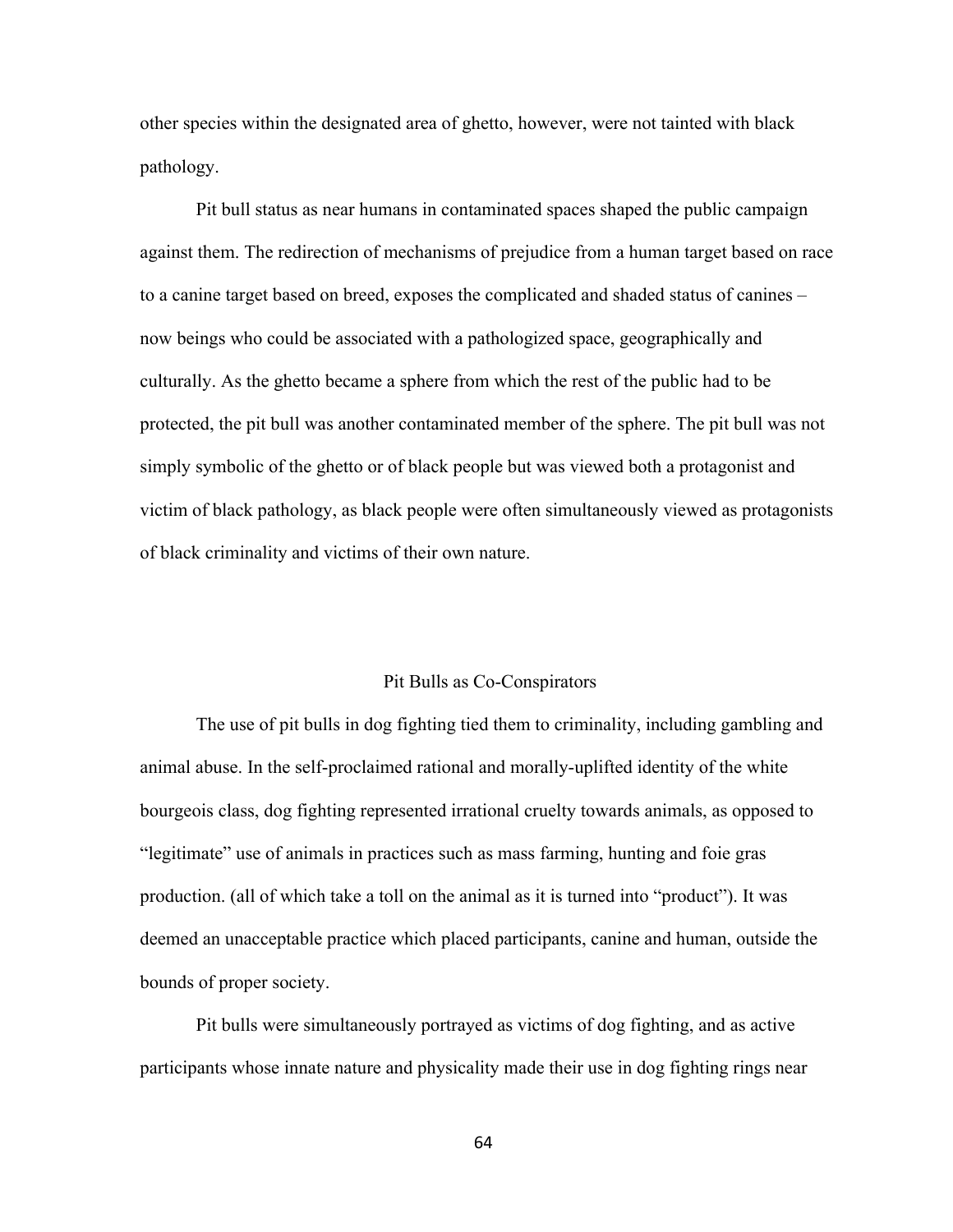other species within the designated area of ghetto, however, were not tainted with black pathology.

Pit bull status as near humans in contaminated spaces shaped the public campaign against them. The redirection of mechanisms of prejudice from a human target based on race to a canine target based on breed, exposes the complicated and shaded status of canines – now beings who could be associated with a pathologized space, geographically and culturally. As the ghetto became a sphere from which the rest of the public had to be protected, the pit bull was another contaminated member of the sphere. The pit bull was not simply symbolic of the ghetto or of black people but was viewed both a protagonist and victim of black pathology, as black people were often simultaneously viewed as protagonists of black criminality and victims of their own nature.

## Pit Bulls as Co-Conspirators

The use of pit bulls in dog fighting tied them to criminality, including gambling and animal abuse. In the self-proclaimed rational and morally-uplifted identity of the white bourgeois class, dog fighting represented irrational cruelty towards animals, as opposed to "legitimate" use of animals in practices such as mass farming, hunting and foie gras production. (all of which take a toll on the animal as it is turned into "product"). It was deemed an unacceptable practice which placed participants, canine and human, outside the bounds of proper society.

Pit bulls were simultaneously portrayed as victims of dog fighting, and as active participants whose innate nature and physicality made their use in dog fighting rings near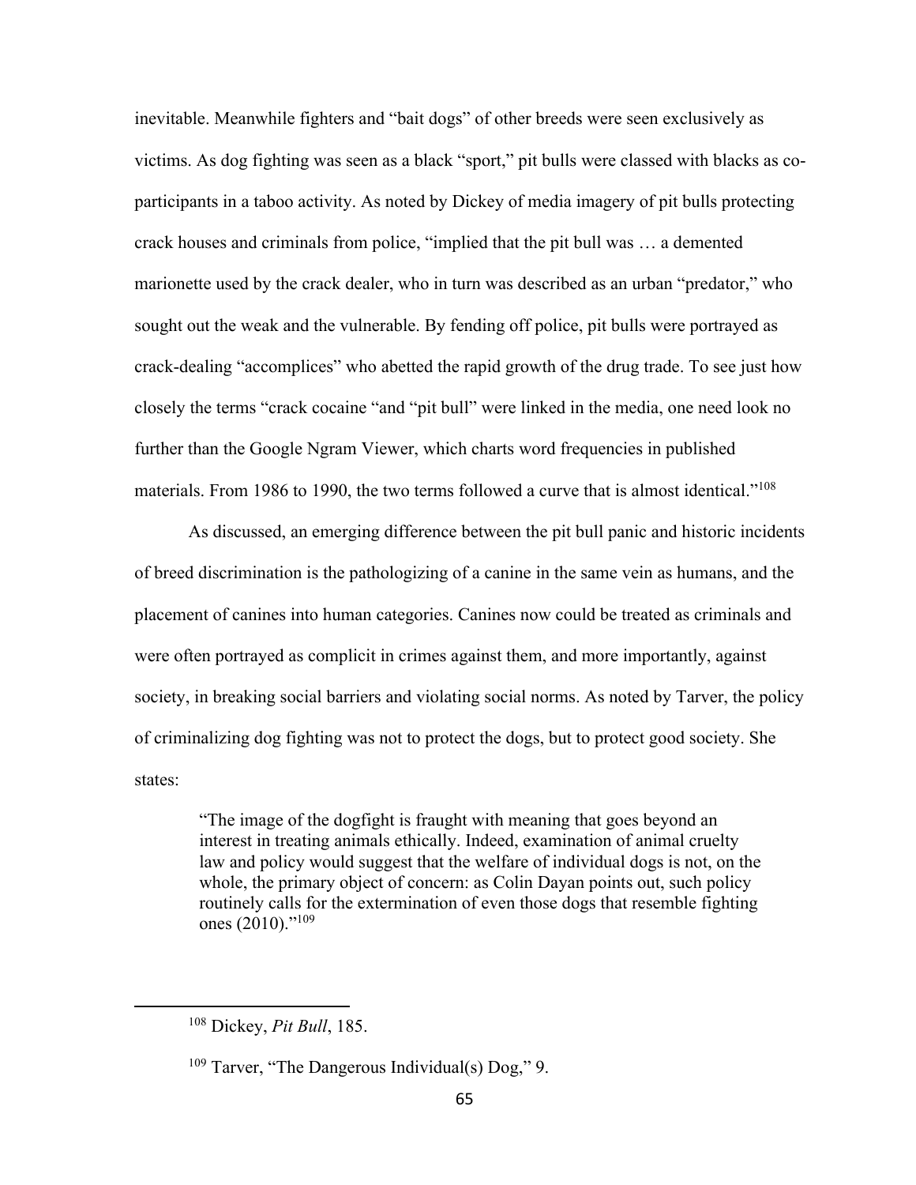inevitable. Meanwhile fighters and "bait dogs" of other breeds were seen exclusively as victims. As dog fighting was seen as a black "sport," pit bulls were classed with blacks as co-participants in a taboo activity. As noted by Dickey of media imagery of pit bulls protecting crack houses and criminals from police, "implied that the pit bull was … a demented marionette used by the crack dealer, who in turn was described as an urban "predator," who sought out the weak and the vulnerable. By fending off police, pit bulls were portrayed as crack-dealing "accomplices" who abetted the rapid growth of the drug trade. To see just how closely the terms "crack cocaine "and "pit bull" were linked in the media, one need look no further than the Google Ngram Viewer, which charts word frequencies in published materials. From 1986 to 1990, the two terms followed a curve that is almost identical."[108]

As discussed, an emerging difference between the pit bull panic and historic incidents of breed discrimination is the pathologizing of a canine in the same vein as humans, and the placement of canines into human categories. Canines now could be treated as criminals and were often portrayed as complicit in crimes against them, and more importantly, against society, in breaking social barriers and violating social norms. As noted by Tarver, the policy of criminalizing dog fighting was not to protect the dogs, but to protect good society. She states:

> "The image of the dogfight is fraught with meaning that goes beyond an interest in treating animals ethically. Indeed, examination of animal cruelty law and policy would suggest that the welfare of individual dogs is not, on the whole, the primary object of concern: as Colin Dayan points out, such policy routinely calls for the extermination of even those dogs that resemble fighting ones (2010)."[109]

---

[108] Dickey, *Pit Bull*, 185.

[109] Tarver, "The Dangerous Individual(s) Dog," 9.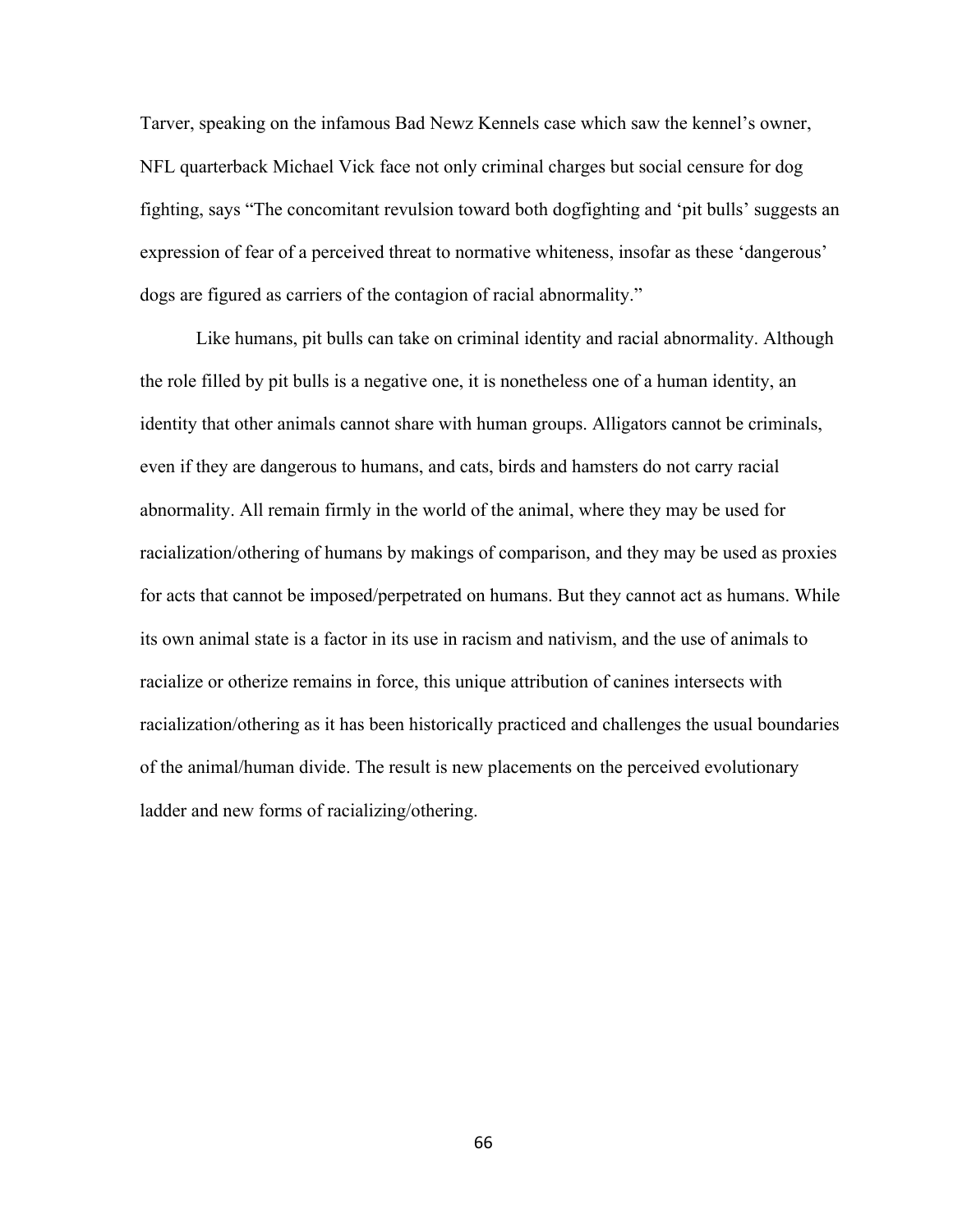Tarver, speaking on the infamous Bad Newz Kennels case which saw the kennel's owner, NFL quarterback Michael Vick face not only criminal charges but social censure for dog fighting, says "The concomitant revulsion toward both dogfighting and 'pit bulls' suggests an expression of fear of a perceived threat to normative whiteness, insofar as these 'dangerous' dogs are figured as carriers of the contagion of racial abnormality."

Like humans, pit bulls can take on criminal identity and racial abnormality. Although the role filled by pit bulls is a negative one, it is nonetheless one of a human identity, an identity that other animals cannot share with human groups. Alligators cannot be criminals, even if they are dangerous to humans, and cats, birds and hamsters do not carry racial abnormality. All remain firmly in the world of the animal, where they may be used for racialization/othering of humans by makings of comparison, and they may be used as proxies for acts that cannot be imposed/perpetrated on humans. But they cannot act as humans. While its own animal state is a factor in its use in racism and nativism, and the use of animals to racialize or otherize remains in force, this unique attribution of canines intersects with racialization/othering as it has been historically practiced and challenges the usual boundaries of the animal/human divide. The result is new placements on the perceived evolutionary ladder and new forms of racializing/othering.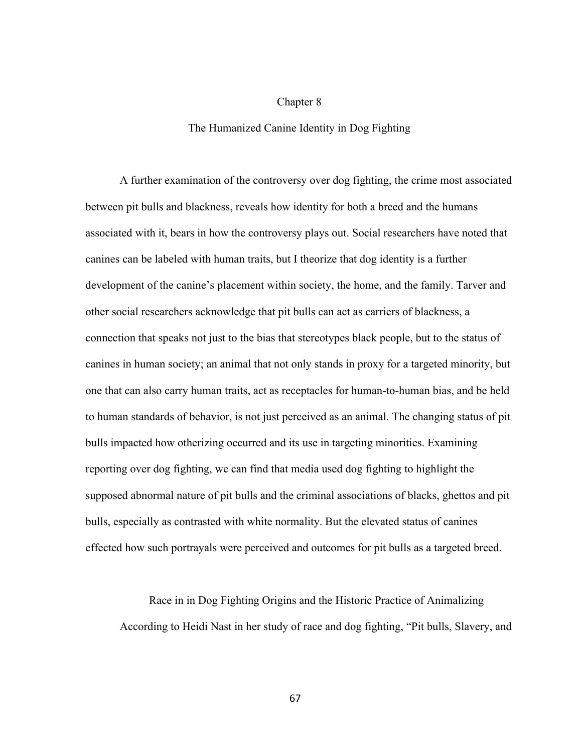# Chapter 8

## The Humanized Canine Identity in Dog Fighting

A further examination of the controversy over dog fighting, the crime most associated between pit bulls and blackness, reveals how identity for both a breed and the humans associated with it, bears in how the controversy plays out. Social researchers have noted that canines can be labeled with human traits, but I theorize that dog identity is a further development of the canine's placement within society, the home, and the family. Tarver and other social researchers acknowledge that pit bulls can act as carriers of blackness, a connection that speaks not just to the bias that stereotypes black people, but to the status of canines in human society; an animal that not only stands in proxy for a targeted minority, but one that can also carry human traits, act as receptacles for human-to-human bias, and be held to human standards of behavior, is not just perceived as an animal. The changing status of pit bulls impacted how otherizing occurred and its use in targeting minorities. Examining reporting over dog fighting, we can find that media used dog fighting to highlight the supposed abnormal nature of pit bulls and the criminal associations of blacks, ghettos and pit bulls, especially as contrasted with white normality. But the elevated status of canines effected how such portrayals were perceived and outcomes for pit bulls as a targeted breed.

### Race in in Dog Fighting Origins and the Historic Practice of Animalizing

According to Heidi Nast in her study of race and dog fighting, "Pit bulls, Slavery, and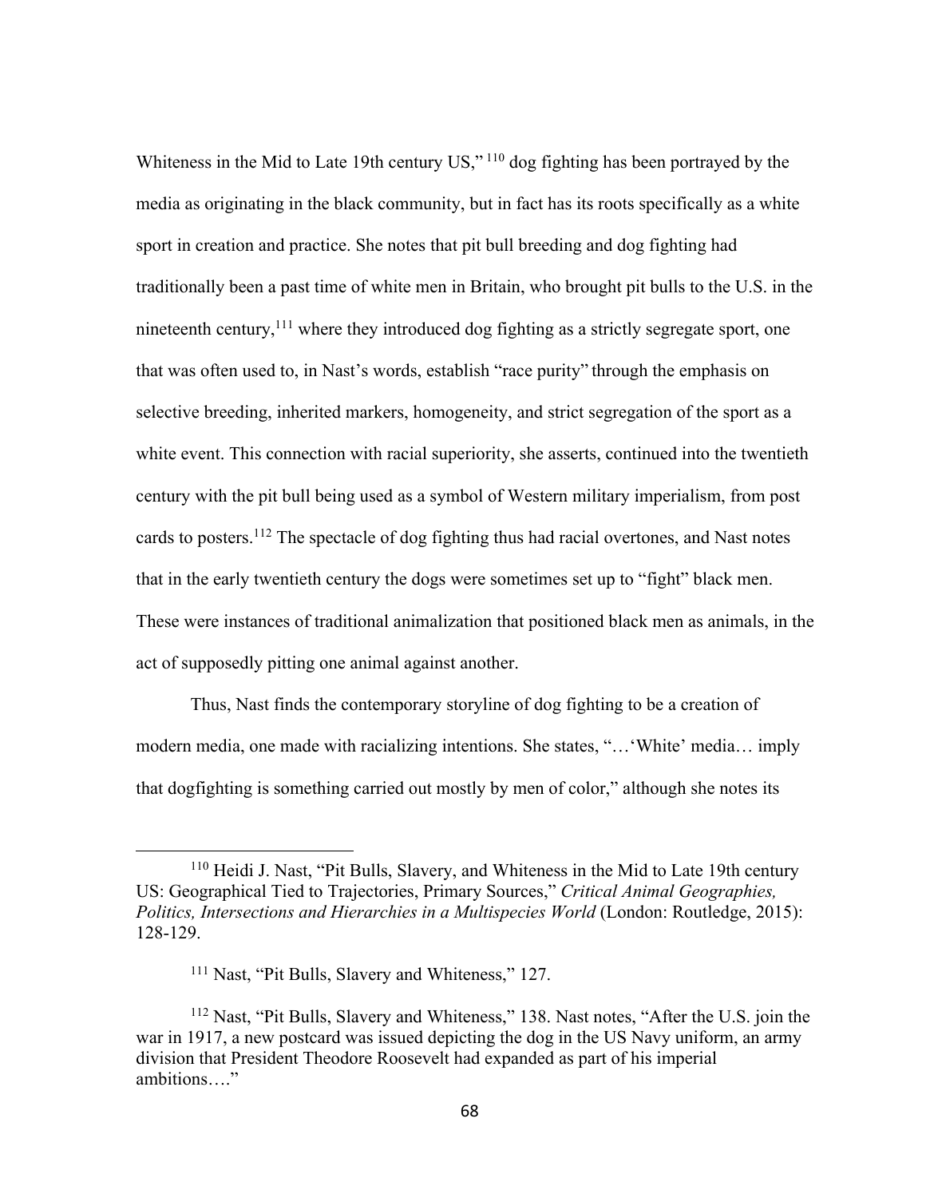Whiteness in the Mid to Late 19th century US,"[110] dog fighting has been portrayed by the media as originating in the black community, but in fact has its roots specifically as a white sport in creation and practice. She notes that pit bull breeding and dog fighting had traditionally been a past time of white men in Britain, who brought pit bulls to the U.S. in the nineteenth century,[111] where they introduced dog fighting as a strictly segregate sport, one that was often used to, in Nast's words, establish "race purity" through the emphasis on selective breeding, inherited markers, homogeneity, and strict segregation of the sport as a white event. This connection with racial superiority, she asserts, continued into the twentieth century with the pit bull being used as a symbol of Western military imperialism, from post cards to posters.[112] The spectacle of dog fighting thus had racial overtones, and Nast notes that in the early twentieth century the dogs were sometimes set up to "fight" black men. These were instances of traditional animalization that positioned black men as animals, in the act of supposedly pitting one animal against another.

Thus, Nast finds the contemporary storyline of dog fighting to be a creation of modern media, one made with racializing intentions. She states, "…'White' media… imply that dogfighting is something carried out mostly by men of color," although she notes its

---

[110] Heidi J. Nast, "Pit Bulls, Slavery, and Whiteness in the Mid to Late 19th century US: Geographical Tied to Trajectories, Primary Sources," *Critical Animal Geographies, Politics, Intersections and Hierarchies in a Multispecies World* (London: Routledge, 2015): 128-129.

[111] Nast, "Pit Bulls, Slavery and Whiteness," 127.

[112] Nast, "Pit Bulls, Slavery and Whiteness," 138. Nast notes, "After the U.S. join the war in 1917, a new postcard was issued depicting the dog in the US Navy uniform, an army division that President Theodore Roosevelt had expanded as part of his imperial ambitions…."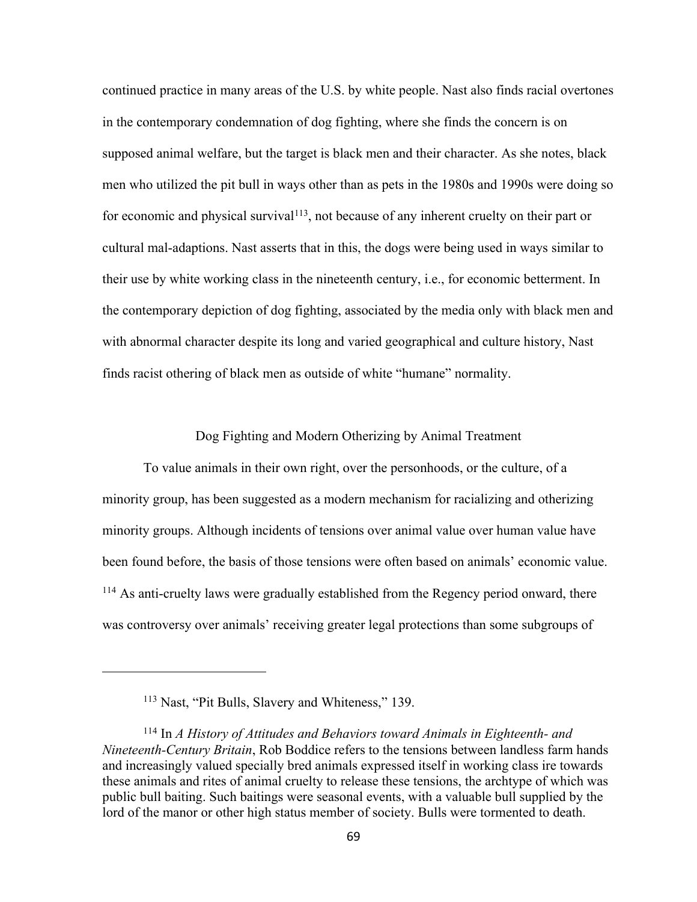continued practice in many areas of the U.S. by white people. Nast also finds racial overtones in the contemporary condemnation of dog fighting, where she finds the concern is on supposed animal welfare, but the target is black men and their character. As she notes, black men who utilized the pit bull in ways other than as pets in the 1980s and 1990s were doing so for economic and physical survival[113], not because of any inherent cruelty on their part or cultural mal-adaptions. Nast asserts that in this, the dogs were being used in ways similar to their use by white working class in the nineteenth century, i.e., for economic betterment. In the contemporary depiction of dog fighting, associated by the media only with black men and with abnormal character despite its long and varied geographical and culture history, Nast finds racist othering of black men as outside of white "humane" normality.

## Dog Fighting and Modern Otherizing by Animal Treatment

To value animals in their own right, over the personhoods, or the culture, of a minority group, has been suggested as a modern mechanism for racializing and otherizing minority groups. Although incidents of tensions over animal value over human value have been found before, the basis of those tensions were often based on animals' economic value. [114] As anti-cruelty laws were gradually established from the Regency period onward, there was controversy over animals' receiving greater legal protections than some subgroups of

---

[113] Nast, "Pit Bulls, Slavery and Whiteness," 139.

[114] In *A History of Attitudes and Behaviors toward Animals in Eighteenth- and Nineteenth-Century Britain*, Rob Boddice refers to the tensions between landless farm hands and increasingly valued specially bred animals expressed itself in working class ire towards these animals and rites of animal cruelty to release these tensions, the archtype of which was public bull baiting. Such baitings were seasonal events, with a valuable bull supplied by the lord of the manor or other high status member of society. Bulls were tormented to death.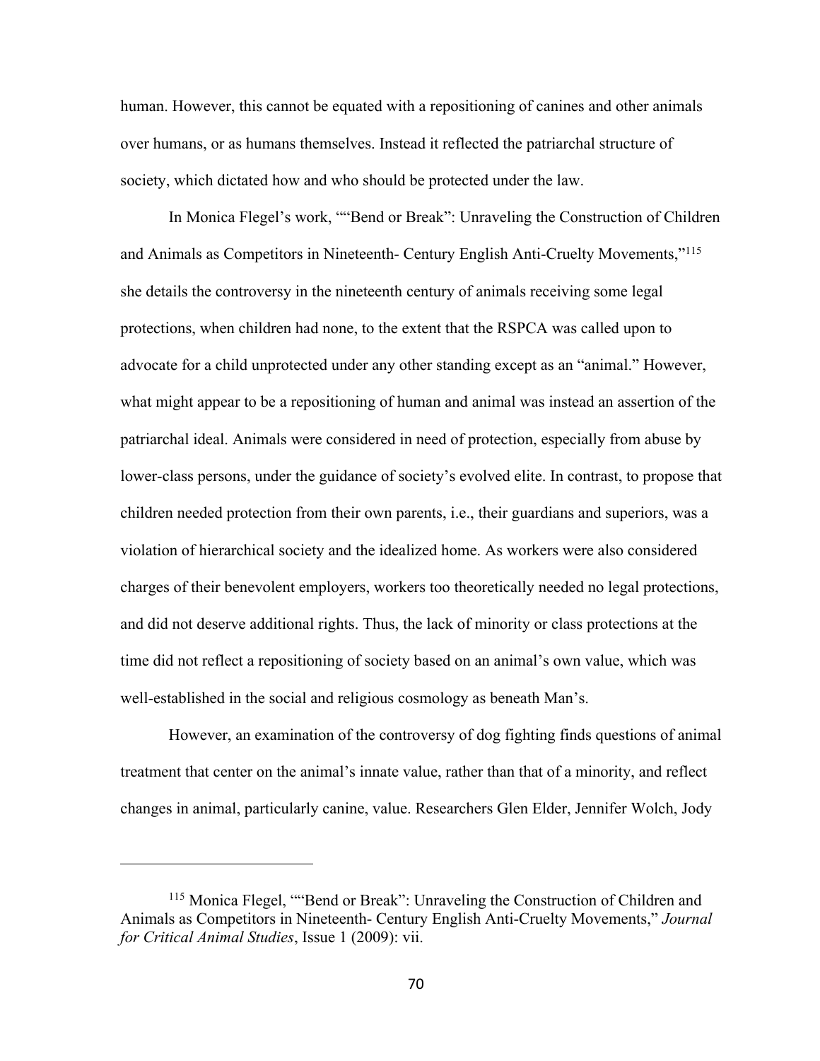human. However, this cannot be equated with a repositioning of canines and other animals over humans, or as humans themselves. Instead it reflected the patriarchal structure of society, which dictated how and who should be protected under the law.

In Monica Flegel's work, ""Bend or Break": Unraveling the Construction of Children and Animals as Competitors in Nineteenth- Century English Anti-Cruelty Movements,"[115] she details the controversy in the nineteenth century of animals receiving some legal protections, when children had none, to the extent that the RSPCA was called upon to advocate for a child unprotected under any other standing except as an "animal." However, what might appear to be a repositioning of human and animal was instead an assertion of the patriarchal ideal. Animals were considered in need of protection, especially from abuse by lower-class persons, under the guidance of society's evolved elite. In contrast, to propose that children needed protection from their own parents, i.e., their guardians and superiors, was a violation of hierarchical society and the idealized home. As workers were also considered charges of their benevolent employers, workers too theoretically needed no legal protections, and did not deserve additional rights. Thus, the lack of minority or class protections at the time did not reflect a repositioning of society based on an animal's own value, which was well-established in the social and religious cosmology as beneath Man's.

However, an examination of the controversy of dog fighting finds questions of animal treatment that center on the animal's innate value, rather than that of a minority, and reflect changes in animal, particularly canine, value. Researchers Glen Elder, Jennifer Wolch, Jody

---

[115] Monica Flegel, ""Bend or Break": Unraveling the Construction of Children and Animals as Competitors in Nineteenth- Century English Anti-Cruelty Movements," *Journal for Critical Animal Studies*, Issue 1 (2009): vii.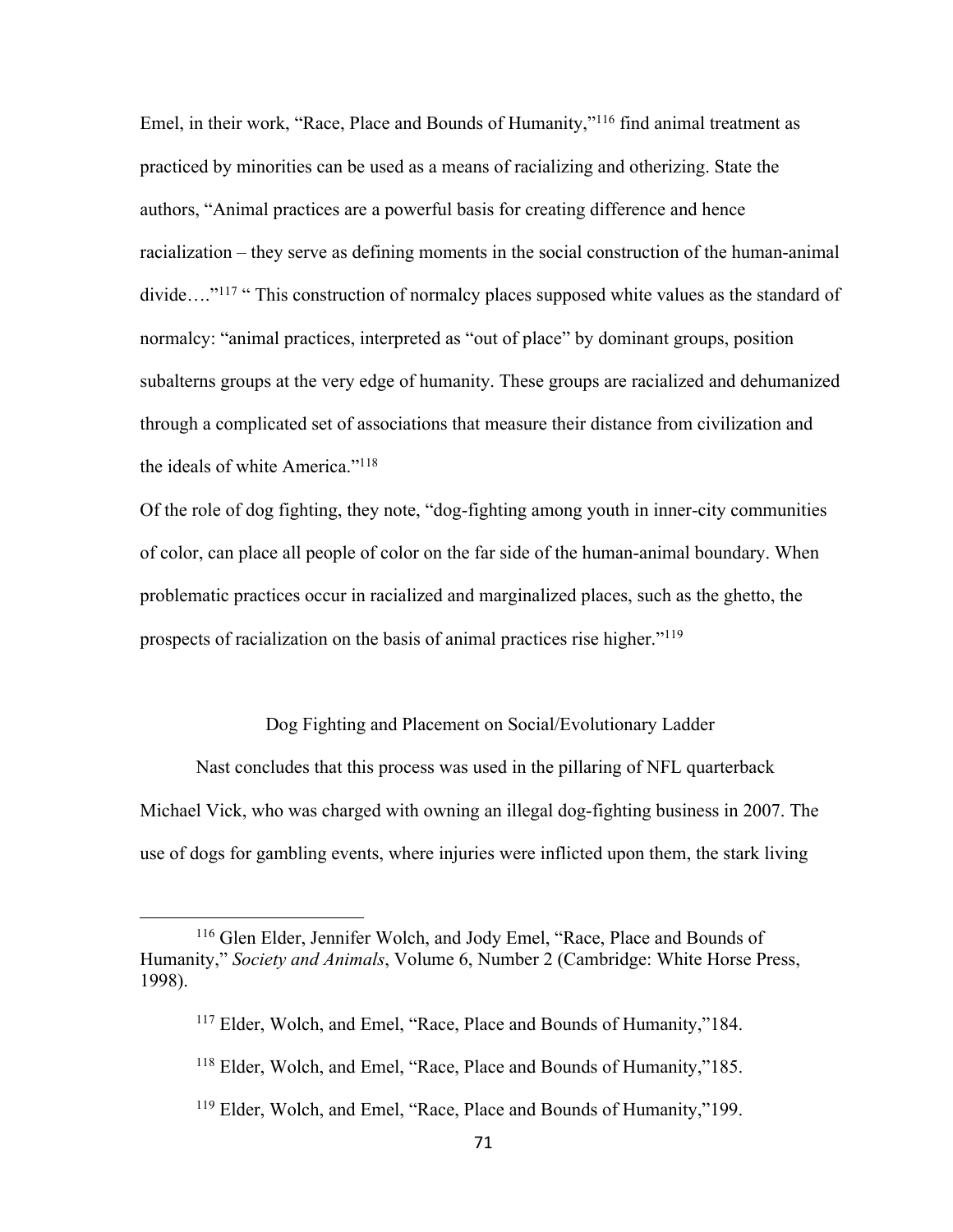Emel, in their work, "Race, Place and Bounds of Humanity,"[116] find animal treatment as practiced by minorities can be used as a means of racializing and otherizing. State the authors, "Animal practices are a powerful basis for creating difference and hence racialization – they serve as defining moments in the social construction of the human-animal divide…."[117] " This construction of normalcy places supposed white values as the standard of normalcy: "animal practices, interpreted as "out of place" by dominant groups, position subalterns groups at the very edge of humanity. These groups are racialized and dehumanized through a complicated set of associations that measure their distance from civilization and the ideals of white America."[118]

Of the role of dog fighting, they note, "dog-fighting among youth in inner-city communities of color, can place all people of color on the far side of the human-animal boundary. When problematic practices occur in racialized and marginalized places, such as the ghetto, the prospects of racialization on the basis of animal practices rise higher."[119]

## Dog Fighting and Placement on Social/Evolutionary Ladder

Nast concludes that this process was used in the pillaring of NFL quarterback Michael Vick, who was charged with owning an illegal dog-fighting business in 2007. The use of dogs for gambling events, where injuries were inflicted upon them, the stark living

---

[116] Glen Elder, Jennifer Wolch, and Jody Emel, "Race, Place and Bounds of Humanity," *Society and Animals*, Volume 6, Number 2 (Cambridge: White Horse Press, 1998).

[117] Elder, Wolch, and Emel, "Race, Place and Bounds of Humanity,"184.

[118] Elder, Wolch, and Emel, "Race, Place and Bounds of Humanity,"185.

[119] Elder, Wolch, and Emel, "Race, Place and Bounds of Humanity,"199.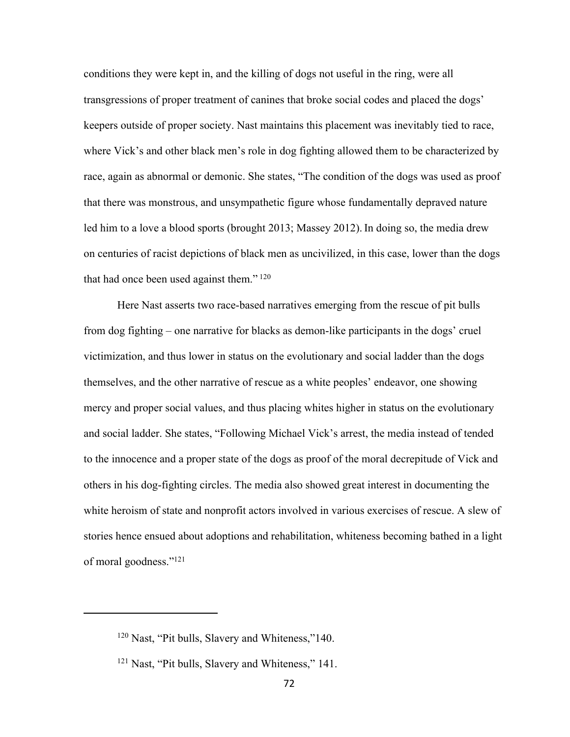conditions they were kept in, and the killing of dogs not useful in the ring, were all transgressions of proper treatment of canines that broke social codes and placed the dogs' keepers outside of proper society. Nast maintains this placement was inevitably tied to race, where Vick's and other black men's role in dog fighting allowed them to be characterized by race, again as abnormal or demonic. She states, "The condition of the dogs was used as proof that there was monstrous, and unsympathetic figure whose fundamentally depraved nature led him to a love a blood sports (brought 2013; Massey 2012). In doing so, the media drew on centuries of racist depictions of black men as uncivilized, in this case, lower than the dogs that had once been used against them." [120]

Here Nast asserts two race-based narratives emerging from the rescue of pit bulls from dog fighting – one narrative for blacks as demon-like participants in the dogs' cruel victimization, and thus lower in status on the evolutionary and social ladder than the dogs themselves, and the other narrative of rescue as a white peoples' endeavor, one showing mercy and proper social values, and thus placing whites higher in status on the evolutionary and social ladder. She states, "Following Michael Vick's arrest, the media instead of tended to the innocence and a proper state of the dogs as proof of the moral decrepitude of Vick and others in his dog-fighting circles. The media also showed great interest in documenting the white heroism of state and nonprofit actors involved in various exercises of rescue. A slew of stories hence ensued about adoptions and rehabilitation, whiteness becoming bathed in a light of moral goodness."[121]

---

[120] Nast, "Pit bulls, Slavery and Whiteness,"140.

[121] Nast, "Pit bulls, Slavery and Whiteness," 141.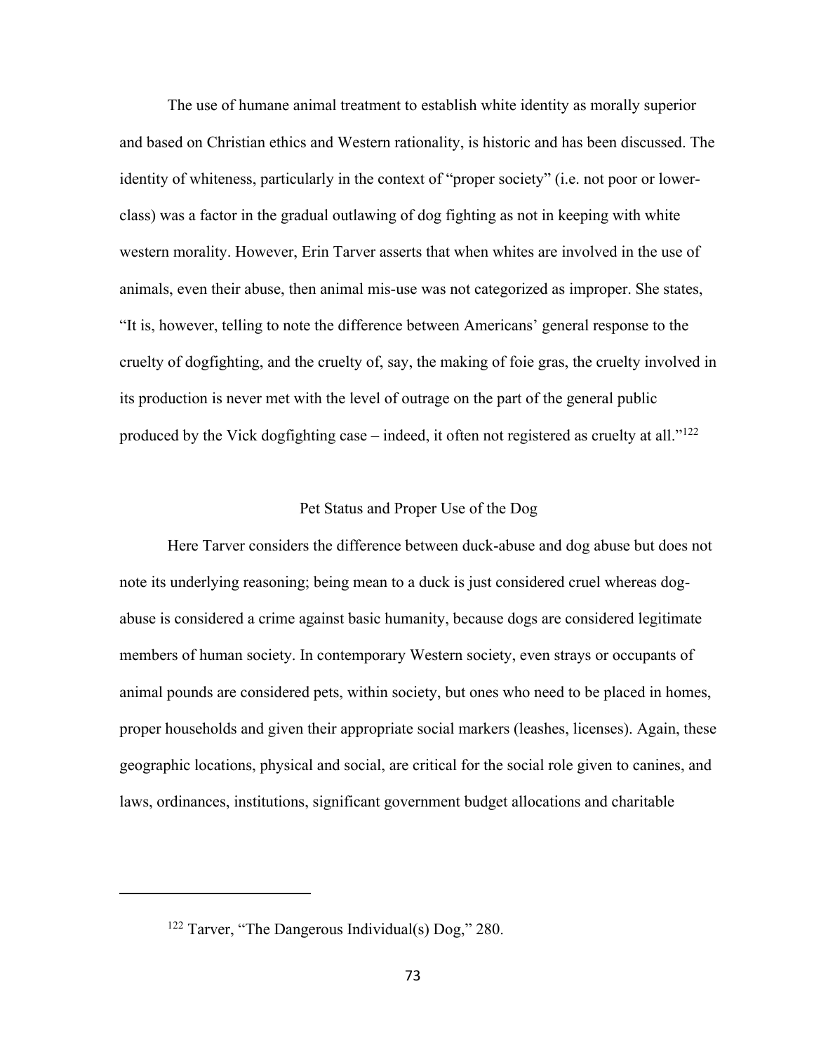The use of humane animal treatment to establish white identity as morally superior and based on Christian ethics and Western rationality, is historic and has been discussed. The identity of whiteness, particularly in the context of "proper society" (i.e. not poor or lower-class) was a factor in the gradual outlawing of dog fighting as not in keeping with white western morality. However, Erin Tarver asserts that when whites are involved in the use of animals, even their abuse, then animal mis-use was not categorized as improper. She states, "It is, however, telling to note the difference between Americans' general response to the cruelty of dogfighting, and the cruelty of, say, the making of foie gras, the cruelty involved in its production is never met with the level of outrage on the part of the general public produced by the Vick dogfighting case – indeed, it often not registered as cruelty at all."[122]

## Pet Status and Proper Use of the Dog

Here Tarver considers the difference between duck-abuse and dog abuse but does not note its underlying reasoning; being mean to a duck is just considered cruel whereas dog-abuse is considered a crime against basic humanity, because dogs are considered legitimate members of human society. In contemporary Western society, even strays or occupants of animal pounds are considered pets, within society, but ones who need to be placed in homes, proper households and given their appropriate social markers (leashes, licenses). Again, these geographic locations, physical and social, are critical for the social role given to canines, and laws, ordinances, institutions, significant government budget allocations and charitable

---

[122] Tarver, "The Dangerous Individual(s) Dog," 280.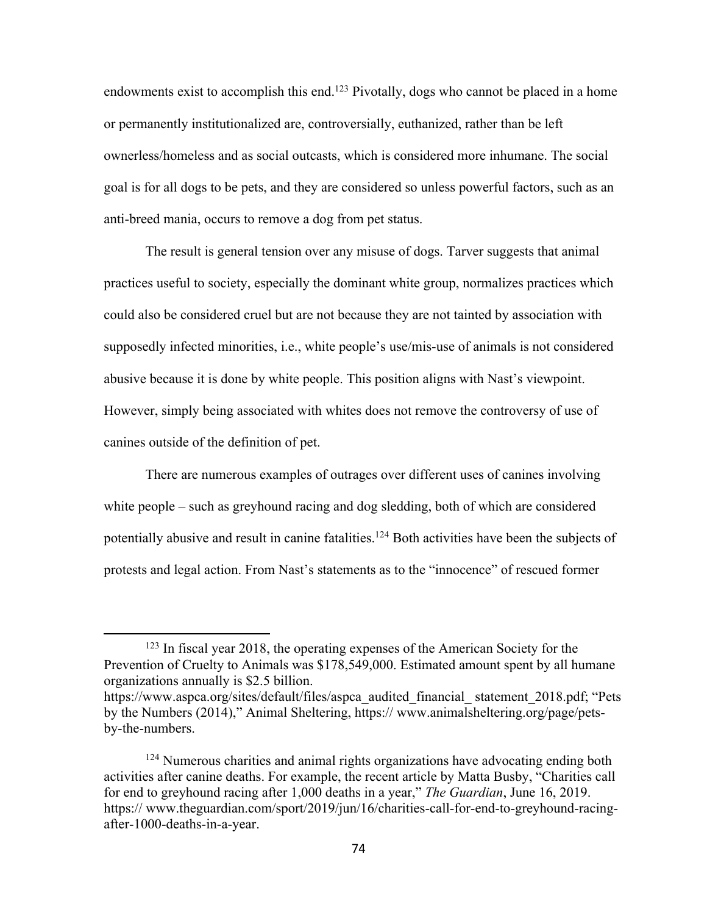endowments exist to accomplish this end.[123] Pivotally, dogs who cannot be placed in a home or permanently institutionalized are, controversially, euthanized, rather than be left ownerless/homeless and as social outcasts, which is considered more inhumane. The social goal is for all dogs to be pets, and they are considered so unless powerful factors, such as an anti-breed mania, occurs to remove a dog from pet status.

The result is general tension over any misuse of dogs. Tarver suggests that animal practices useful to society, especially the dominant white group, normalizes practices which could also be considered cruel but are not because they are not tainted by association with supposedly infected minorities, i.e., white people's use/mis-use of animals is not considered abusive because it is done by white people. This position aligns with Nast's viewpoint. However, simply being associated with whites does not remove the controversy of use of canines outside of the definition of pet.

There are numerous examples of outrages over different uses of canines involving white people – such as greyhound racing and dog sledding, both of which are considered potentially abusive and result in canine fatalities.[124] Both activities have been the subjects of protests and legal action. From Nast's statements as to the "innocence" of rescued former

---

[123] In fiscal year 2018, the operating expenses of the American Society for the Prevention of Cruelty to Animals was $178,549,000. Estimated amount spent by all humane organizations annually is $2.5 billion. https://www.aspca.org/sites/default/files/aspca_audited_financial_ statement_2018.pdf; "Pets by the Numbers (2014)," Animal Sheltering, https:// www.animalsheltering.org/page/pets-by-the-numbers.

[124] Numerous charities and animal rights organizations have advocating ending both activities after canine deaths. For example, the recent article by Matta Busby, "Charities call for end to greyhound racing after 1,000 deaths in a year," *The Guardian*, June 16, 2019. https:// www.theguardian.com/sport/2019/jun/16/charities-call-for-end-to-greyhound-racing-after-1000-deaths-in-a-year.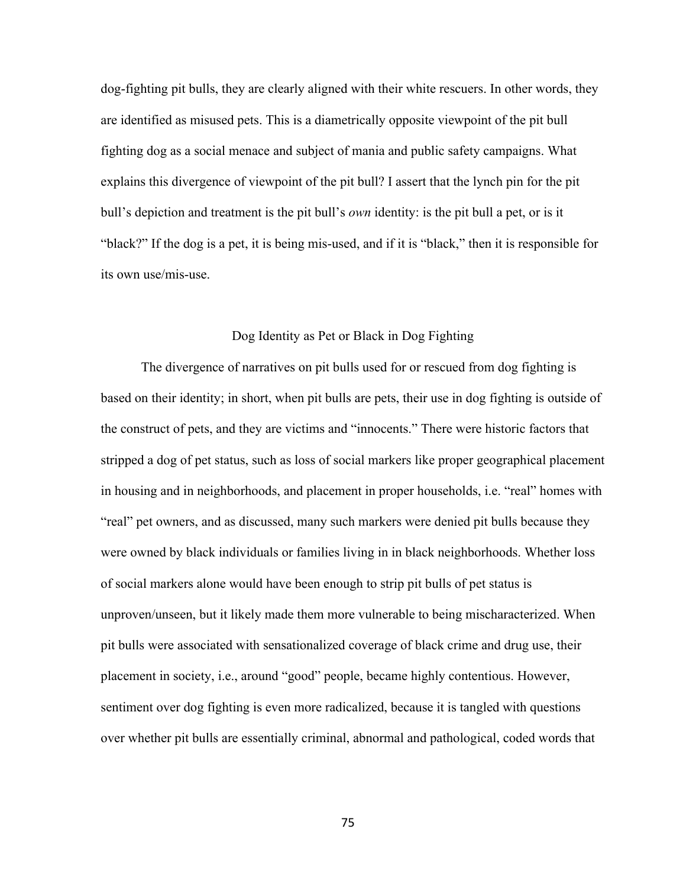dog-fighting pit bulls, they are clearly aligned with their white rescuers. In other words, they are identified as misused pets. This is a diametrically opposite viewpoint of the pit bull fighting dog as a social menace and subject of mania and public safety campaigns. What explains this divergence of viewpoint of the pit bull? I assert that the lynch pin for the pit bull's depiction and treatment is the pit bull's *own* identity: is the pit bull a pet, or is it "black?" If the dog is a pet, it is being mis-used, and if it is "black," then it is responsible for its own use/mis-use.

## Dog Identity as Pet or Black in Dog Fighting

The divergence of narratives on pit bulls used for or rescued from dog fighting is based on their identity; in short, when pit bulls are pets, their use in dog fighting is outside of the construct of pets, and they are victims and "innocents." There were historic factors that stripped a dog of pet status, such as loss of social markers like proper geographical placement in housing and in neighborhoods, and placement in proper households, i.e. "real" homes with "real" pet owners, and as discussed, many such markers were denied pit bulls because they were owned by black individuals or families living in in black neighborhoods. Whether loss of social markers alone would have been enough to strip pit bulls of pet status is unproven/unseen, but it likely made them more vulnerable to being mischaracterized. When pit bulls were associated with sensationalized coverage of black crime and drug use, their placement in society, i.e., around "good" people, became highly contentious. However, sentiment over dog fighting is even more radicalized, because it is tangled with questions over whether pit bulls are essentially criminal, abnormal and pathological, coded words that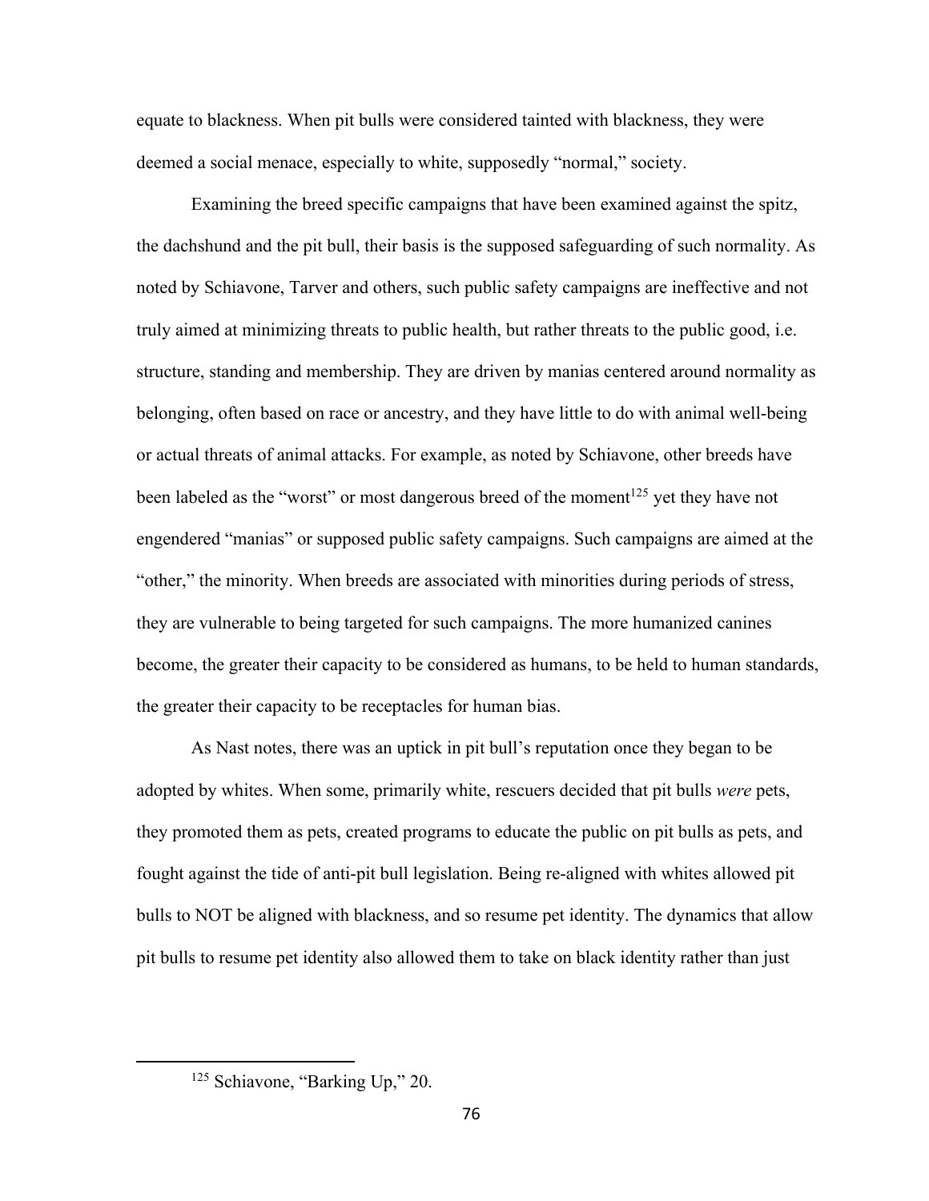equate to blackness. When pit bulls were considered tainted with blackness, they were deemed a social menace, especially to white, supposedly "normal," society.

Examining the breed specific campaigns that have been examined against the spitz, the dachshund and the pit bull, their basis is the supposed safeguarding of such normality. As noted by Schiavone, Tarver and others, such public safety campaigns are ineffective and not truly aimed at minimizing threats to public health, but rather threats to the public good, i.e. structure, standing and membership. They are driven by manias centered around normality as belonging, often based on race or ancestry, and they have little to do with animal well-being or actual threats of animal attacks. For example, as noted by Schiavone, other breeds have been labeled as the "worst" or most dangerous breed of the moment[125] yet they have not engendered "manias" or supposed public safety campaigns. Such campaigns are aimed at the "other," the minority. When breeds are associated with minorities during periods of stress, they are vulnerable to being targeted for such campaigns. The more humanized canines become, the greater their capacity to be considered as humans, to be held to human standards, the greater their capacity to be receptacles for human bias.

As Nast notes, there was an uptick in pit bull's reputation once they began to be adopted by whites. When some, primarily white, rescuers decided that pit bulls *were* pets, they promoted them as pets, created programs to educate the public on pit bulls as pets, and fought against the tide of anti-pit bull legislation. Being re-aligned with whites allowed pit bulls to NOT be aligned with blackness, and so resume pet identity. The dynamics that allow pit bulls to resume pet identity also allowed them to take on black identity rather than just

[125] Schiavone, "Barking Up," 20.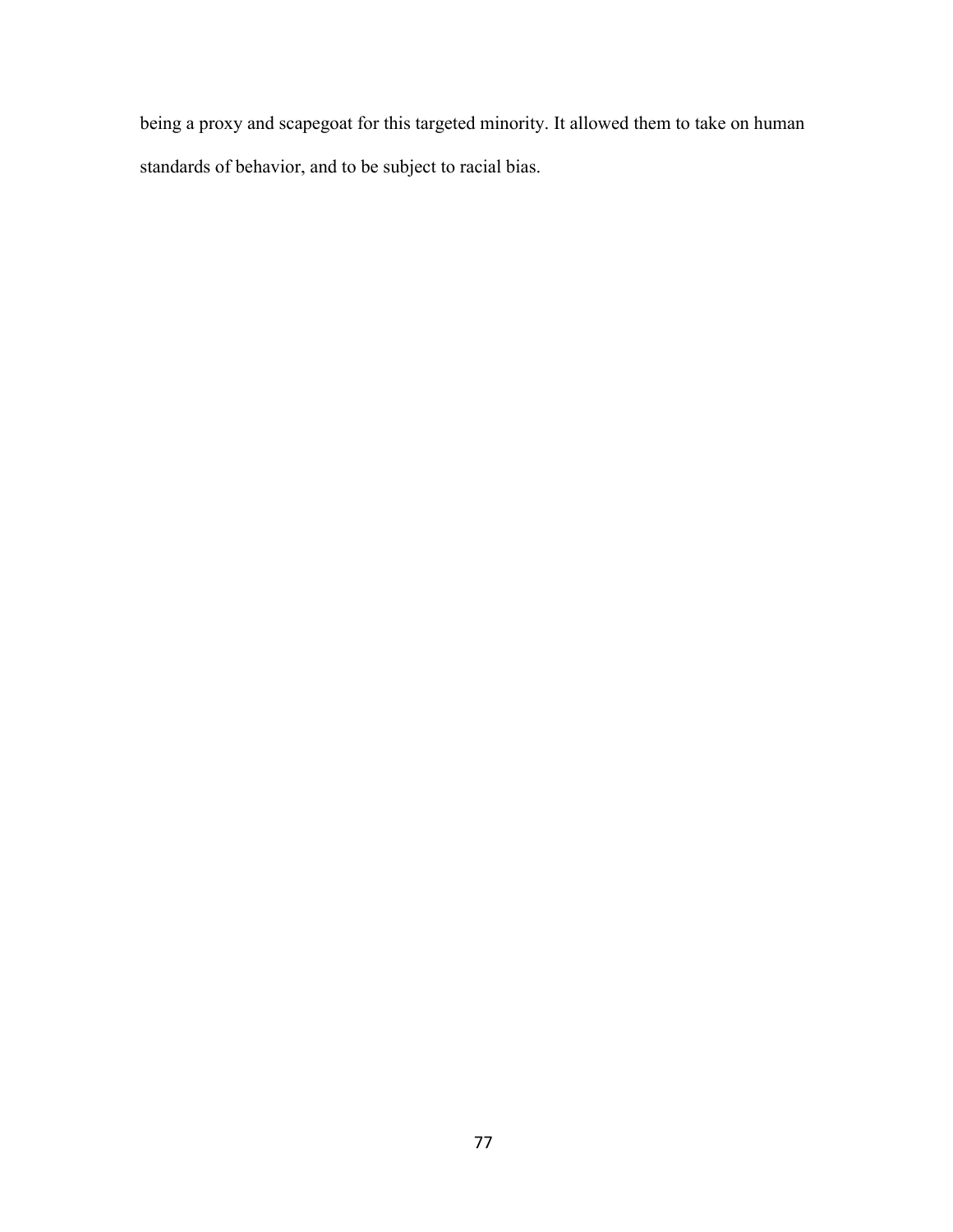being a proxy and scapegoat for this targeted minority. It allowed them to take on human standards of behavior, and to be subject to racial bias.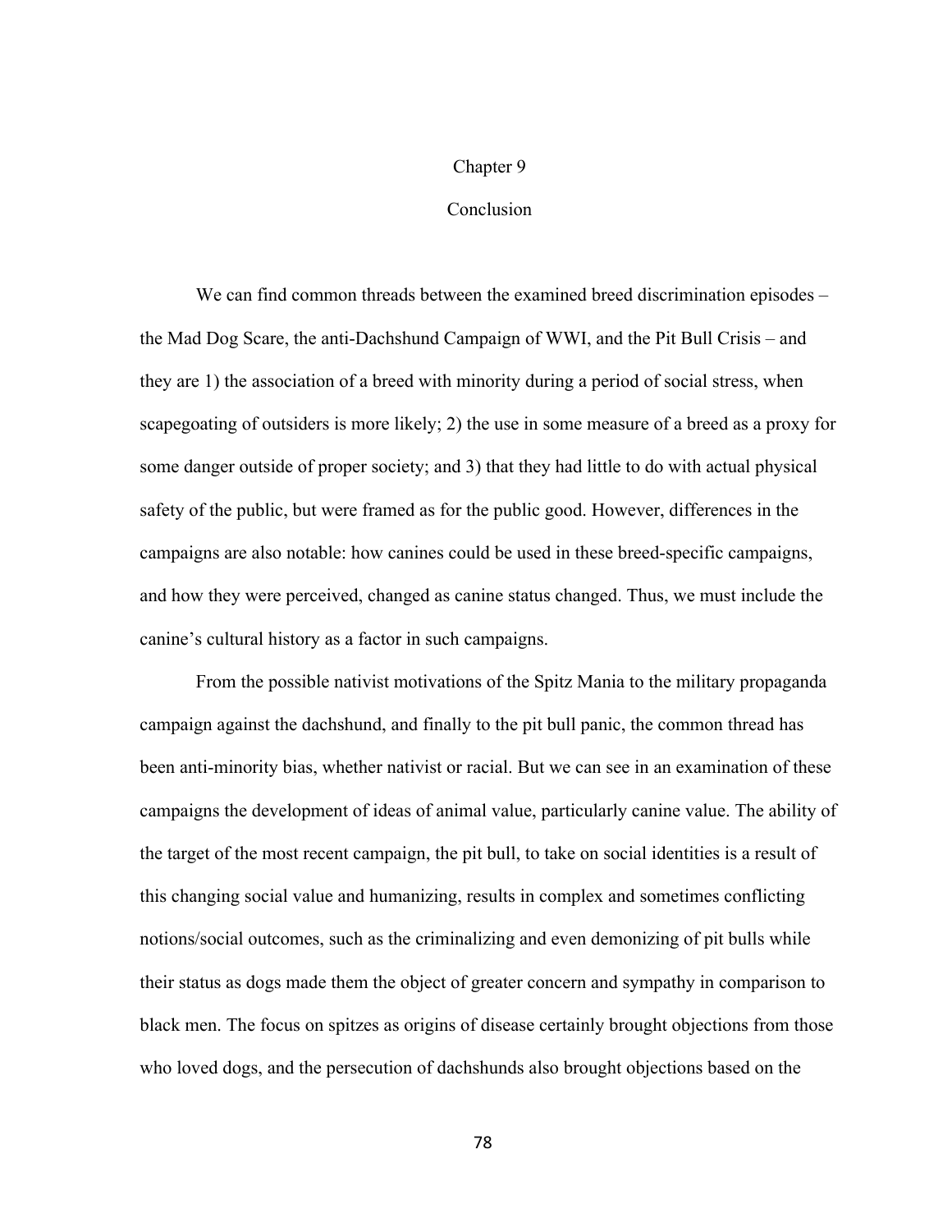# Chapter 9

## Conclusion

We can find common threads between the examined breed discrimination episodes – the Mad Dog Scare, the anti-Dachshund Campaign of WWI, and the Pit Bull Crisis – and they are 1) the association of a breed with minority during a period of social stress, when scapegoating of outsiders is more likely; 2) the use in some measure of a breed as a proxy for some danger outside of proper society; and 3) that they had little to do with actual physical safety of the public, but were framed as for the public good. However, differences in the campaigns are also notable: how canines could be used in these breed-specific campaigns, and how they were perceived, changed as canine status changed. Thus, we must include the canine's cultural history as a factor in such campaigns.

From the possible nativist motivations of the Spitz Mania to the military propaganda campaign against the dachshund, and finally to the pit bull panic, the common thread has been anti-minority bias, whether nativist or racial. But we can see in an examination of these campaigns the development of ideas of animal value, particularly canine value. The ability of the target of the most recent campaign, the pit bull, to take on social identities is a result of this changing social value and humanizing, results in complex and sometimes conflicting notions/social outcomes, such as the criminalizing and even demonizing of pit bulls while their status as dogs made them the object of greater concern and sympathy in comparison to black men. The focus on spitzes as origins of disease certainly brought objections from those who loved dogs, and the persecution of dachshunds also brought objections based on the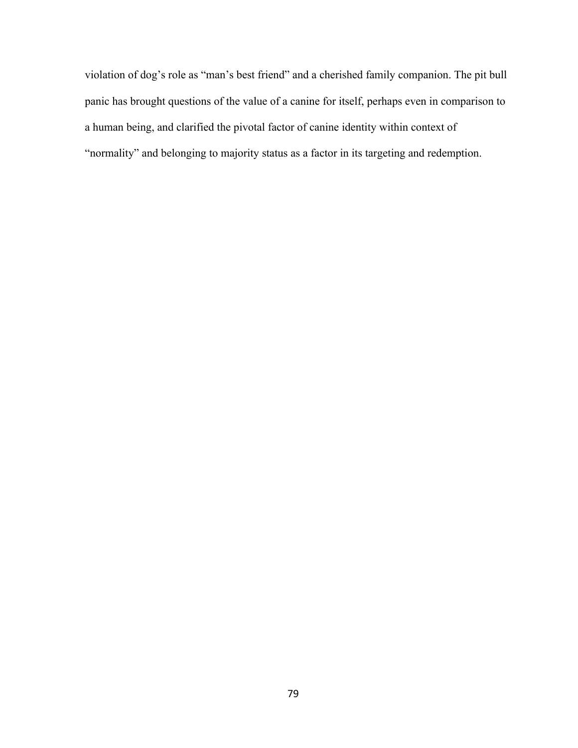violation of dog's role as "man's best friend" and a cherished family companion. The pit bull panic has brought questions of the value of a canine for itself, perhaps even in comparison to a human being, and clarified the pivotal factor of canine identity within context of "normality" and belonging to majority status as a factor in its targeting and redemption.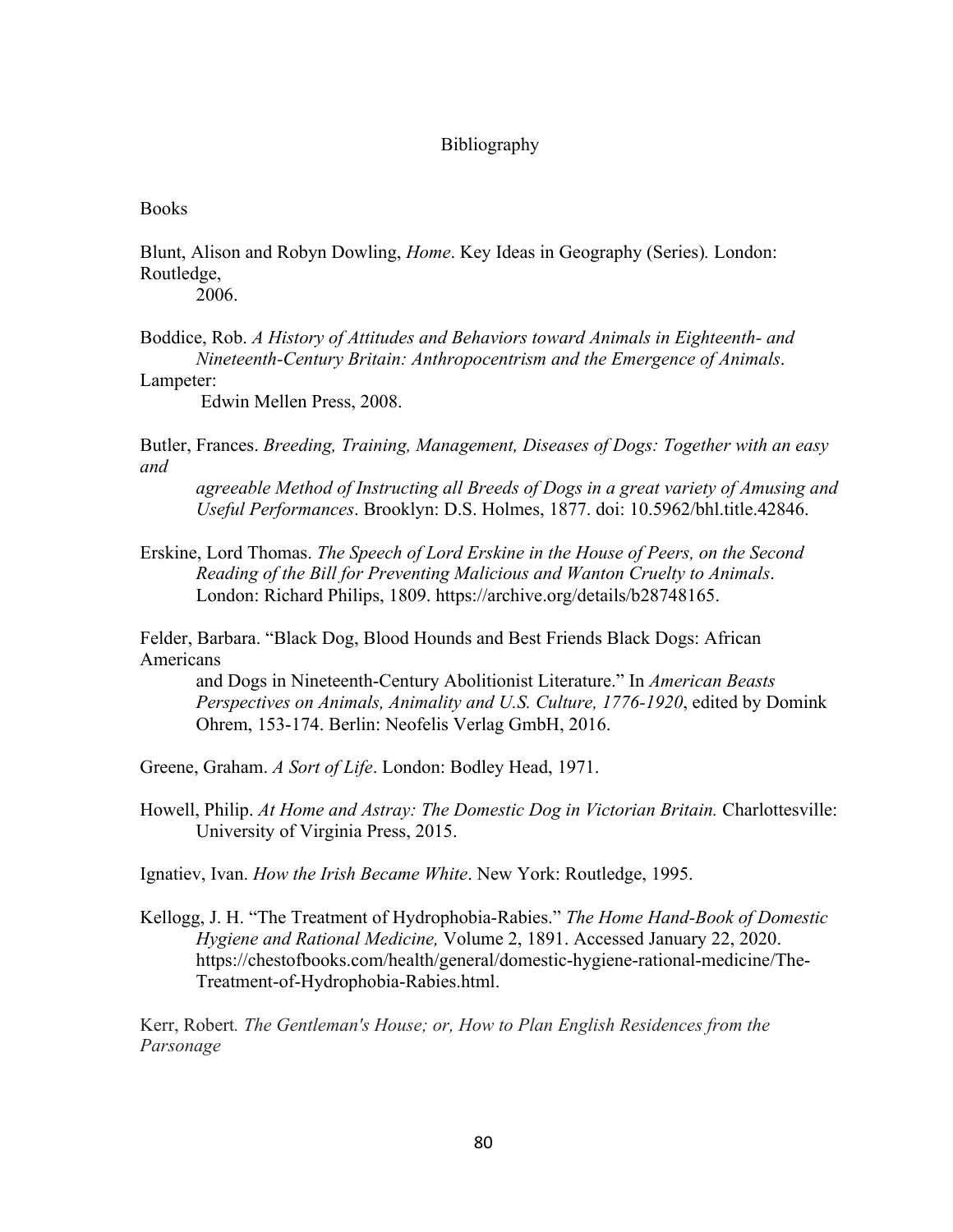# Bibliography

## Books

Blunt, Alison and Robyn Dowling, *Home*. Key Ideas in Geography (Series). London: Routledge, 2006.

Boddice, Rob. *A History of Attitudes and Behaviors toward Animals in Eighteenth- and Nineteenth-Century Britain: Anthropocentrism and the Emergence of Animals*. Lampeter: Edwin Mellen Press, 2008.

Butler, Frances. *Breeding, Training, Management, Diseases of Dogs: Together with an easy and agreeable Method of Instructing all Breeds of Dogs in a great variety of Amusing and Useful Performances*. Brooklyn: D.S. Holmes, 1877. doi: 10.5962/bhl.title.42846.

Erskine, Lord Thomas. *The Speech of Lord Erskine in the House of Peers, on the Second Reading of the Bill for Preventing Malicious and Wanton Cruelty to Animals*. London: Richard Philips, 1809. https://archive.org/details/b28748165.

Felder, Barbara. "Black Dog, Blood Hounds and Best Friends Black Dogs: African Americans and Dogs in Nineteenth-Century Abolitionist Literature." In *American Beasts Perspectives on Animals, Animality and U.S. Culture, 1776-1920*, edited by Domink Ohrem, 153-174. Berlin: Neofelis Verlag GmbH, 2016.

Greene, Graham. *A Sort of Life*. London: Bodley Head, 1971.

Howell, Philip. *At Home and Astray: The Domestic Dog in Victorian Britain.* Charlottesville: University of Virginia Press, 2015.

Ignatiev, Ivan. *How the Irish Became White*. New York: Routledge, 1995.

Kellogg, J. H. "The Treatment of Hydrophobia-Rabies." *The Home Hand-Book of Domestic Hygiene and Rational Medicine,* Volume 2, 1891. Accessed January 22, 2020. https://chestofbooks.com/health/general/domestic-hygiene-rational-medicine/The-Treatment-of-Hydrophobia-Rabies.html.

Kerr, Robert. *The Gentleman's House; or, How to Plan English Residences from the Parsonage*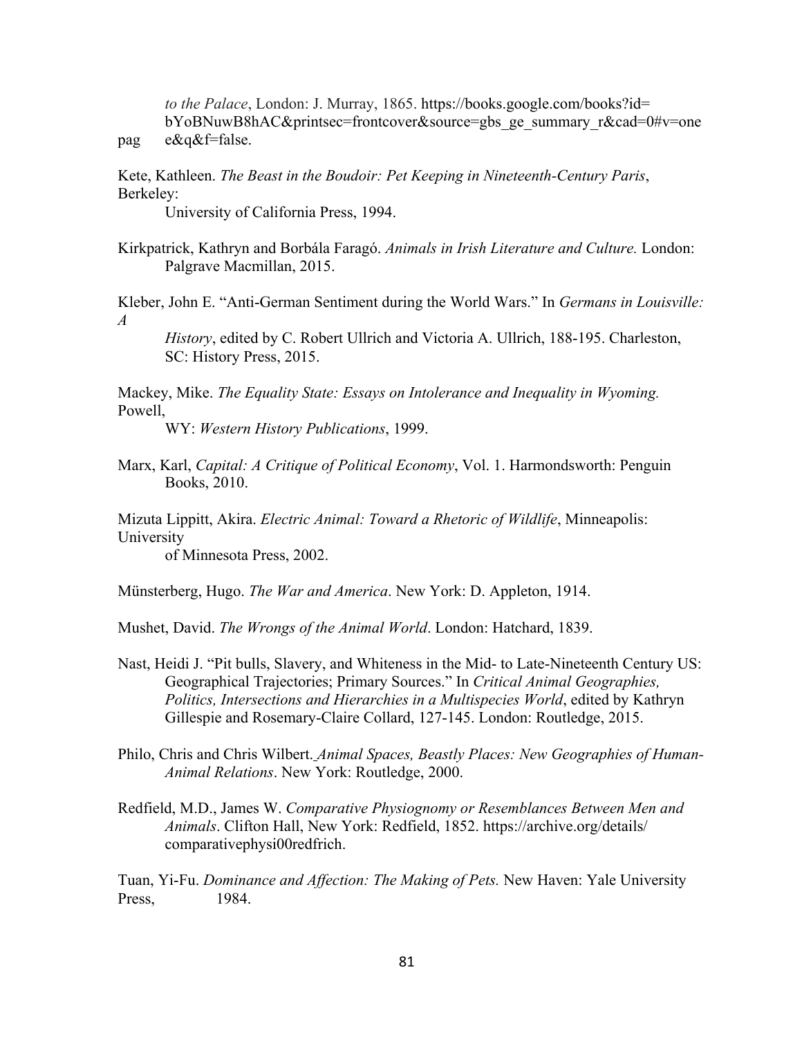*to the Palace*, London: J. Murray, 1865. https://books.google.com/books?id=bYoBNuwB8hAC&printsec=frontcover&source=gbs_ge_summary_r&cad=0#v=onepage&q&f=false.

Kete, Kathleen. *The Beast in the Boudoir: Pet Keeping in Nineteenth-Century Paris*, Berkeley: University of California Press, 1994.

Kirkpatrick, Kathryn and Borbála Faragó. *Animals in Irish Literature and Culture.* London: Palgrave Macmillan, 2015.

Kleber, John E. "Anti-German Sentiment during the World Wars." In *Germans in Louisville: A History*, edited by C. Robert Ullrich and Victoria A. Ullrich, 188-195. Charleston, SC: History Press, 2015.

Mackey, Mike. *The Equality State: Essays on Intolerance and Inequality in Wyoming.* Powell, WY: *Western History Publications*, 1999.

Marx, Karl, *Capital: A Critique of Political Economy*, Vol. 1. Harmondsworth: Penguin Books, 2010.

Mizuta Lippitt, Akira. *Electric Animal: Toward a Rhetoric of Wildlife*, Minneapolis: University of Minnesota Press, 2002.

Münsterberg, Hugo. *The War and America*. New York: D. Appleton, 1914.

Mushet, David. *The Wrongs of the Animal World*. London: Hatchard, 1839.

Nast, Heidi J. "Pit bulls, Slavery, and Whiteness in the Mid- to Late-Nineteenth Century US: Geographical Trajectories; Primary Sources." In *Critical Animal Geographies, Politics, Intersections and Hierarchies in a Multispecies World*, edited by Kathryn Gillespie and Rosemary-Claire Collard, 127-145. London: Routledge, 2015.

Philo, Chris and Chris Wilbert. *Animal Spaces, Beastly Places: New Geographies of Human-Animal Relations*. New York: Routledge, 2000.

Redfield, M.D., James W. *Comparative Physiognomy or Resemblances Between Men and Animals*. Clifton Hall, New York: Redfield, 1852. https://archive.org/details/comparativephysi00redfrich.

Tuan, Yi-Fu. *Dominance and Affection: The Making of Pets.* New Haven: Yale University Press, 1984.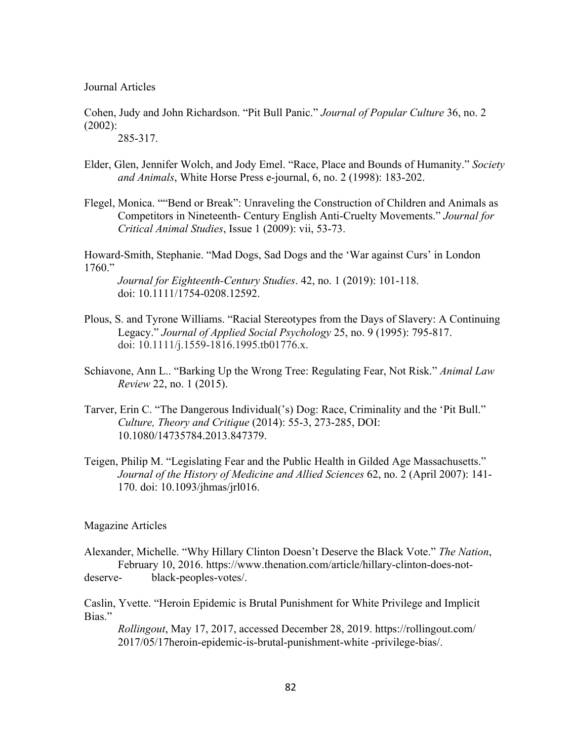Journal Articles

Cohen, Judy and John Richardson. "Pit Bull Panic." *Journal of Popular Culture* 36, no. 2 (2002): 285-317.

Elder, Glen, Jennifer Wolch, and Jody Emel. "Race, Place and Bounds of Humanity." *Society and Animals*, White Horse Press e-journal, 6, no. 2 (1998): 183-202.

Flegel, Monica. ""Bend or Break": Unraveling the Construction of Children and Animals as Competitors in Nineteenth- Century English Anti-Cruelty Movements." *Journal for Critical Animal Studies*, Issue 1 (2009): vii, 53-73.

Howard-Smith, Stephanie. "Mad Dogs, Sad Dogs and the 'War against Curs' in London 1760." *Journal for Eighteenth-Century Studies*. 42, no. 1 (2019): 101-118. doi: 10.1111/1754-0208.12592.

Plous, S. and Tyrone Williams. "Racial Stereotypes from the Days of Slavery: A Continuing Legacy." *Journal of Applied Social Psychology* 25, no. 9 (1995): 795-817. doi: 10.1111/j.1559-1816.1995.tb01776.x.

Schiavone, Ann L.. "Barking Up the Wrong Tree: Regulating Fear, Not Risk." *Animal Law Review* 22, no. 1 (2015).

Tarver, Erin C. "The Dangerous Individual('s) Dog: Race, Criminality and the 'Pit Bull." *Culture, Theory and Critique* (2014): 55-3, 273-285, DOI: 10.1080/14735784.2013.847379.

Teigen, Philip M. "Legislating Fear and the Public Health in Gilded Age Massachusetts." *Journal of the History of Medicine and Allied Sciences* 62, no. 2 (April 2007): 141-170. doi: 10.1093/jhmas/jrl016.

Magazine Articles

Alexander, Michelle. "Why Hillary Clinton Doesn't Deserve the Black Vote." *The Nation*, February 10, 2016. https://www.thenation.com/article/hillary-clinton-does-not-deserve- black-peoples-votes/.

Caslin, Yvette. "Heroin Epidemic is Brutal Punishment for White Privilege and Implicit Bias." *Rollingout*, May 17, 2017, accessed December 28, 2019. https://rollingout.com/ 2017/05/17heroin-epidemic-is-brutal-punishment-white -privilege-bias/.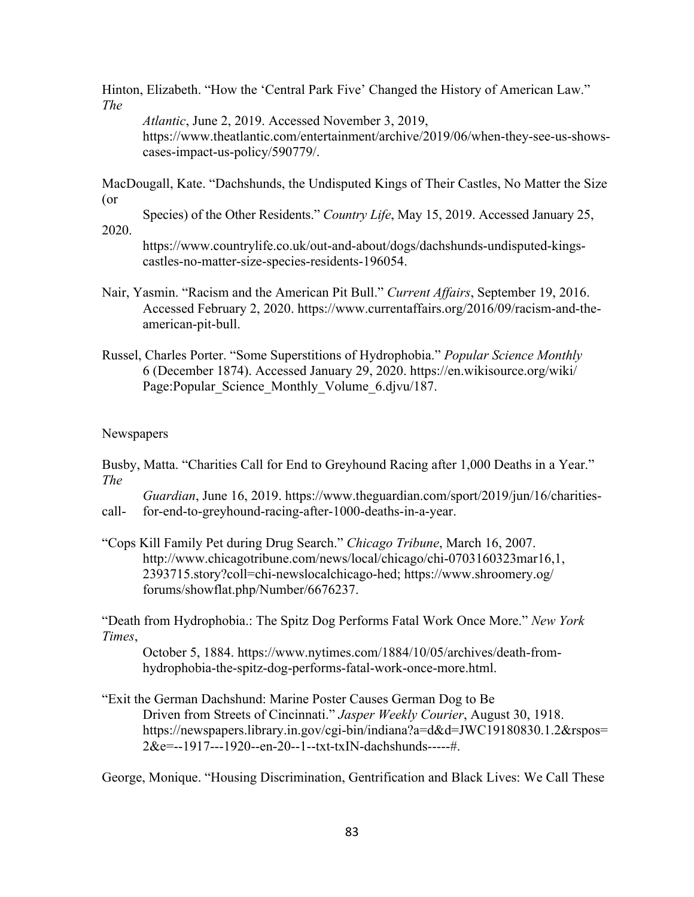Hinton, Elizabeth. "How the 'Central Park Five' Changed the History of American Law." *The Atlantic*, June 2, 2019. Accessed November 3, 2019, https://www.theatlantic.com/entertainment/archive/2019/06/when-they-see-us-shows-cases-impact-us-policy/590779/.

MacDougall, Kate. "Dachshunds, the Undisputed Kings of Their Castles, No Matter the Size (or Species) of the Other Residents." *Country Life*, May 15, 2019. Accessed January 25, 2020. https://www.countrylife.co.uk/out-and-about/dogs/dachshunds-undisputed-kings-castles-no-matter-size-species-residents-196054.

Nair, Yasmin. "Racism and the American Pit Bull." *Current Affairs*, September 19, 2016. Accessed February 2, 2020. https://www.currentaffairs.org/2016/09/racism-and-the-american-pit-bull.

Russel, Charles Porter. "Some Superstitions of Hydrophobia." *Popular Science Monthly* 6 (December 1874). Accessed January 29, 2020. https://en.wikisource.org/wiki/Page:Popular_Science_Monthly_Volume_6.djvu/187.

Newspapers

Busby, Matta. "Charities Call for End to Greyhound Racing after 1,000 Deaths in a Year." *The Guardian*, June 16, 2019. https://www.theguardian.com/sport/2019/jun/16/charities-call-for-end-to-greyhound-racing-after-1000-deaths-in-a-year.

"Cops Kill Family Pet during Drug Search." *Chicago Tribune*, March 16, 2007. http://www.chicagotribune.com/news/local/chicago/chi-0703160323mar16,1,2393715.story?coll=chi-newslocalchicago-hed; https://www.shroomery.og/forums/showflat.php/Number/6676237.

"Death from Hydrophobia.: The Spitz Dog Performs Fatal Work Once More." *New York Times*, October 5, 1884. https://www.nytimes.com/1884/10/05/archives/death-from-hydrophobia-the-spitz-dog-performs-fatal-work-once-more.html.

"Exit the German Dachshund: Marine Poster Causes German Dog to Be Driven from Streets of Cincinnati." *Jasper Weekly Courier*, August 30, 1918. https://newspapers.library.in.gov/cgi-bin/indiana?a=d&d=JWC19180830.1.2&rspos=2&e=--1917---1920--en-20--1--txt-txIN-dachshunds-----#.

George, Monique. "Housing Discrimination, Gentrification and Black Lives: We Call These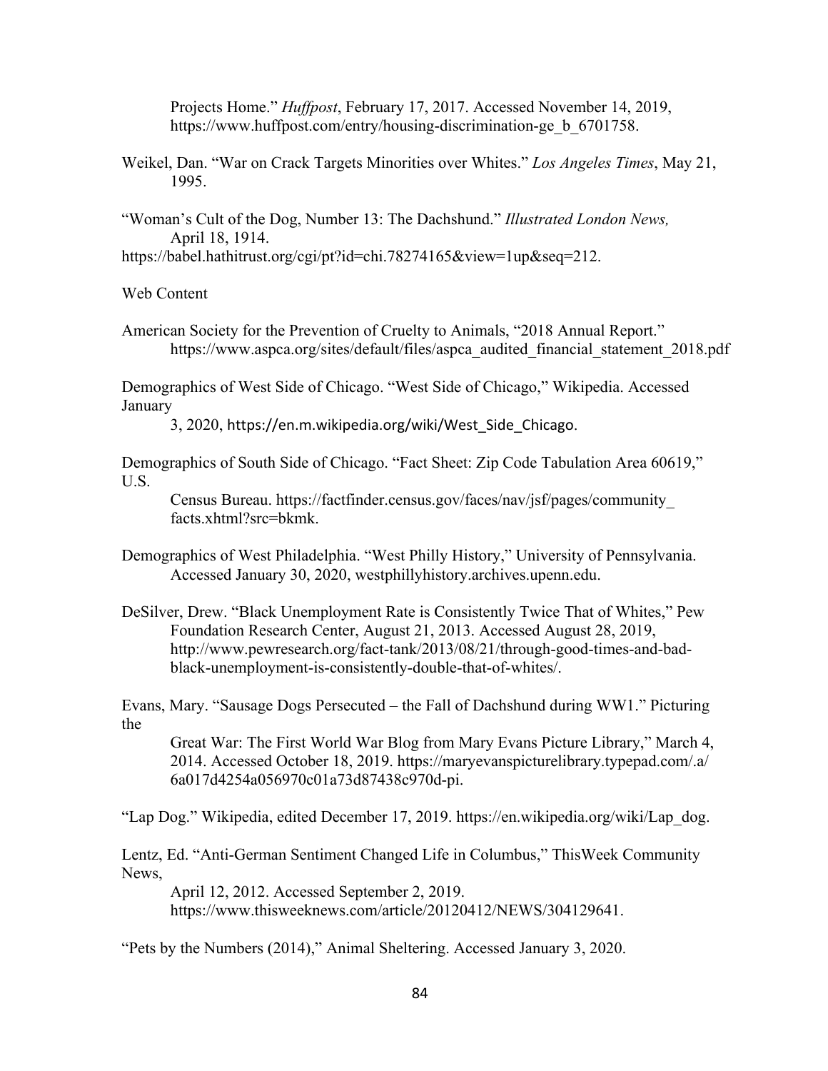Projects Home." *Huffpost*, February 17, 2017. Accessed November 14, 2019, https://www.huffpost.com/entry/housing-discrimination-ge_b_6701758.

Weikel, Dan. "War on Crack Targets Minorities over Whites." *Los Angeles Times*, May 21, 1995.

"Woman's Cult of the Dog, Number 13: The Dachshund." *Illustrated London News,* April 18, 1914. https://babel.hathitrust.org/cgi/pt?id=chi.78274165&view=1up&seq=212.

Web Content

American Society for the Prevention of Cruelty to Animals, "2018 Annual Report." https://www.aspca.org/sites/default/files/aspca_audited_financial_statement_2018.pdf

Demographics of West Side of Chicago. "West Side of Chicago," Wikipedia. Accessed January 3, 2020, https://en.m.wikipedia.org/wiki/West_Side_Chicago.

Demographics of South Side of Chicago. "Fact Sheet: Zip Code Tabulation Area 60619," U.S. Census Bureau. https://factfinder.census.gov/faces/nav/jsf/pages/community_facts.xhtml?src=bkmk.

Demographics of West Philadelphia. "West Philly History," University of Pennsylvania. Accessed January 30, 2020, westphillyhistory.archives.upenn.edu.

DeSilver, Drew. "Black Unemployment Rate is Consistently Twice That of Whites," Pew Foundation Research Center, August 21, 2013. Accessed August 28, 2019, http://www.pewresearch.org/fact-tank/2013/08/21/through-good-times-and-bad-black-unemployment-is-consistently-double-that-of-whites/.

Evans, Mary. "Sausage Dogs Persecuted – the Fall of Dachshund during WW1." Picturing the Great War: The First World War Blog from Mary Evans Picture Library," March 4, 2014. Accessed October 18, 2019. https://maryevanspicturelibrary.typepad.com/.a/6a017d4254a056970c01a73d87438c970d-pi.

"Lap Dog." Wikipedia, edited December 17, 2019. https://en.wikipedia.org/wiki/Lap_dog.

Lentz, Ed. "Anti-German Sentiment Changed Life in Columbus," ThisWeek Community News, April 12, 2012. Accessed September 2, 2019. https://www.thisweeknews.com/article/20120412/NEWS/304129641.

"Pets by the Numbers (2014)," Animal Sheltering. Accessed January 3, 2020.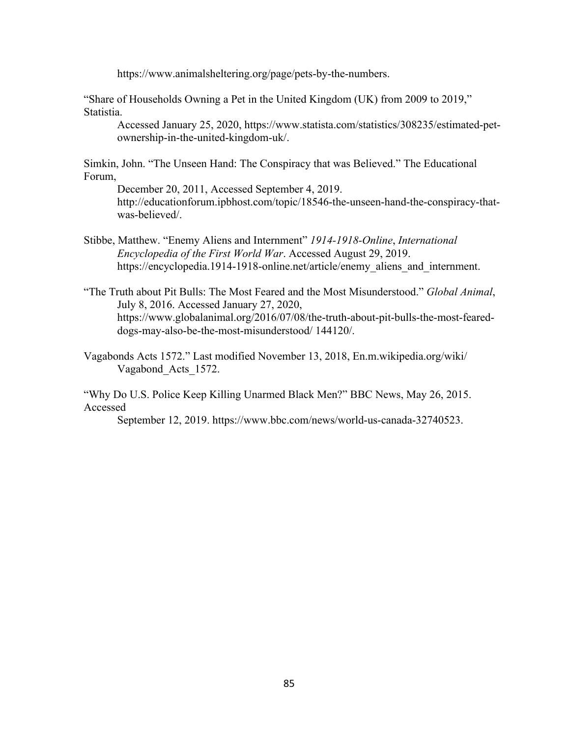https://www.animalsheltering.org/page/pets-by-the-numbers.

"Share of Households Owning a Pet in the United Kingdom (UK) from 2009 to 2019," Statistia.
Accessed January 25, 2020, https://www.statista.com/statistics/308235/estimated-pet-ownership-in-the-united-kingdom-uk/.

Simkin, John. "The Unseen Hand: The Conspiracy that was Believed." The Educational Forum,
December 20, 2011, Accessed September 4, 2019.
http://educationforum.ipbhost.com/topic/18546-the-unseen-hand-the-conspiracy-that-was-believed/.

Stibbe, Matthew. "Enemy Aliens and Internment" *1914-1918-Online*, *International Encyclopedia of the First World War*. Accessed August 29, 2019.
https://encyclopedia.1914-1918-online.net/article/enemy_aliens_and_internment.

"The Truth about Pit Bulls: The Most Feared and the Most Misunderstood." *Global Animal*, July 8, 2016. Accessed January 27, 2020,
https://www.globalanimal.org/2016/07/08/the-truth-about-pit-bulls-the-most-feared-dogs-may-also-be-the-most-misunderstood/ 144120/.

Vagabonds Acts 1572." Last modified November 13, 2018, En.m.wikipedia.org/wiki/ Vagabond_Acts_1572.

"Why Do U.S. Police Keep Killing Unarmed Black Men?" BBC News, May 26, 2015. Accessed
September 12, 2019. https://www.bbc.com/news/world-us-canada-32740523.